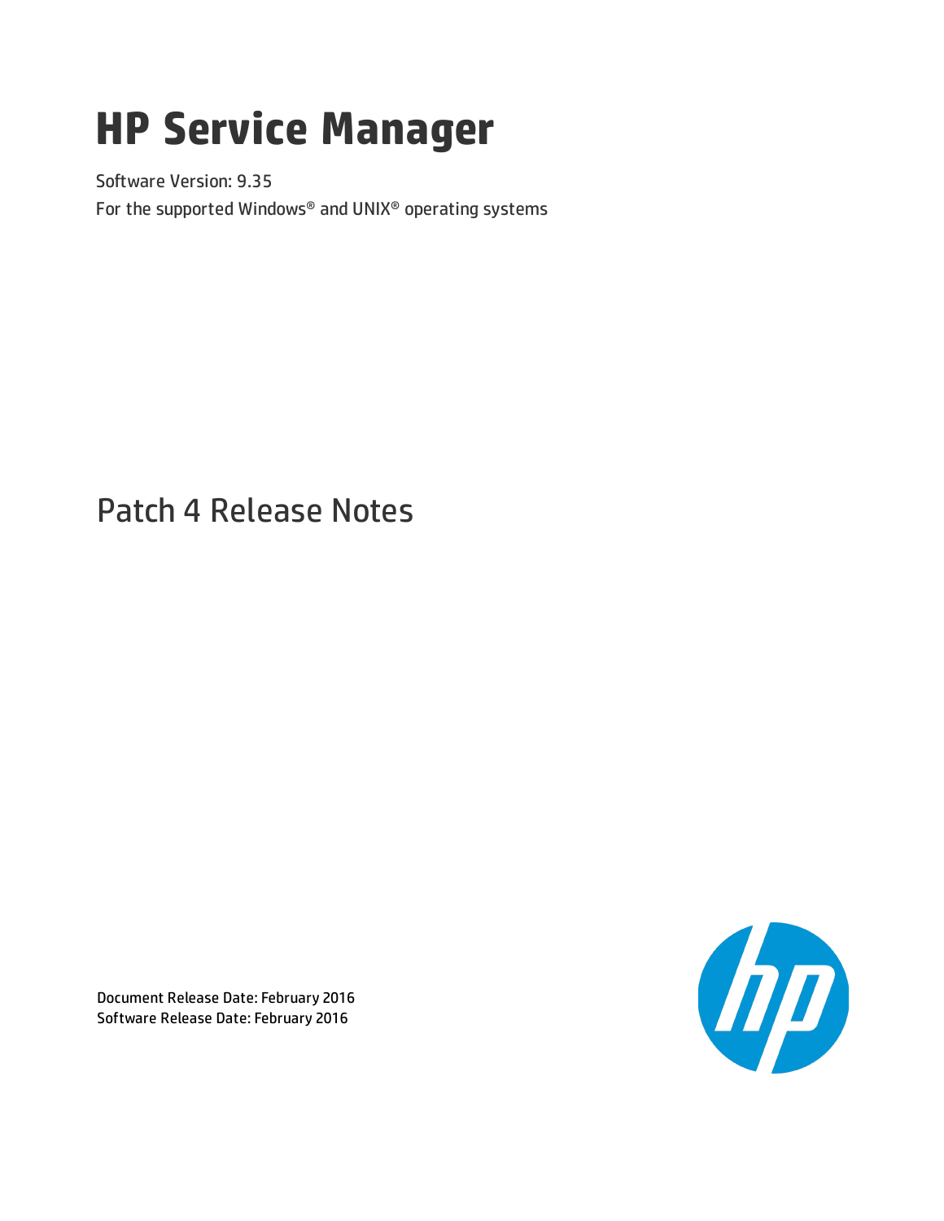# HP Service Manager

Software Version: 9.35

For the supported Windows® and UNIX® operating systems

## Patch 4 Release Notes

Document Release Date: February 2016

Software Release Date: February 2016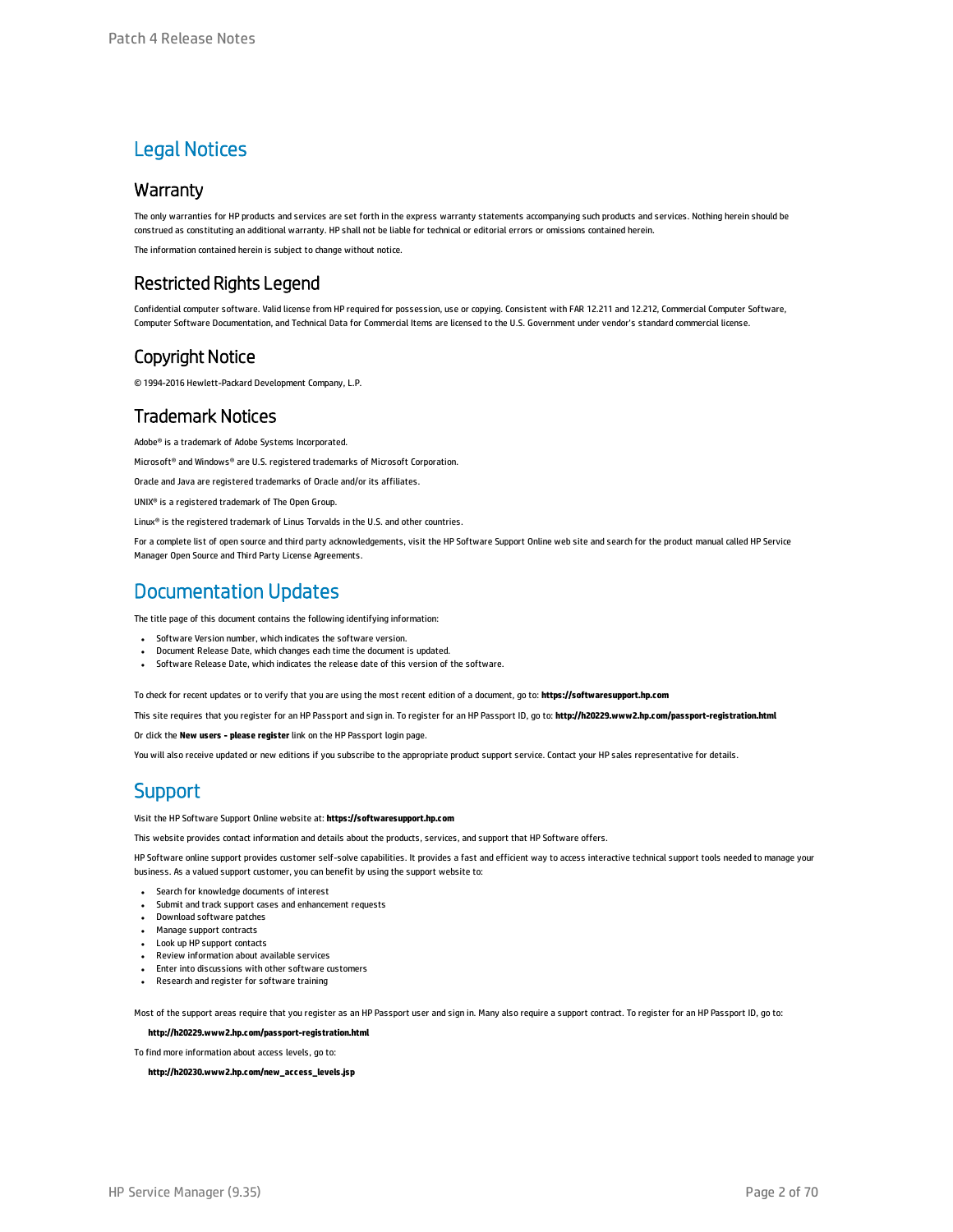# Legal Notices

## Warranty

The only warranties for HP products and services are set forth in the express warranty statements accompanying such products and services. Nothing herein should be construed as constituting an additional warranty. HP shall not be liable for technical or editorial errors or omissions contained herein.

The information contained herein is subject to change without notice.

## Restricted Rights Legend

Confidential computer software. Valid license from HP required for possession, use or copying. Consistent with FAR 12.211 and 12.212, Commercial Computer Software, Computer Software Documentation, and Technical Data for Commercial Items are licensed to the U.S. Government under vendor's standard commercial license.

## Copyright Notice

© 1994-2016 Hewlett-Packard Development Company, L.P.

## Trademark Notices

Adobe® is a trademark of Adobe Systems Incorporated.

Microsoft® and Windows® are U.S. registered trademarks of Microsoft Corporation.

Oracle and Java are registered trademarks of Oracle and/or its affiliates.

UNIX® is a registered trademark of The Open Group.

Linux® is the registered trademark of Linus Torvalds in the U.S. and other countries.

For a complete list of open source and third party acknowledgements, visit the HP Software Support Online web site and search for the product manual called HP Service Manager Open Source and Third Party License Agreements.

# Documentation Updates

The title page of this document contains the following identifying information:

- Software Version number, which indicates the software version.
- Document Release Date, which changes each time the document is updated.
- Software Release Date, which indicates the release date of this version of the software.

To check for recent updates or to verify that you are using the most recent edition of a document, go to: **https://softwaresupport.hp.com**

This site requires that you register for an HP Passport and sign in. To register for an HP Passport ID, go to: **http://h20229.www2.hp.com/passport-registration.html**

Or click the **New users - please register** link on the HP Passport login page.

You will also receive updated or new editions if you subscribe to the appropriate product support service. Contact your HP sales representative for details.

# Support

Visit the HP Software Support Online website at: **https://softwaresupport.hp.com**

This website provides contact information and details about the products, services, and support that HP Software offers.

HP Software online support provides customer self-solve capabilities. It provides a fast and efficient way to access interactive technical support tools needed to manage your business. As a valued support customer, you can benefit by using the support website to:

- Search for knowledge documents of interest
- Submit and track support cases and enhancement requests
- Download software patches
- Manage support contracts
- Look up HP support contacts
- Review information about available services
- Enter into discussions with other software customers
- Research and register for software training

Most of the support areas require that you register as an HP Passport user and sign in. Many also require a support contract. To register for an HP Passport ID, go to:

**http://h20229.www2.hp.com/passport-registration.html**

To find more information about access levels, go to:

**http://h20230.www2.hp.com/new_access_levels.jsp**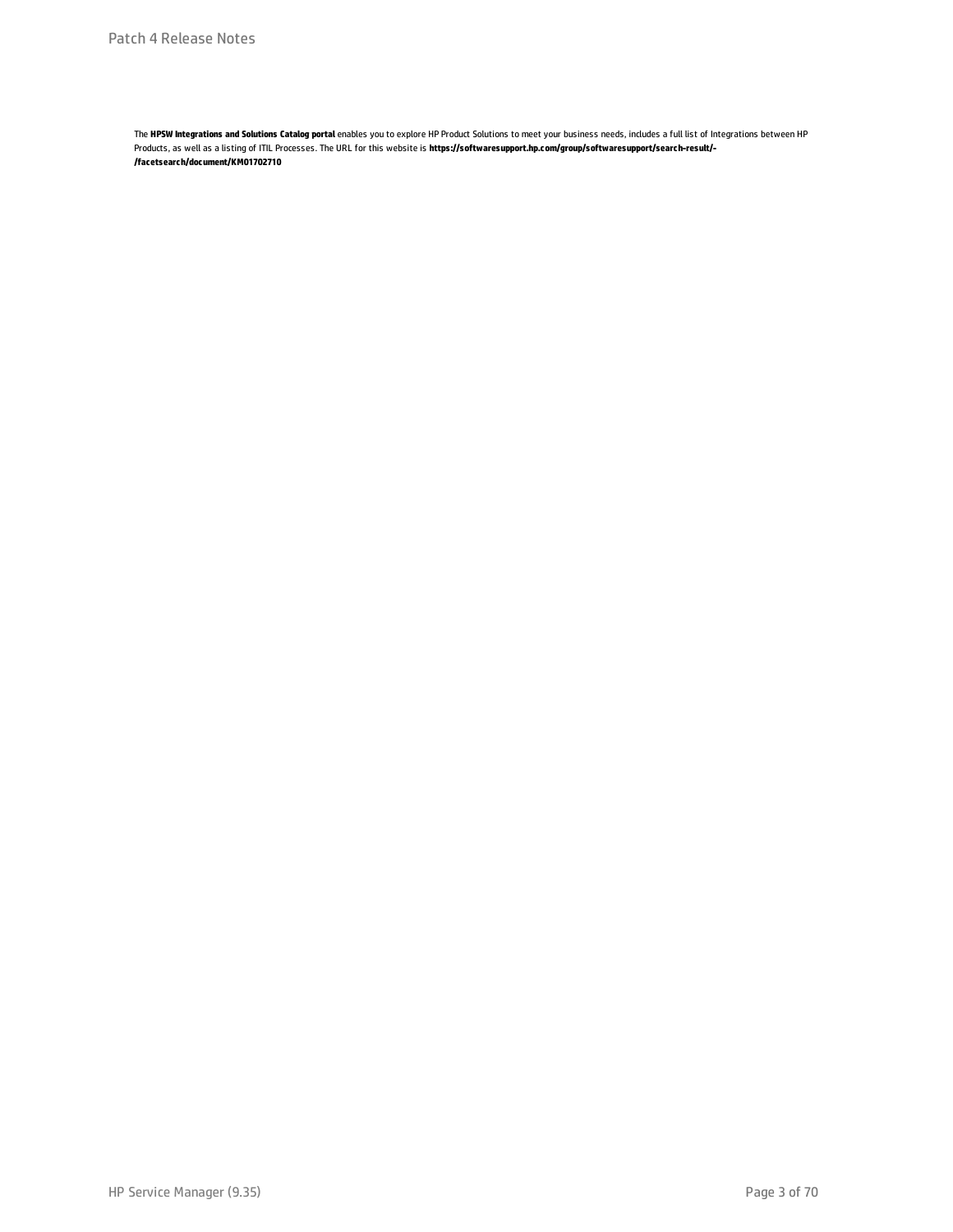The **HPSW Integrations and Solutions Catalog portal** enables you to explore HP Product Solutions to meet your business needs, includes a full list of Integrations between HP Products, as well as a listing of ITIL Processes. The URL for this website is **https://softwaresupport.hp.com/group/softwaresupport/search-result/-/facetsearch/document/KM01702710**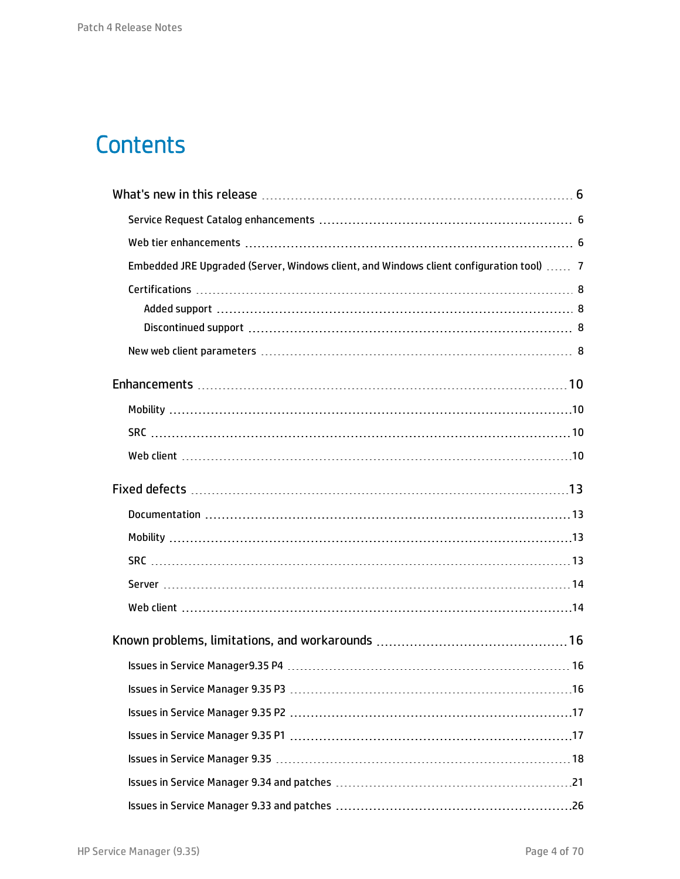# Contents

- What's new in this release 6
  - Service Request Catalog enhancements 6
  - Web tier enhancements 6
  - Embedded JRE Upgraded (Server, Windows client, and Windows client configuration tool) 7
  - Certifications 8
    - Added support 8
    - Discontinued support 8
  - New web client parameters 8
- Enhancements 10
  - Mobility 10
  - SRC 10
  - Web client 10
- Fixed defects 13
  - Documentation 13
  - Mobility 13
  - SRC 13
  - Server 14
  - Web client 14
- Known problems, limitations, and workarounds 16
  - Issues in Service Manager9.35 P4 16
  - Issues in Service Manager 9.35 P3 16
  - Issues in Service Manager 9.35 P2 17
  - Issues in Service Manager 9.35 P1 17
  - Issues in Service Manager 9.35 18
  - Issues in Service Manager 9.34 and patches 21
  - Issues in Service Manager 9.33 and patches 26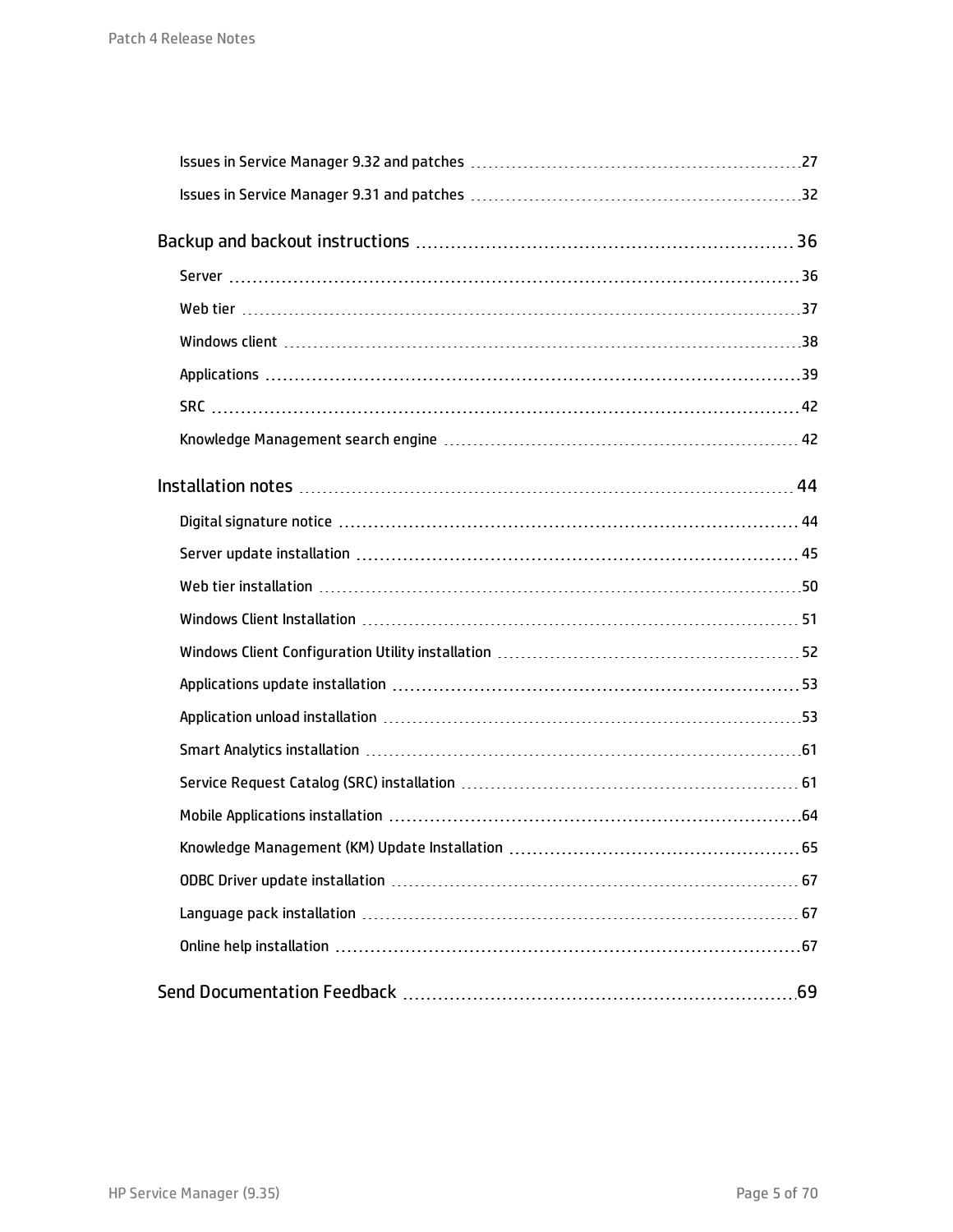- Issues in Service Manager 9.32 and patches 27
- Issues in Service Manager 9.31 and patches 32

Backup and backout instructions 36

- Server 36
- Web tier 37
- Windows client 38
- Applications 39
- SRC 42
- Knowledge Management search engine 42

Installation notes 44

- Digital signature notice 44
- Server update installation 45
- Web tier installation 50
- Windows Client Installation 51
- Windows Client Configuration Utility installation 52
- Applications update installation 53
- Application unload installation 53
- Smart Analytics installation 61
- Service Request Catalog (SRC) installation 61
- Mobile Applications installation 64
- Knowledge Management (KM) Update Installation 65
- ODBC Driver update installation 67
- Language pack installation 67
- Online help installation 67

Send Documentation Feedback 69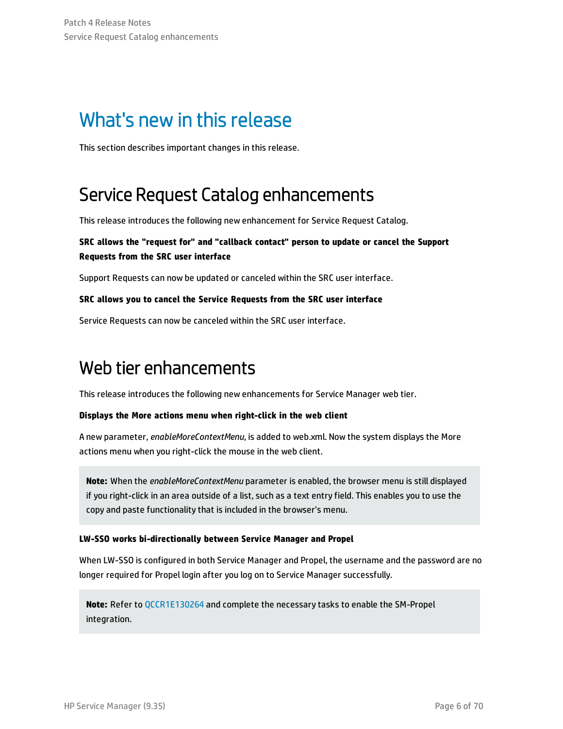# What's new in this release

This section describes important changes in this release.

## Service Request Catalog enhancements

This release introduces the following new enhancement for Service Request Catalog.

**SRC allows the "request for" and "callback contact" person to update or cancel the Support Requests from the SRC user interface**

Support Requests can now be updated or canceled within the SRC user interface.

**SRC allows you to cancel the Service Requests from the SRC user interface**

Service Requests can now be canceled within the SRC user interface.

## Web tier enhancements

This release introduces the following new enhancements for Service Manager web tier.

**Displays the More actions menu when right-click in the web client**

A new parameter, *enableMoreContextMenu*, is added to web.xml. Now the system displays the More actions menu when you right-click the mouse in the web client.

> **Note:** When the *enableMoreContextMenu* parameter is enabled, the browser menu is still displayed if you right-click in an area outside of a list, such as a text entry field. This enables you to use the copy and paste functionality that is included in the browser's menu.

**LW-SSO works bi-directionally between Service Manager and Propel**

When LW-SSO is configured in both Service Manager and Propel, the username and the password are no longer required for Propel login after you log on to Service Manager successfully.

> **Note:** Refer to QCCR1E130264 and complete the necessary tasks to enable the SM-Propel integration.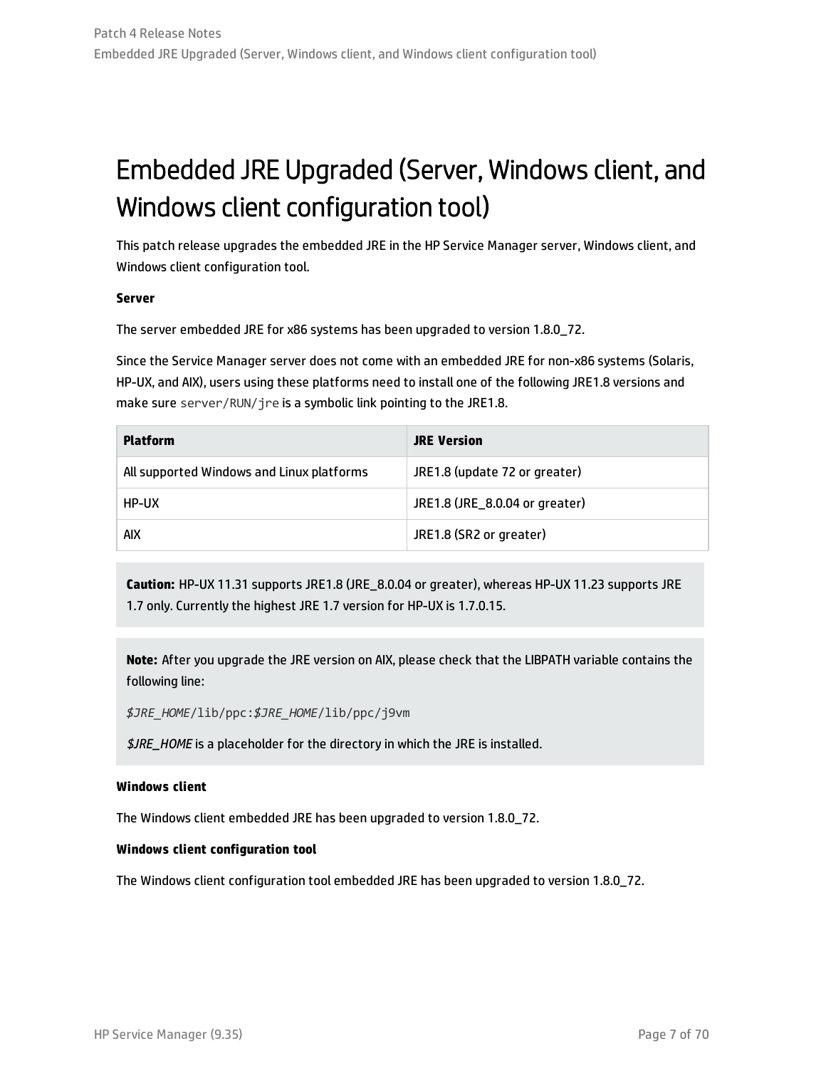# Embedded JRE Upgraded (Server, Windows client, and Windows client configuration tool)

This patch release upgrades the embedded JRE in the HP Service Manager server, Windows client, and Windows client configuration tool.

**Server**

The server embedded JRE for x86 systems has been upgraded to version 1.8.0_72.

Since the Service Manager server does not come with an embedded JRE for non-x86 systems (Solaris, HP-UX, and AIX), users using these platforms need to install one of the following JRE1.8 versions and make sure `server/RUN/jre` is a symbolic link pointing to the JRE1.8.

| Platform | JRE Version |
|---|---|
| All supported Windows and Linux platforms | JRE1.8 (update 72 or greater) |
| HP-UX | JRE1.8 (JRE_8.0.04 or greater) |
| AIX | JRE1.8 (SR2 or greater) |

> **Caution:** HP-UX 11.31 supports JRE1.8 (JRE_8.0.04 or greater), whereas HP-UX 11.23 supports JRE 1.7 only. Currently the highest JRE 1.7 version for HP-UX is 1.7.0.15.

> **Note:** After you upgrade the JRE version on AIX, please check that the LIBPATH variable contains the following line:
>
> *$JRE_HOME*/lib/ppc:*$JRE_HOME*/lib/ppc/j9vm
>
> *$JRE_HOME* is a placeholder for the directory in which the JRE is installed.

**Windows client**

The Windows client embedded JRE has been upgraded to version 1.8.0_72.

**Windows client configuration tool**

The Windows client configuration tool embedded JRE has been upgraded to version 1.8.0_72.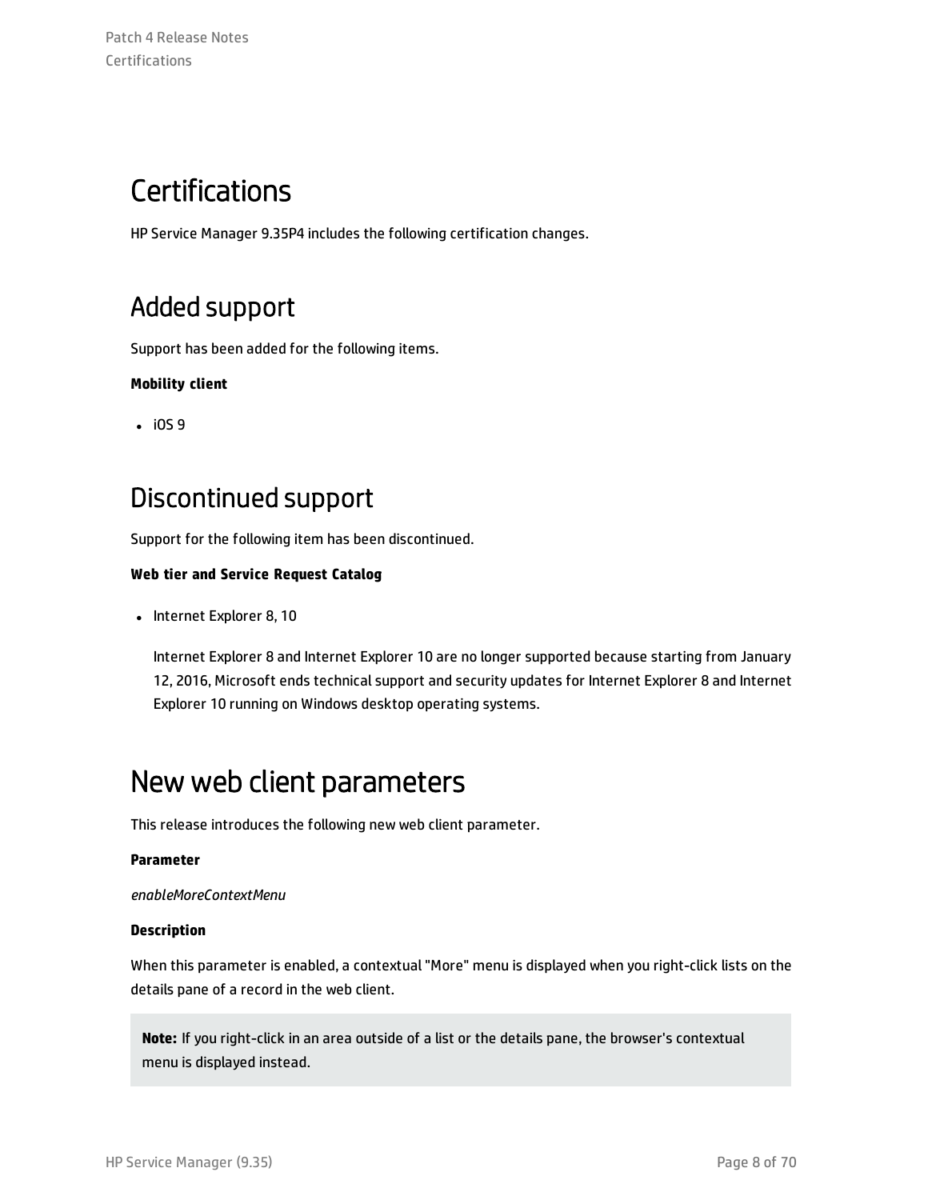# Certifications

HP Service Manager 9.35P4 includes the following certification changes.

## Added support

Support has been added for the following items.

**Mobility client**

- iOS 9

## Discontinued support

Support for the following item has been discontinued.

**Web tier and Service Request Catalog**

- Internet Explorer 8, 10

  Internet Explorer 8 and Internet Explorer 10 are no longer supported because starting from January 12, 2016, Microsoft ends technical support and security updates for Internet Explorer 8 and Internet Explorer 10 running on Windows desktop operating systems.

# New web client parameters

This release introduces the following new web client parameter.

**Parameter**

*enableMoreContextMenu*

**Description**

When this parameter is enabled, a contextual "More" menu is displayed when you right-click lists on the details pane of a record in the web client.

> **Note:** If you right-click in an area outside of a list or the details pane, the browser's contextual menu is displayed instead.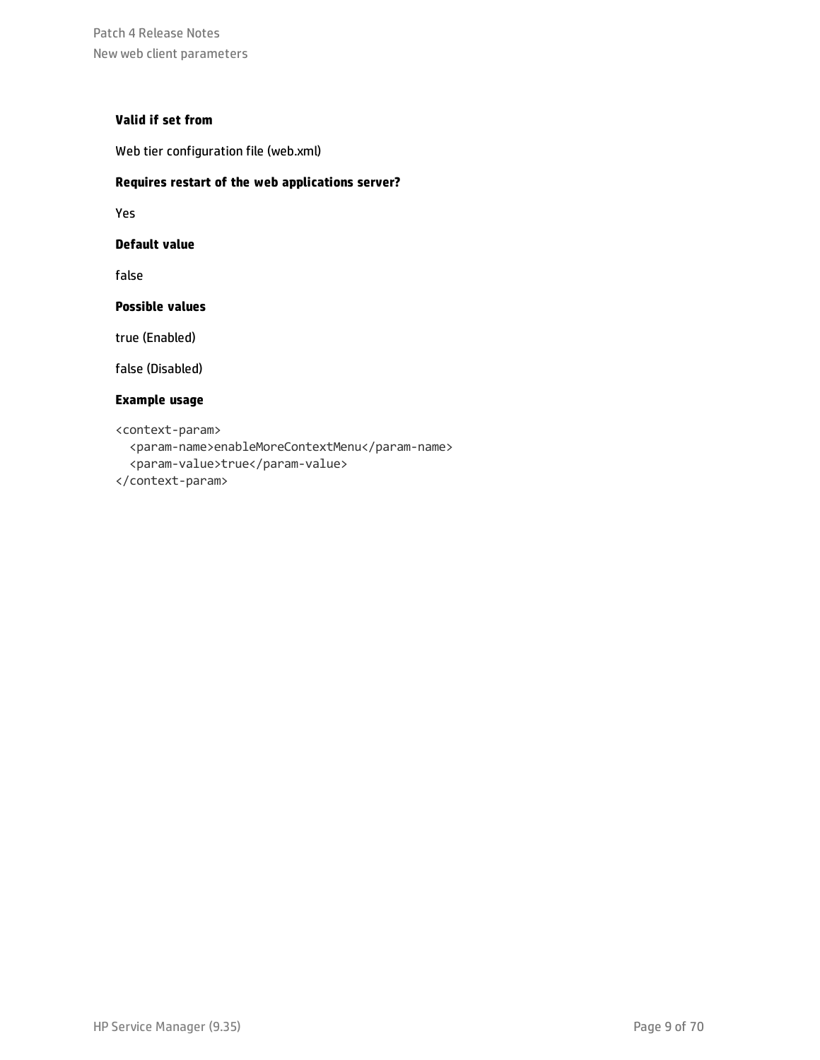**Valid if set from**

Web tier configuration file (web.xml)

**Requires restart of the web applications server?**

Yes

**Default value**

false

**Possible values**

true (Enabled)

false (Disabled)

**Example usage**

```
<context-param>
  <param-name>enableMoreContextMenu</param-name>
  <param-value>true</param-value>
</context-param>
```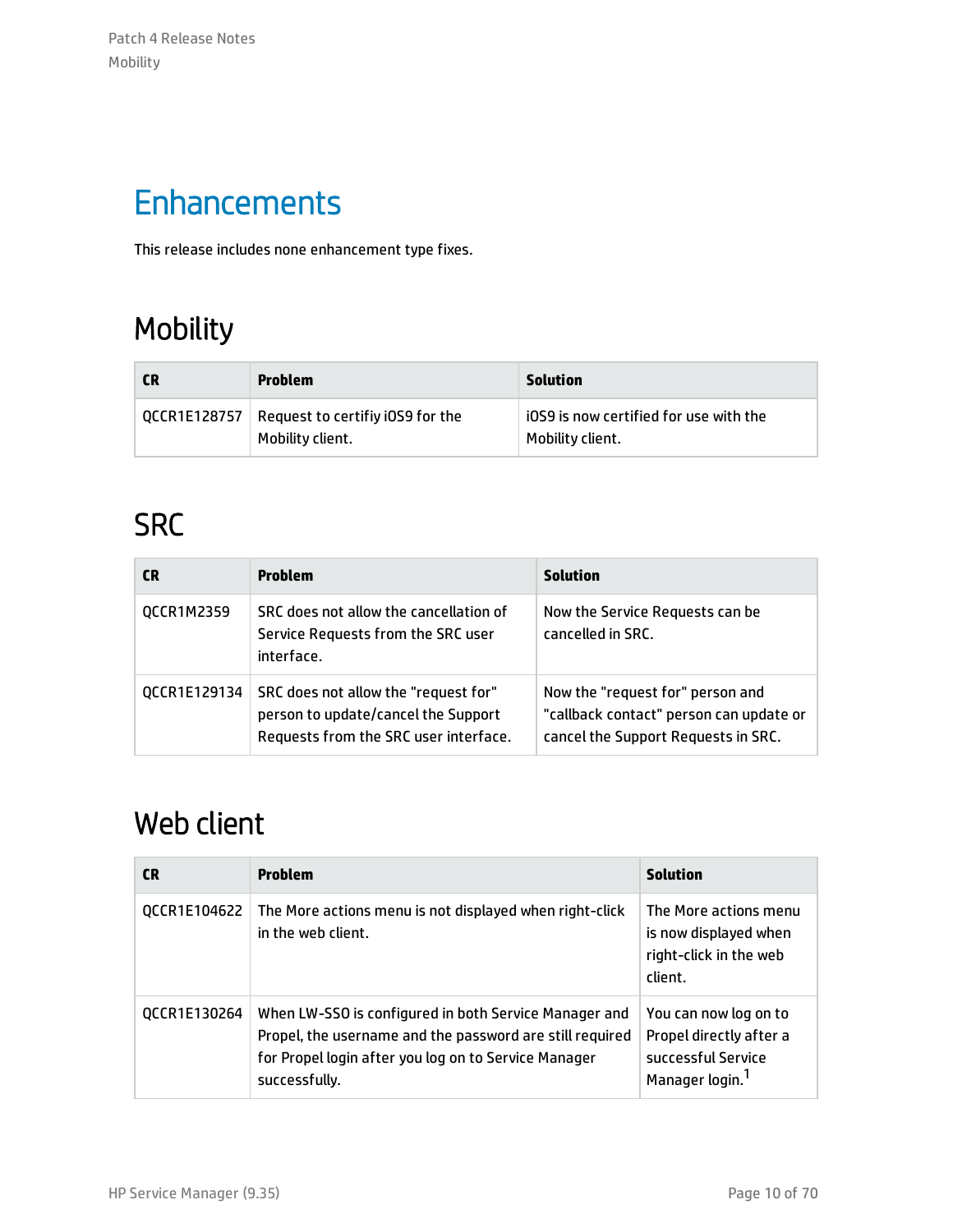# Enhancements

This release includes none enhancement type fixes.

## Mobility

| CR | Problem | Solution |
|---|---|---|
| QCCR1E128757 | Request to certifiy iOS9 for the Mobility client. | iOS9 is now certified for use with the Mobility client. |

## SRC

| CR | Problem | Solution |
|---|---|---|
| QCCR1M2359 | SRC does not allow the cancellation of Service Requests from the SRC user interface. | Now the Service Requests can be cancelled in SRC. |
| QCCR1E129134 | SRC does not allow the "request for" person to update/cancel the Support Requests from the SRC user interface. | Now the "request for" person and "callback contact" person can update or cancel the Support Requests in SRC. |

## Web client

| CR | Problem | Solution |
|---|---|---|
| QCCR1E104622 | The More actions menu is not displayed when right-click in the web client. | The More actions menu is now displayed when right-click in the web client. |
| QCCR1E130264 | When LW-SSO is configured in both Service Manager and Propel, the username and the password are still required for Propel login after you log on to Service Manager successfully. | You can now log on to Propel directly after a successful Service Manager login.[1] |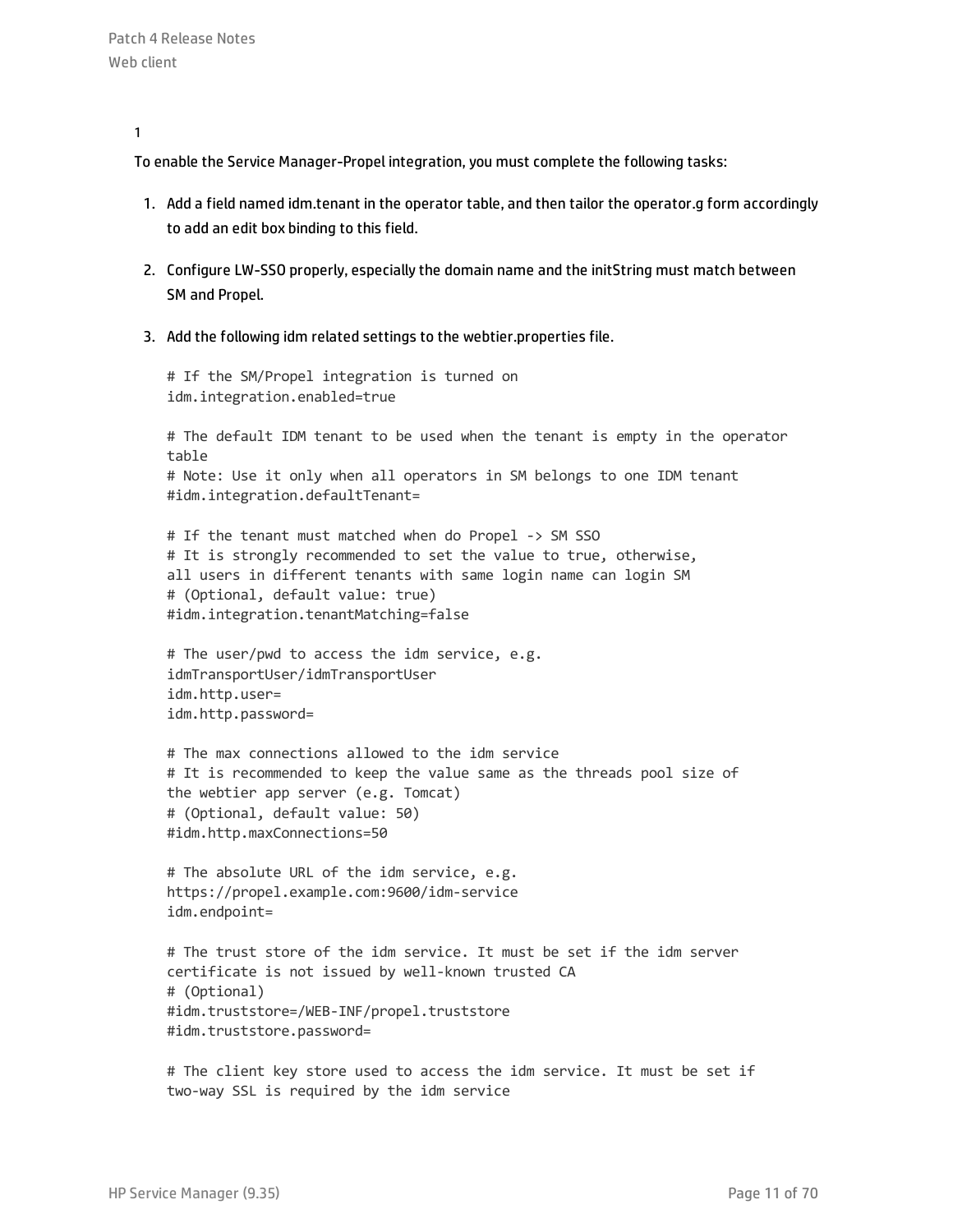1

To enable the Service Manager-Propel integration, you must complete the following tasks:

1. Add a field named idm.tenant in the operator table, and then tailor the operator.g form accordingly to add an edit box binding to this field.

2. Configure LW-SSO properly, especially the domain name and the initString must match between SM and Propel.

3. Add the following idm related settings to the webtier.properties file.

```
# If the SM/Propel integration is turned on
idm.integration.enabled=true

# The default IDM tenant to be used when the tenant is empty in the operator
table
# Note: Use it only when all operators in SM belongs to one IDM tenant
#idm.integration.defaultTenant=

# If the tenant must matched when do Propel -> SM SSO
# It is strongly recommended to set the value to true, otherwise,
all users in different tenants with same login name can login SM
# (Optional, default value: true)
#idm.integration.tenantMatching=false

# The user/pwd to access the idm service, e.g.
idmTransportUser/idmTransportUser
idm.http.user=
idm.http.password=

# The max connections allowed to the idm service
# It is recommended to keep the value same as the threads pool size of
the webtier app server (e.g. Tomcat)
# (Optional, default value: 50)
#idm.http.maxConnections=50

# The absolute URL of the idm service, e.g.
https://propel.example.com:9600/idm-service
idm.endpoint=

# The trust store of the idm service. It must be set if the idm server
certificate is not issued by well-known trusted CA
# (Optional)
#idm.truststore=/WEB-INF/propel.truststore
#idm.truststore.password=

# The client key store used to access the idm service. It must be set if
two-way SSL is required by the idm service
```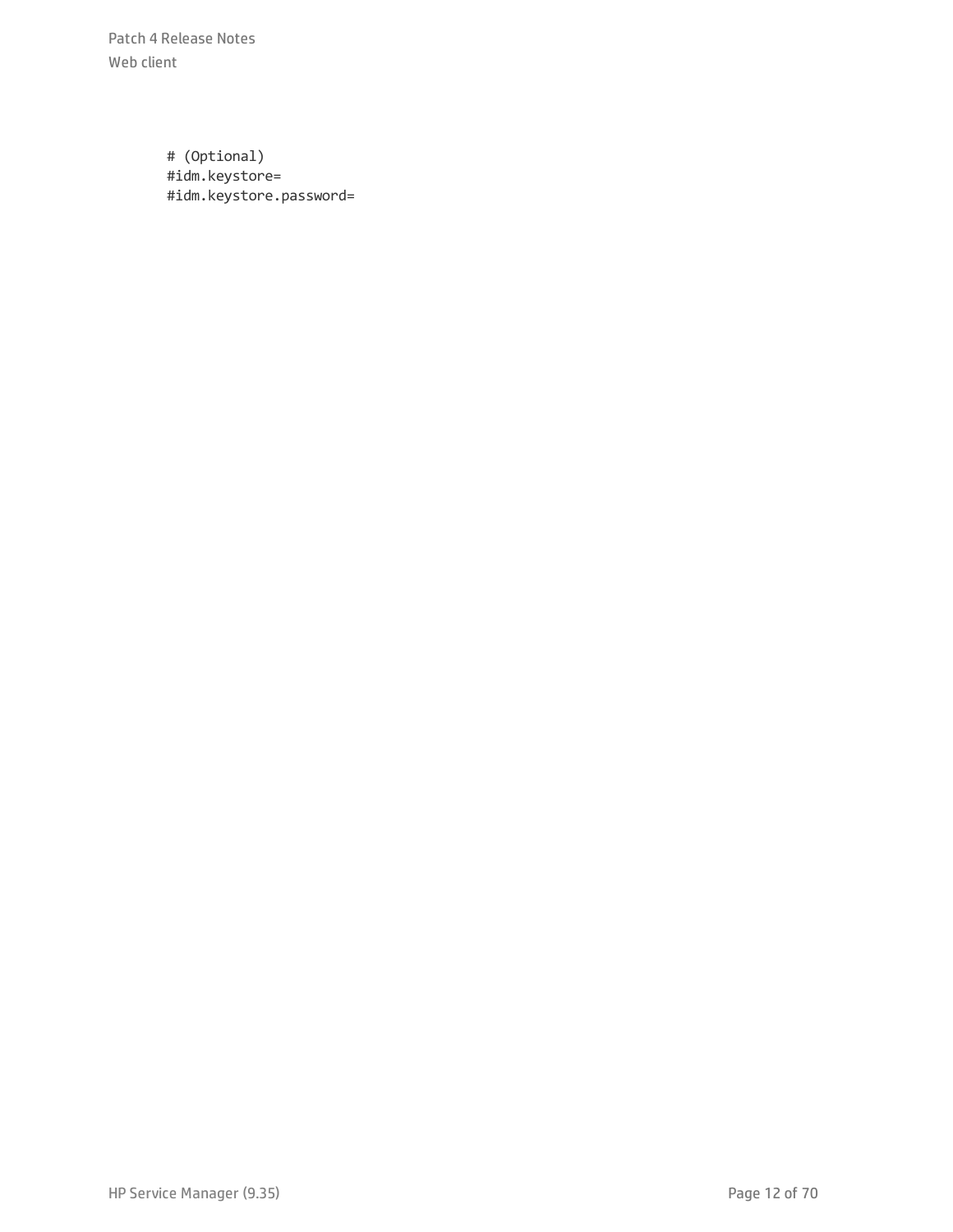```
# (Optional)
#idm.keystore=
#idm.keystore.password=
```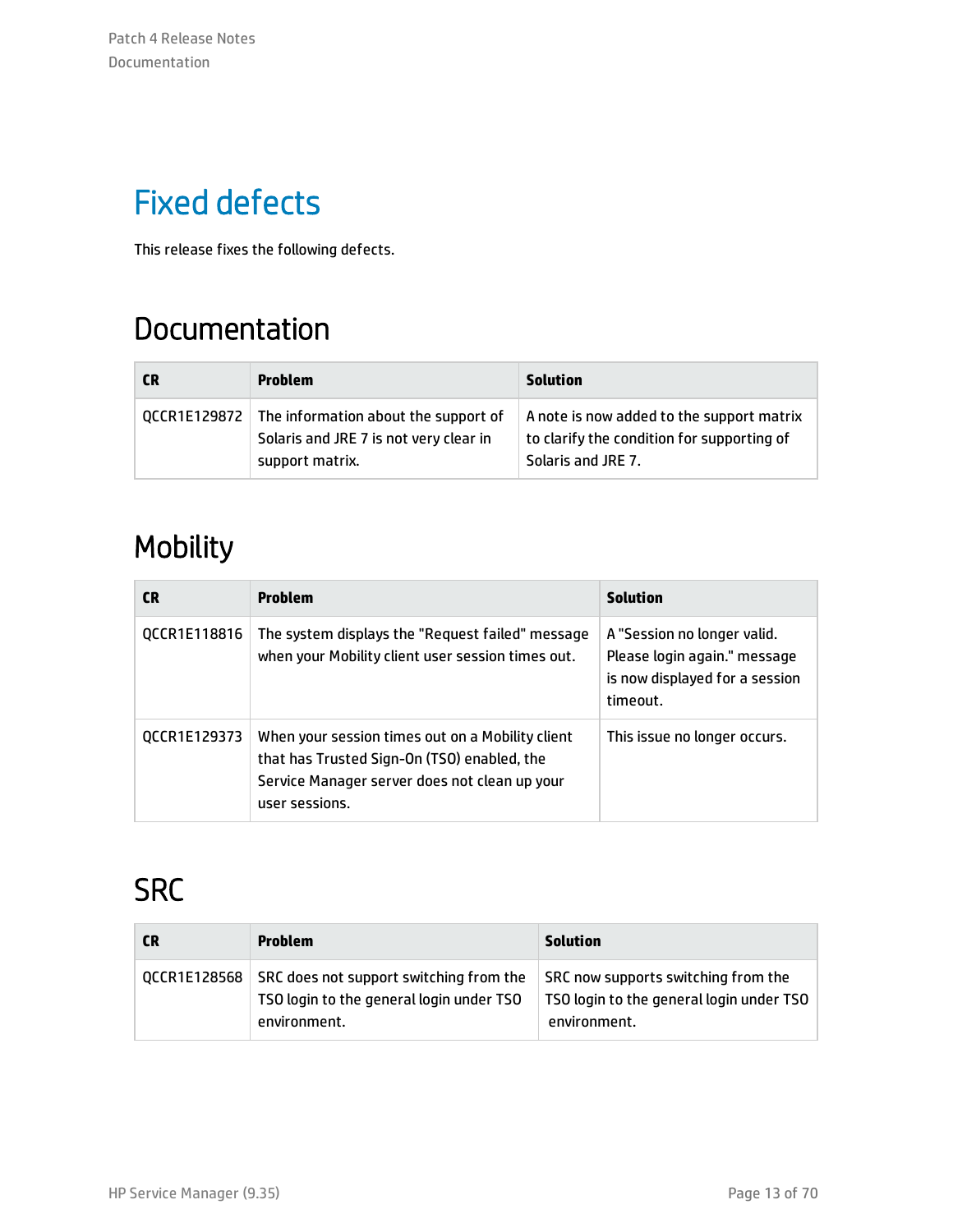# Fixed defects

This release fixes the following defects.

## Documentation

| CR | Problem | Solution |
|---|---|---|
| QCCR1E129872 | The information about the support of Solaris and JRE 7 is not very clear in support matrix. | A note is now added to the support matrix to clarify the condition for supporting of Solaris and JRE 7. |

## Mobility

| CR | Problem | Solution |
|---|---|---|
| QCCR1E118816 | The system displays the "Request failed" message when your Mobility client user session times out. | A "Session no longer valid. Please login again." message is now displayed for a session timeout. |
| QCCR1E129373 | When your session times out on a Mobility client that has Trusted Sign-On (TSO) enabled, the Service Manager server does not clean up your user sessions. | This issue no longer occurs. |

## SRC

| CR | Problem | Solution |
|---|---|---|
| QCCR1E128568 | SRC does not support switching from the TSO login to the general login under TSO environment. | SRC now supports switching from the TSO login to the general login under TSO environment. |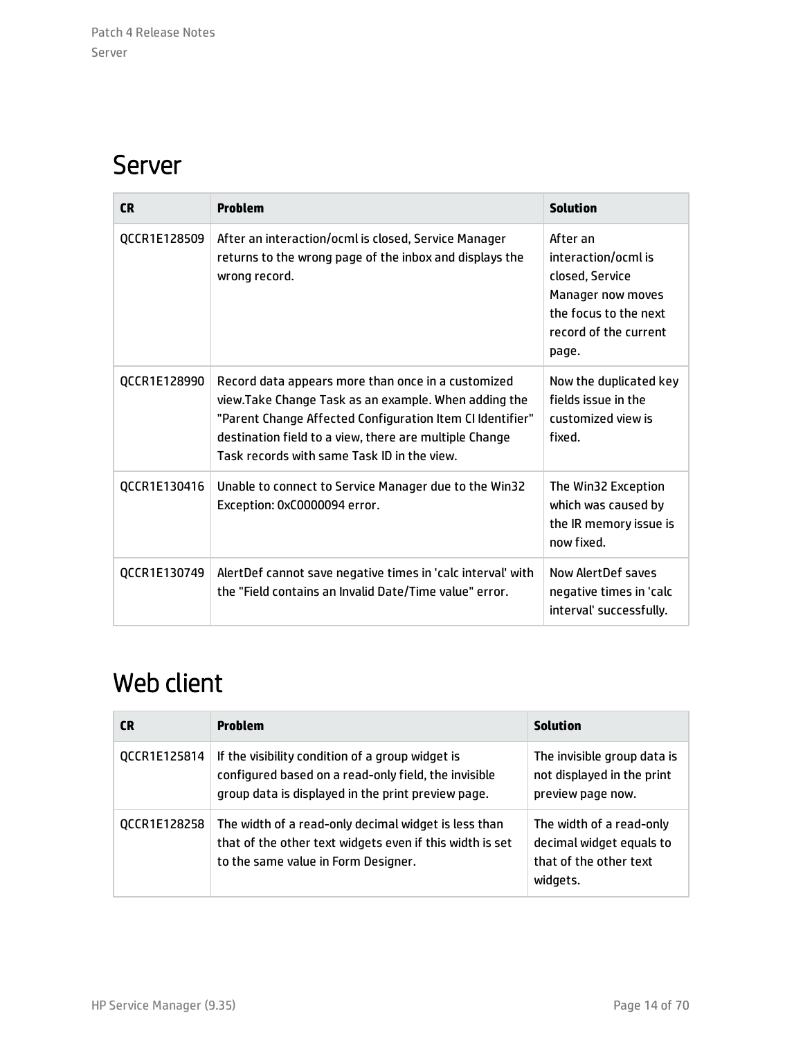# Server

| CR | Problem | Solution |
| --- | --- | --- |
| QCCR1E128509 | After an interaction/ocml is closed, Service Manager returns to the wrong page of the inbox and displays the wrong record. | After an interaction/ocml is closed, Service Manager now moves the focus to the next record of the current page. |
| QCCR1E128990 | Record data appears more than once in a customized view.Take Change Task as an example. When adding the "Parent Change Affected Configuration Item CI Identifier" destination field to a view, there are multiple Change Task records with same Task ID in the view. | Now the duplicated key fields issue in the customized view is fixed. |
| QCCR1E130416 | Unable to connect to Service Manager due to the Win32 Exception: 0xC0000094 error. | The Win32 Exception which was caused by the IR memory issue is now fixed. |
| QCCR1E130749 | AlertDef cannot save negative times in 'calc interval' with the "Field contains an Invalid Date/Time value" error. | Now AlertDef saves negative times in 'calc interval' successfully. |

# Web client

| CR | Problem | Solution |
| --- | --- | --- |
| QCCR1E125814 | If the visibility condition of a group widget is configured based on a read-only field, the invisible group data is displayed in the print preview page. | The invisible group data is not displayed in the print preview page now. |
| QCCR1E128258 | The width of a read-only decimal widget is less than that of the other text widgets even if this width is set to the same value in Form Designer. | The width of a read-only decimal widget equals to that of the other text widgets. |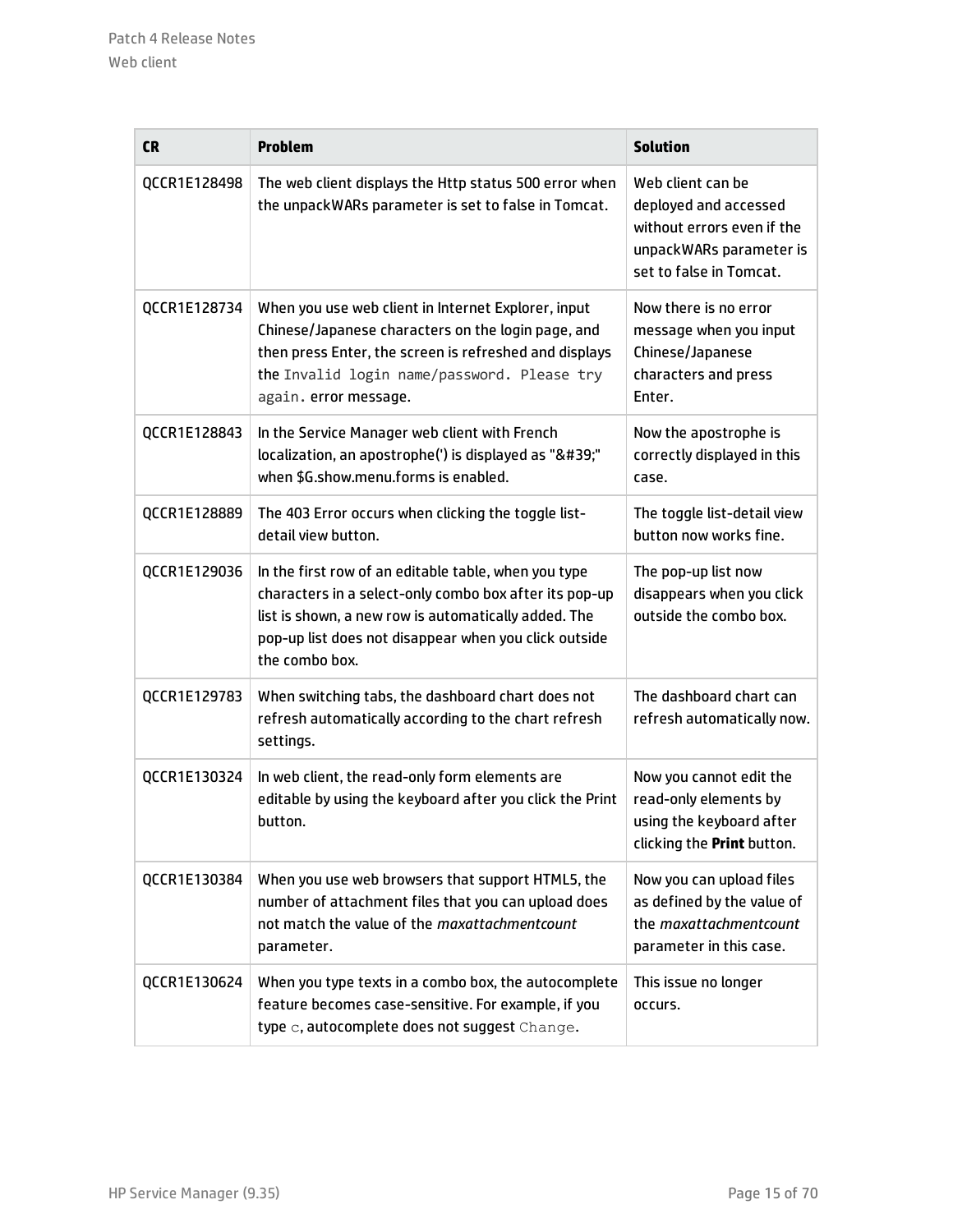| CR | Problem | Solution |
| --- | --- | --- |
| QCCR1E128498 | The web client displays the Http status 500 error when the unpackWARs parameter is set to false in Tomcat. | Web client can be deployed and accessed without errors even if the unpackWARs parameter is set to false in Tomcat. |
| QCCR1E128734 | When you use web client in Internet Explorer, input Chinese/Japanese characters on the login page, and then press Enter, the screen is refreshed and displays the `Invalid login name/password. Please try again.` error message. | Now there is no error message when you input Chinese/Japanese characters and press Enter. |
| QCCR1E128843 | In the Service Manager web client with French localization, an apostrophe(') is displayed as "&#39;" when $G.show.menu.forms is enabled. | Now the apostrophe is correctly displayed in this case. |
| QCCR1E128889 | The 403 Error occurs when clicking the toggle list-detail view button. | The toggle list-detail view button now works fine. |
| QCCR1E129036 | In the first row of an editable table, when you type characters in a select-only combo box after its pop-up list is shown, a new row is automatically added. The pop-up list does not disappear when you click outside the combo box. | The pop-up list now disappears when you click outside the combo box. |
| QCCR1E129783 | When switching tabs, the dashboard chart does not refresh automatically according to the chart refresh settings. | The dashboard chart can refresh automatically now. |
| QCCR1E130324 | In web client, the read-only form elements are editable by using the keyboard after you click the Print button. | Now you cannot edit the read-only elements by using the keyboard after clicking the **Print** button. |
| QCCR1E130384 | When you use web browsers that support HTML5, the number of attachment files that you can upload does not match the value of the *maxattachmentcount* parameter. | Now you can upload files as defined by the value of the *maxattachmentcount* parameter in this case. |
| QCCR1E130624 | When you type texts in a combo box, the autocomplete feature becomes case-sensitive. For example, if you type `c`, autocomplete does not suggest `Change`. | This issue no longer occurs. |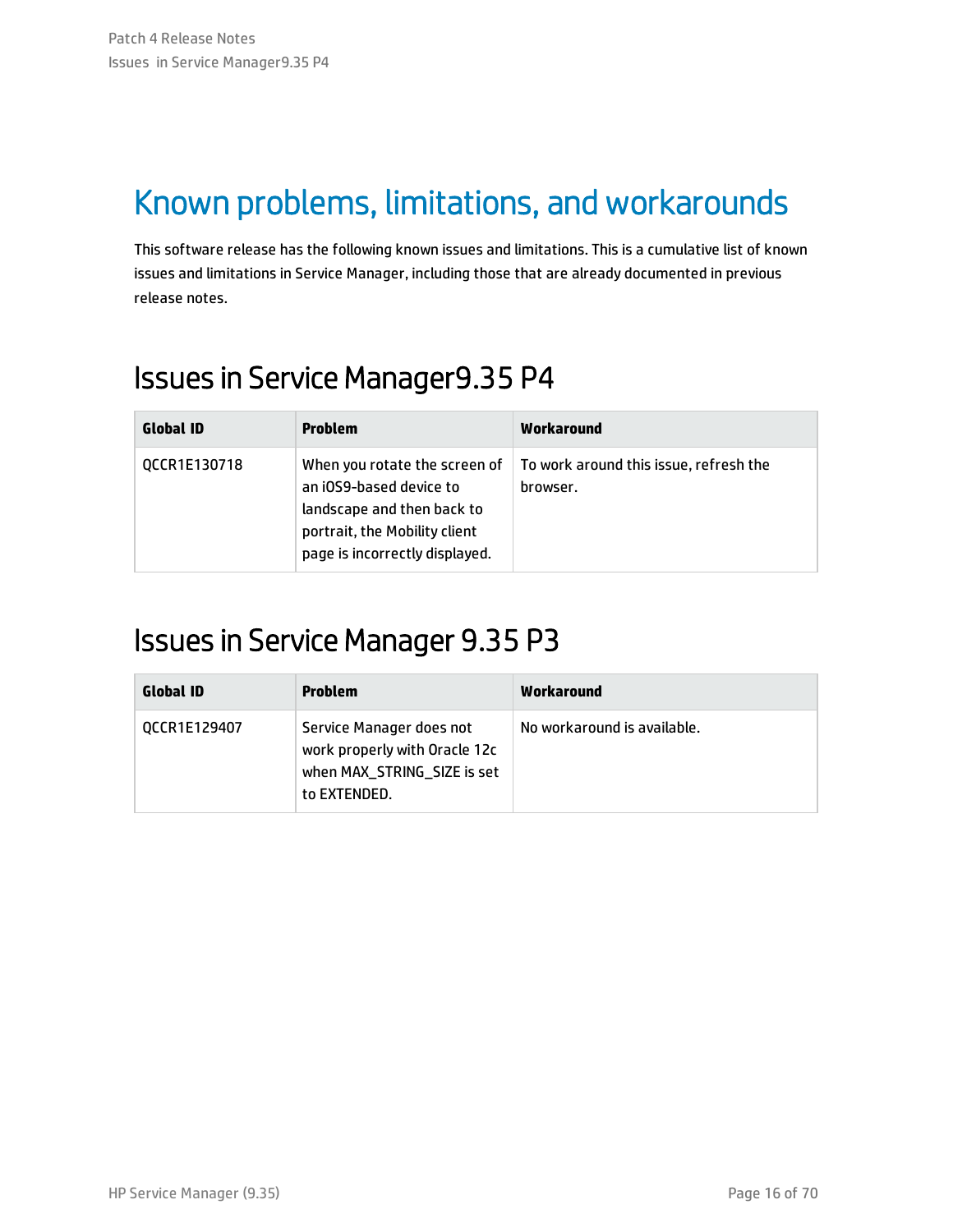# Known problems, limitations, and workarounds

This software release has the following known issues and limitations. This is a cumulative list of known issues and limitations in Service Manager, including those that are already documented in previous release notes.

## Issues in Service Manager9.35 P4

| Global ID | Problem | Workaround |
| --- | --- | --- |
| QCCR1E130718 | When you rotate the screen of an iOS9-based device to landscape and then back to portrait, the Mobility client page is incorrectly displayed. | To work around this issue, refresh the browser. |

## Issues in Service Manager 9.35 P3

| Global ID | Problem | Workaround |
| --- | --- | --- |
| QCCR1E129407 | Service Manager does not work properly with Oracle 12c when MAX_STRING_SIZE is set to EXTENDED. | No workaround is available. |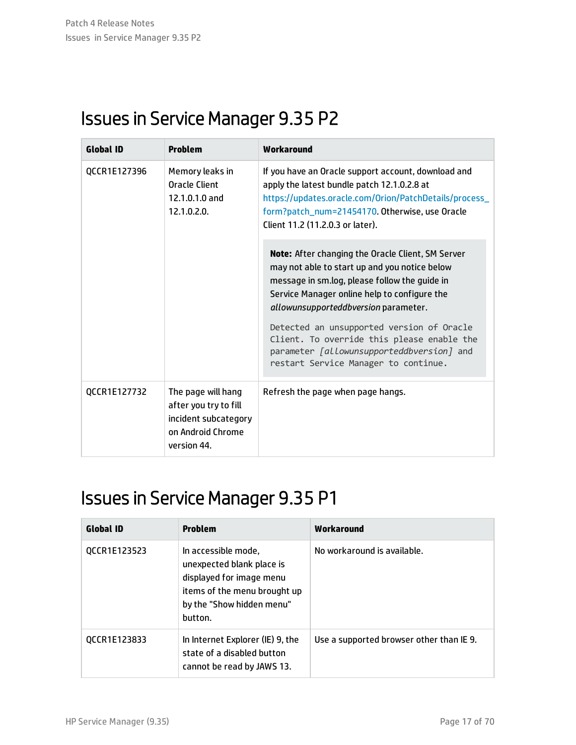# Issues in Service Manager 9.35 P2

| Global ID | Problem | Workaround |
|---|---|---|
| QCCR1E127396 | Memory leaks in Oracle Client 12.1.0.1.0 and 12.1.0.2.0. | If you have an Oracle support account, download and apply the latest bundle patch 12.1.0.2.8 at https://updates.oracle.com/Orion/PatchDetails/process_form?patch_num=21454170. Otherwise, use Oracle Client 11.2 (11.2.0.3 or later).<br><br>**Note:** After changing the Oracle Client, SM Server may not able to start up and you notice below message in sm.log, please follow the guide in Service Manager online help to configure the *allowunsupporteddbversion* parameter.<br><br>`Detected an unsupported version of Oracle Client. To override this please enable the parameter [allowunsupporteddbversion] and restart Service Manager to continue.` |
| QCCR1E127732 | The page will hang after you try to fill incident subcategory on Android Chrome version 44. | Refresh the page when page hangs. |

# Issues in Service Manager 9.35 P1

| Global ID | Problem | Workaround |
|---|---|---|
| QCCR1E123523 | In accessible mode, unexpected blank place is displayed for image menu items of the menu brought up by the "Show hidden menu" button. | No workaround is available. |
| QCCR1E123833 | In Internet Explorer (IE) 9, the state of a disabled button cannot be read by JAWS 13. | Use a supported browser other than IE 9. |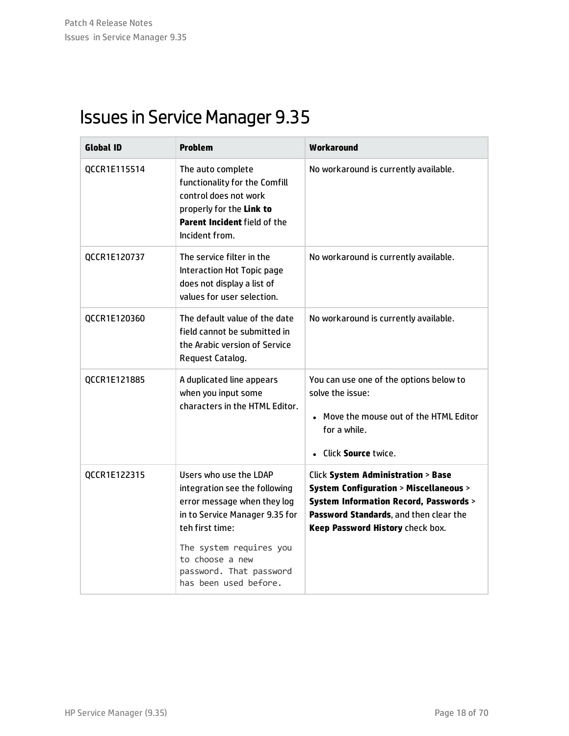# Issues in Service Manager 9.35

| Global ID | Problem | Workaround |
|---|---|---|
| QCCR1E115514 | The auto complete functionality for the Comfill control does not work properly for the **Link to Parent Incident** field of the Incident from. | No workaround is currently available. |
| QCCR1E120737 | The service filter in the Interaction Hot Topic page does not display a list of values for user selection. | No workaround is currently available. |
| QCCR1E120360 | The default value of the date field cannot be submitted in the Arabic version of Service Request Catalog. | No workaround is currently available. |
| QCCR1E121885 | A duplicated line appears when you input some characters in the HTML Editor. | You can use one of the options below to solve the issue:<br>• Move the mouse out of the HTML Editor for a while.<br>• Click **Source** twice. |
| QCCR1E122315 | Users who use the LDAP integration see the following error message when they log in to Service Manager 9.35 for teh first time:<br>`The system requires you to choose a new password. That password has been used before.` | Click **System Administration** > **Base System Configuration** > **Miscellaneous** > **System Information Record, Passwords** > **Password Standards**, and then clear the **Keep Password History** check box. |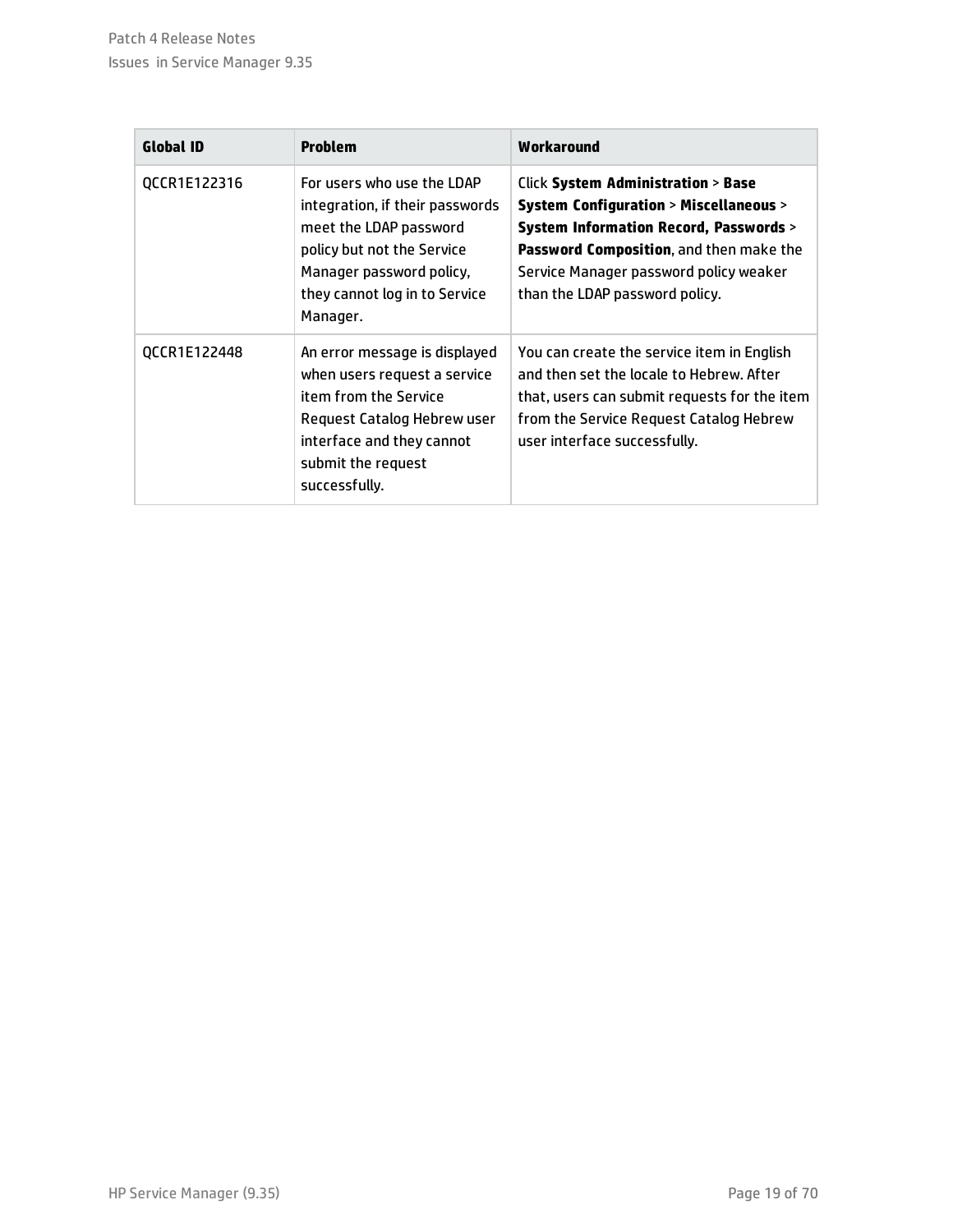| Global ID | Problem | Workaround |
| --- | --- | --- |
| QCCR1E122316 | For users who use the LDAP integration, if their passwords meet the LDAP password policy but not the Service Manager password policy, they cannot log in to Service Manager. | Click **System Administration** > **Base System Configuration** > **Miscellaneous** > **System Information Record, Passwords** > **Password Composition**, and then make the Service Manager password policy weaker than the LDAP password policy. |
| QCCR1E122448 | An error message is displayed when users request a service item from the Service Request Catalog Hebrew user interface and they cannot submit the request successfully. | You can create the service item in English and then set the locale to Hebrew. After that, users can submit requests for the item from the Service Request Catalog Hebrew user interface successfully. |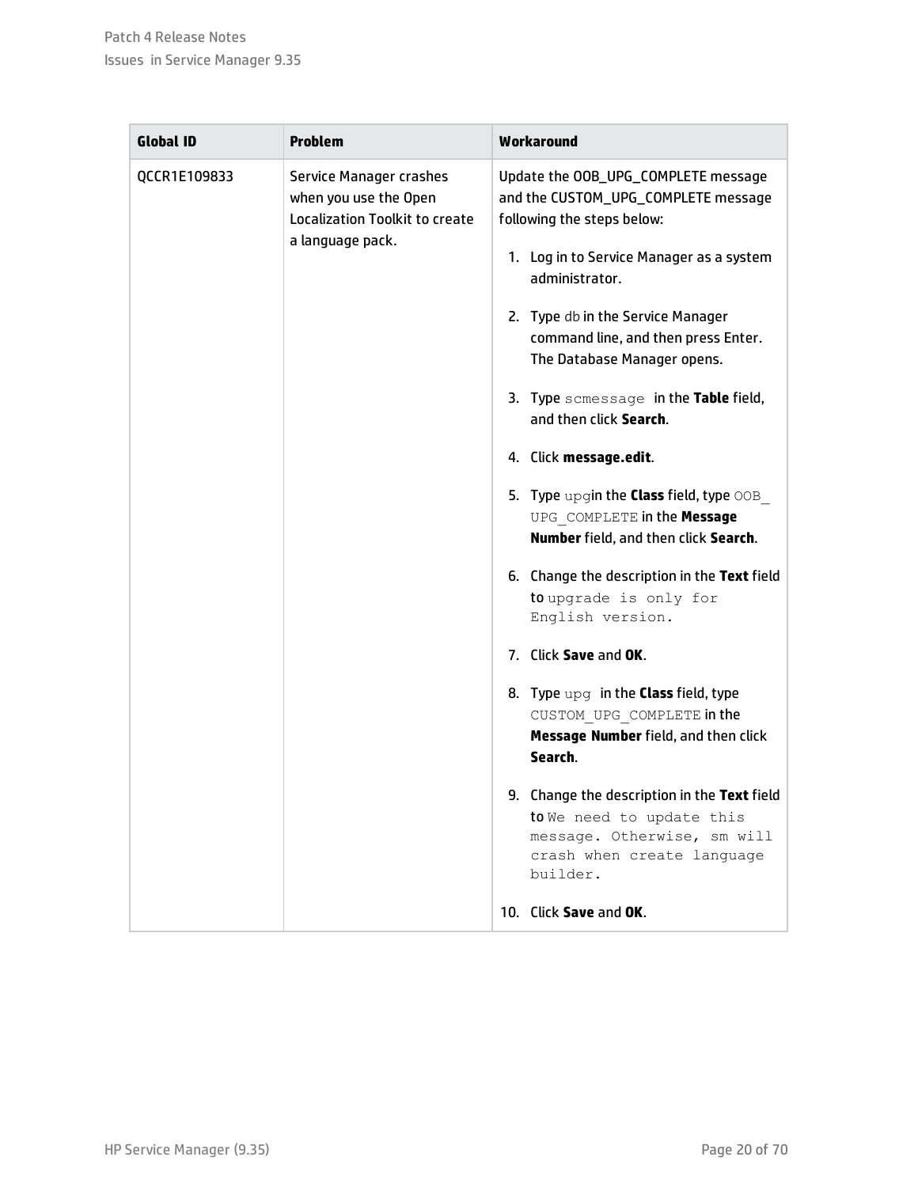| Global ID | Problem | Workaround |
|---|---|---|
| QCCR1E109833 | Service Manager crashes when you use the Open Localization Toolkit to create a language pack. | Update the OOB_UPG_COMPLETE message and the CUSTOM_UPG_COMPLETE message following the steps below:<br>1. Log in to Service Manager as a system administrator.<br>2. Type `db` in the Service Manager command line, and then press Enter. The Database Manager opens.<br>3. Type `scmessage` in the **Table** field, and then click **Search**.<br>4. Click **message.edit**.<br>5. Type `upg`in the **Class** field, type `OOB_UPG_COMPLETE` in the **Message Number** field, and then click **Search**.<br>6. Change the description in the **Text** field to `upgrade is only for English version.`<br>7. Click **Save** and **OK**.<br>8. Type `upg` in the **Class** field, type `CUSTOM_UPG_COMPLETE` in the **Message Number** field, and then click **Search**.<br>9. Change the description in the **Text** field to `We need to update this message. Otherwise, sm will crash when create language builder.`<br>10. Click **Save** and **OK**. |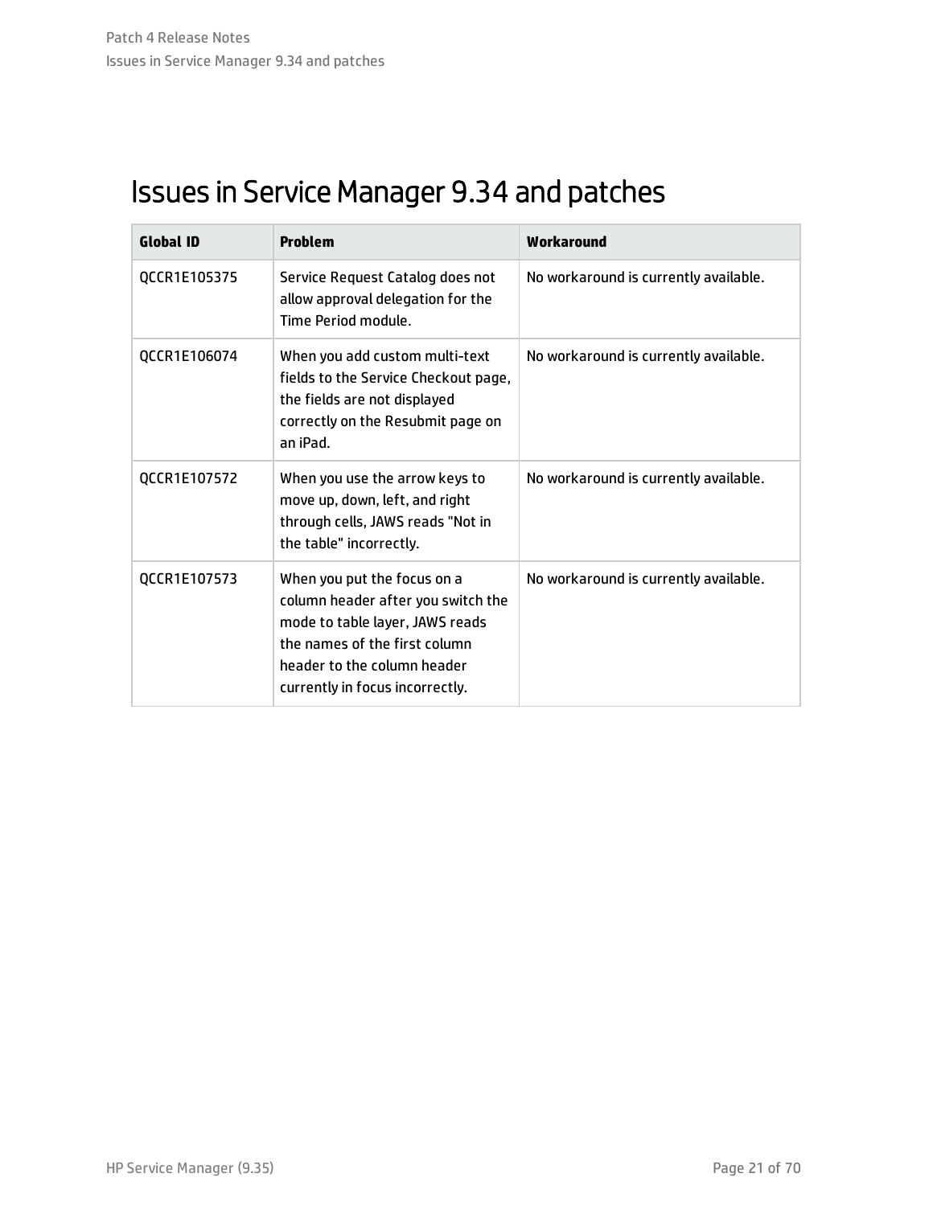# Issues in Service Manager 9.34 and patches

| Global ID | Problem | Workaround |
| --- | --- | --- |
| QCCR1E105375 | Service Request Catalog does not allow approval delegation for the Time Period module. | No workaround is currently available. |
| QCCR1E106074 | When you add custom multi-text fields to the Service Checkout page, the fields are not displayed correctly on the Resubmit page on an iPad. | No workaround is currently available. |
| QCCR1E107572 | When you use the arrow keys to move up, down, left, and right through cells, JAWS reads "Not in the table" incorrectly. | No workaround is currently available. |
| QCCR1E107573 | When you put the focus on a column header after you switch the mode to table layer, JAWS reads the names of the first column header to the column header currently in focus incorrectly. | No workaround is currently available. |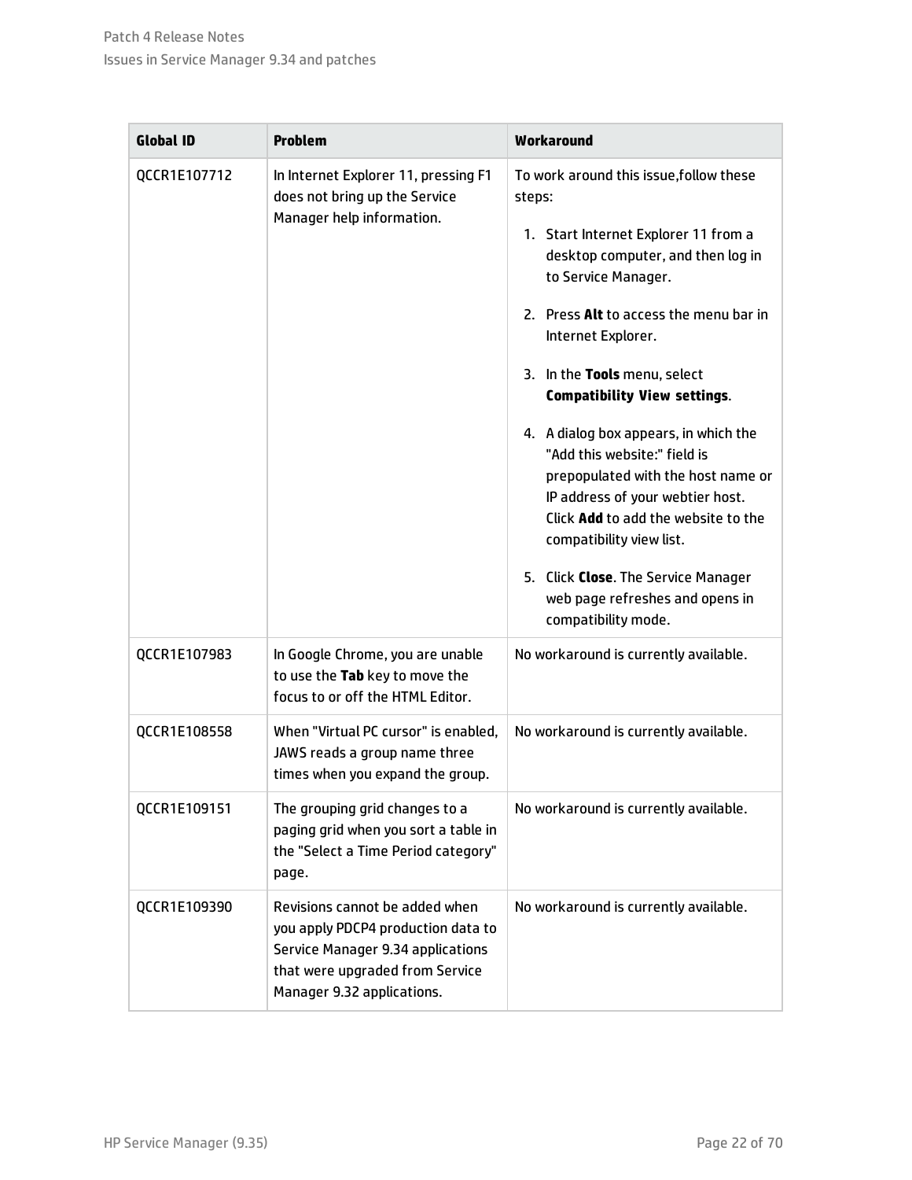| Global ID | Problem | Workaround |
|---|---|---|
| QCCR1E107712 | In Internet Explorer 11, pressing F1 does not bring up the Service Manager help information. | To work around this issue,follow these steps:<br>1. Start Internet Explorer 11 from a desktop computer, and then log in to Service Manager.<br>2. Press **Alt** to access the menu bar in Internet Explorer.<br>3. In the **Tools** menu, select **Compatibility View settings**.<br>4. A dialog box appears, in which the "Add this website:" field is prepopulated with the host name or IP address of your webtier host. Click **Add** to add the website to the compatibility view list.<br>5. Click **Close**. The Service Manager web page refreshes and opens in compatibility mode. |
| QCCR1E107983 | In Google Chrome, you are unable to use the **Tab** key to move the focus to or off the HTML Editor. | No workaround is currently available. |
| QCCR1E108558 | When "Virtual PC cursor" is enabled, JAWS reads a group name three times when you expand the group. | No workaround is currently available. |
| QCCR1E109151 | The grouping grid changes to a paging grid when you sort a table in the "Select a Time Period category" page. | No workaround is currently available. |
| QCCR1E109390 | Revisions cannot be added when you apply PDCP4 production data to Service Manager 9.34 applications that were upgraded from Service Manager 9.32 applications. | No workaround is currently available. |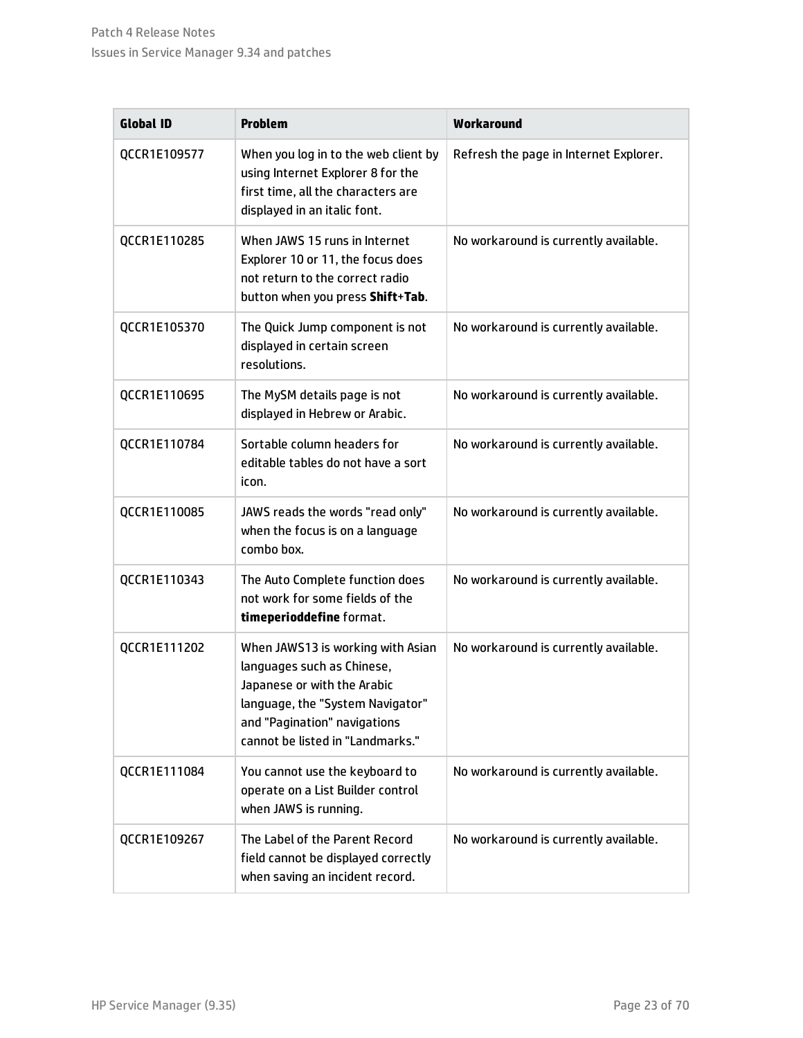| Global ID | Problem | Workaround |
| --- | --- | --- |
| QCCR1E109577 | When you log in to the web client by using Internet Explorer 8 for the first time, all the characters are displayed in an italic font. | Refresh the page in Internet Explorer. |
| QCCR1E110285 | When JAWS 15 runs in Internet Explorer 10 or 11, the focus does not return to the correct radio button when you press **Shift**+**Tab**. | No workaround is currently available. |
| QCCR1E105370 | The Quick Jump component is not displayed in certain screen resolutions. | No workaround is currently available. |
| QCCR1E110695 | The MySM details page is not displayed in Hebrew or Arabic. | No workaround is currently available. |
| QCCR1E110784 | Sortable column headers for editable tables do not have a sort icon. | No workaround is currently available. |
| QCCR1E110085 | JAWS reads the words "read only" when the focus is on a language combo box. | No workaround is currently available. |
| QCCR1E110343 | The Auto Complete function does not work for some fields of the **timeperioddefine** format. | No workaround is currently available. |
| QCCR1E111202 | When JAWS13 is working with Asian languages such as Chinese, Japanese or with the Arabic language, the "System Navigator" and "Pagination" navigations cannot be listed in "Landmarks." | No workaround is currently available. |
| QCCR1E111084 | You cannot use the keyboard to operate on a List Builder control when JAWS is running. | No workaround is currently available. |
| QCCR1E109267 | The Label of the Parent Record field cannot be displayed correctly when saving an incident record. | No workaround is currently available. |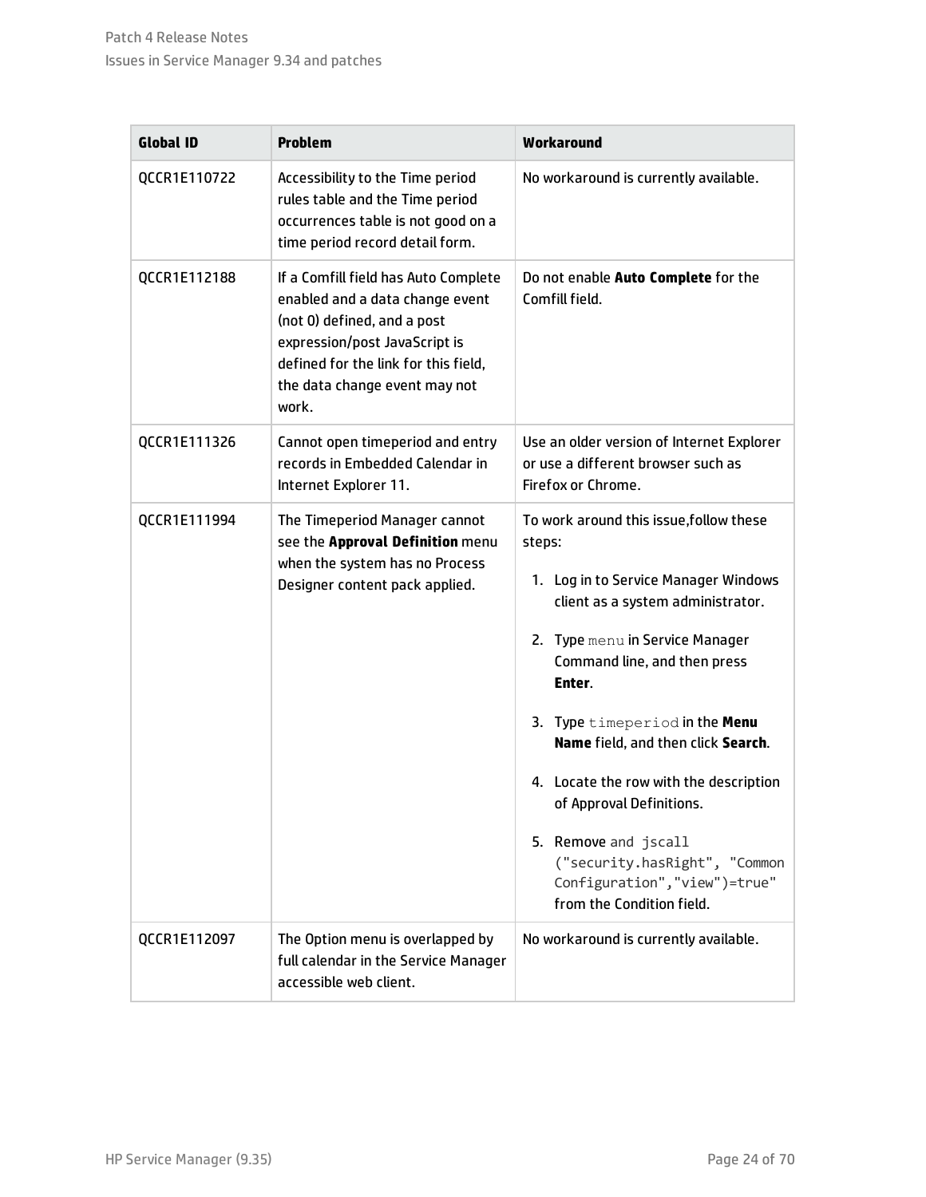| Global ID | Problem | Workaround |
|---|---|---|
| QCCR1E110722 | Accessibility to the Time period rules table and the Time period occurrences table is not good on a time period record detail form. | No workaround is currently available. |
| QCCR1E112188 | If a Comfill field has Auto Complete enabled and a data change event (not 0) defined, and a post expression/post JavaScript is defined for the link for this field, the data change event may not work. | Do not enable **Auto Complete** for the Comfill field. |
| QCCR1E111326 | Cannot open timeperiod and entry records in Embedded Calendar in Internet Explorer 11. | Use an older version of Internet Explorer or use a different browser such as Firefox or Chrome. |
| QCCR1E111994 | The Timeperiod Manager cannot see the **Approval Definition** menu when the system has no Process Designer content pack applied. | To work around this issue,follow these steps:<br><br>1. Log in to Service Manager Windows client as a system administrator.<br>2. Type `menu` in Service Manager Command line, and then press **Enter**.<br>3. Type `timeperiod` in the **Menu Name** field, and then click **Search**.<br>4. Locate the row with the description of Approval Definitions.<br>5. Remove `and jscall ("security.hasRight", "Common Configuration","view")=true"` from the Condition field. |
| QCCR1E112097 | The Option menu is overlapped by full calendar in the Service Manager accessible web client. | No workaround is currently available. |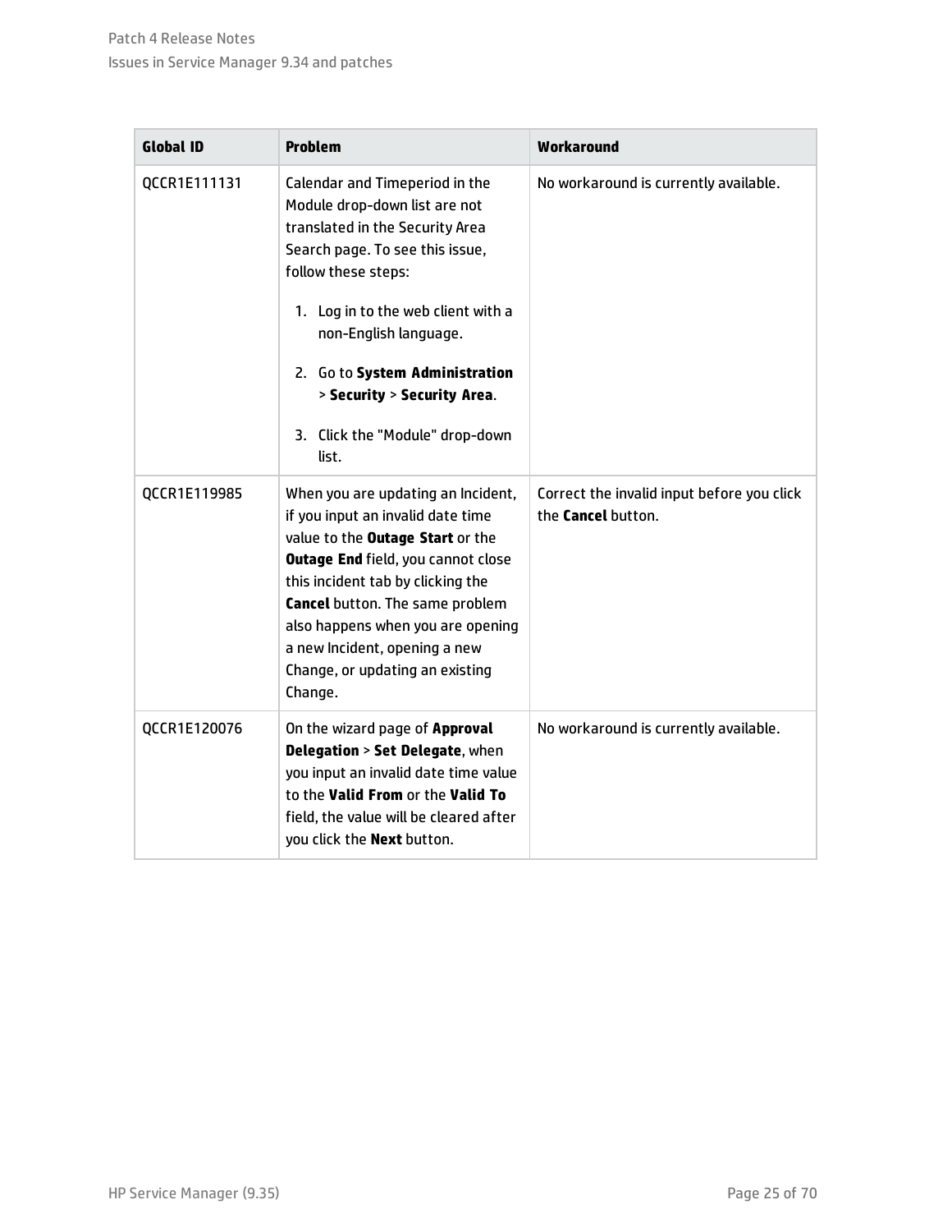| Global ID | Problem | Workaround |
|---|---|---|
| QCCR1E111131 | Calendar and Timeperiod in the Module drop-down list are not translated in the Security Area Search page. To see this issue, follow these steps:<br>1. Log in to the web client with a non-English language.<br>2. Go to **System Administration** > **Security** > **Security Area**.<br>3. Click the "Module" drop-down list. | No workaround is currently available. |
| QCCR1E119985 | When you are updating an Incident, if you input an invalid date time value to the **Outage Start** or the **Outage End** field, you cannot close this incident tab by clicking the **Cancel** button. The same problem also happens when you are opening a new Incident, opening a new Change, or updating an existing Change. | Correct the invalid input before you click the **Cancel** button. |
| QCCR1E120076 | On the wizard page of **Approval Delegation** > **Set Delegate**, when you input an invalid date time value to the **Valid From** or the **Valid To** field, the value will be cleared after you click the **Next** button. | No workaround is currently available. |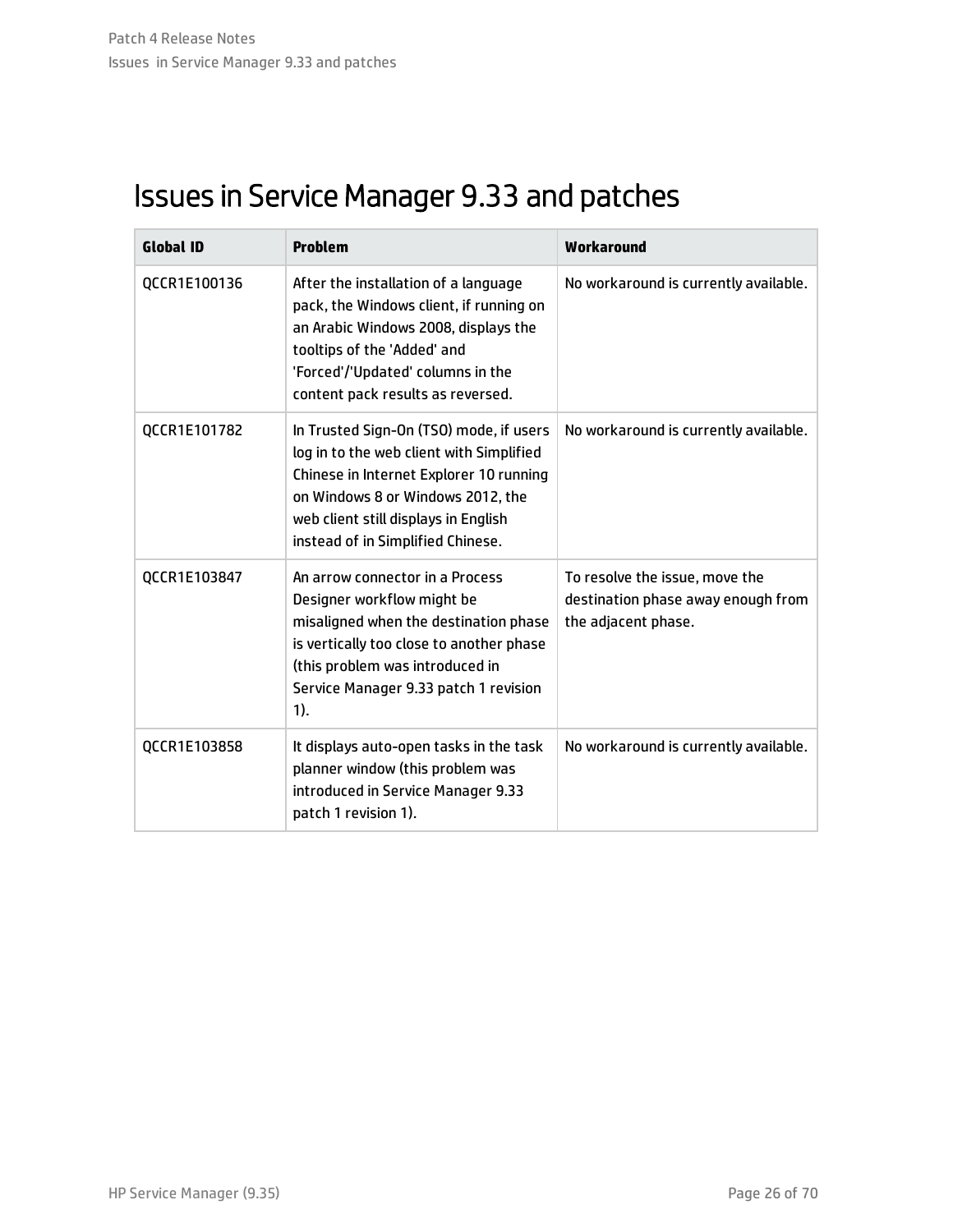# Issues in Service Manager 9.33 and patches

| Global ID | Problem | Workaround |
| --- | --- | --- |
| QCCR1E100136 | After the installation of a language pack, the Windows client, if running on an Arabic Windows 2008, displays the tooltips of the 'Added' and 'Forced'/'Updated' columns in the content pack results as reversed. | No workaround is currently available. |
| QCCR1E101782 | In Trusted Sign-On (TSO) mode, if users log in to the web client with Simplified Chinese in Internet Explorer 10 running on Windows 8 or Windows 2012, the web client still displays in English instead of in Simplified Chinese. | No workaround is currently available. |
| QCCR1E103847 | An arrow connector in a Process Designer workflow might be misaligned when the destination phase is vertically too close to another phase (this problem was introduced in Service Manager 9.33 patch 1 revision 1). | To resolve the issue, move the destination phase away enough from the adjacent phase. |
| QCCR1E103858 | It displays auto-open tasks in the task planner window (this problem was introduced in Service Manager 9.33 patch 1 revision 1). | No workaround is currently available. |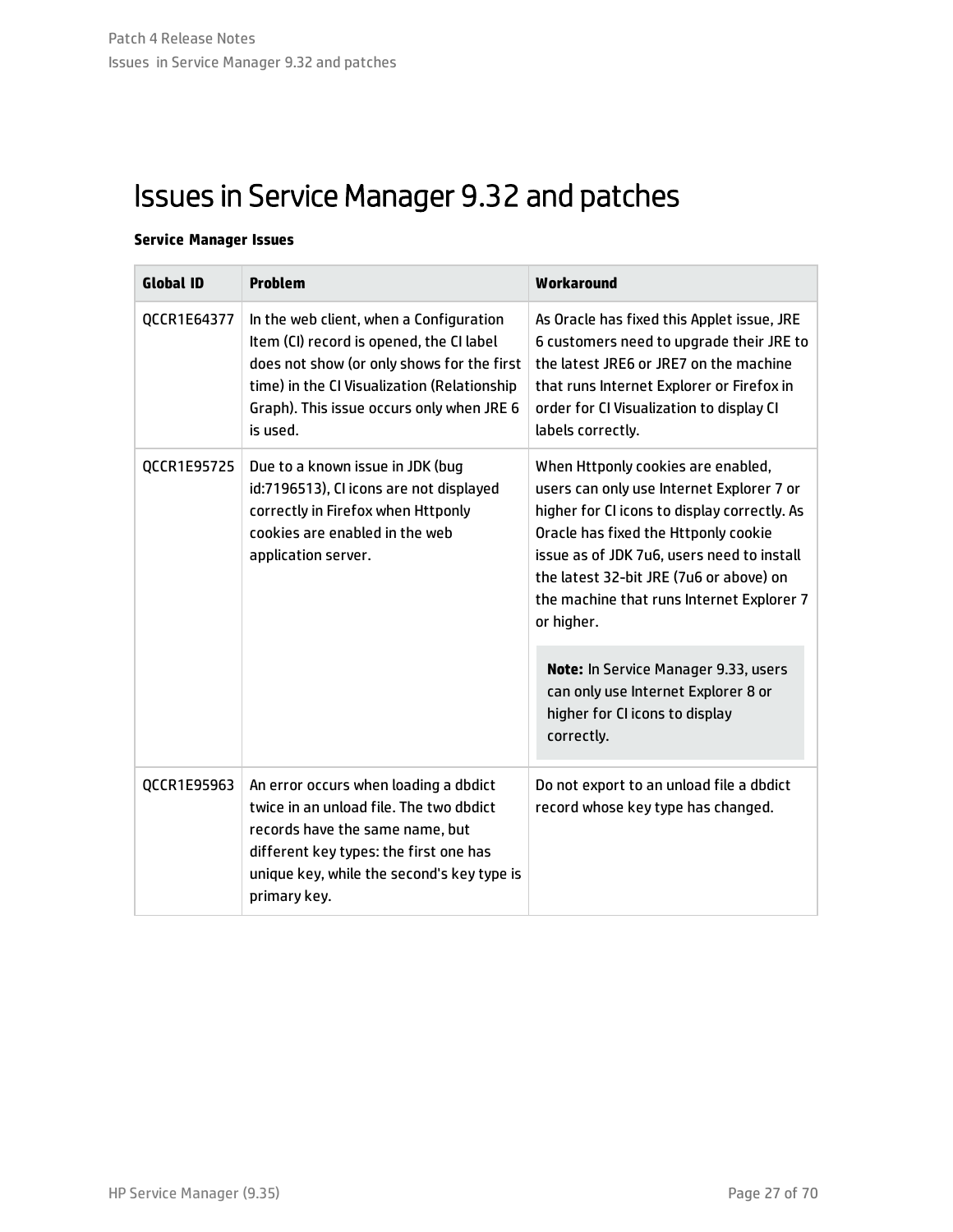# Issues in Service Manager 9.32 and patches

**Service Manager Issues**

| Global ID | Problem | Workaround |
| --- | --- | --- |
| QCCR1E64377 | In the web client, when a Configuration Item (CI) record is opened, the CI label does not show (or only shows for the first time) in the CI Visualization (Relationship Graph). This issue occurs only when JRE 6 is used. | As Oracle has fixed this Applet issue, JRE 6 customers need to upgrade their JRE to the latest JRE6 or JRE7 on the machine that runs Internet Explorer or Firefox in order for CI Visualization to display CI labels correctly. |
| QCCR1E95725 | Due to a known issue in JDK (bug id:7196513), CI icons are not displayed correctly in Firefox when Httponly cookies are enabled in the web application server. | When Httponly cookies are enabled, users can only use Internet Explorer 7 or higher for CI icons to display correctly. As Oracle has fixed the Httponly cookie issue as of JDK 7u6, users need to install the latest 32-bit JRE (7u6 or above) on the machine that runs Internet Explorer 7 or higher.<br><br>**Note:** In Service Manager 9.33, users can only use Internet Explorer 8 or higher for CI icons to display correctly. |
| QCCR1E95963 | An error occurs when loading a dbdict twice in an unload file. The two dbdict records have the same name, but different key types: the first one has unique key, while the second's key type is primary key. | Do not export to an unload file a dbdict record whose key type has changed. |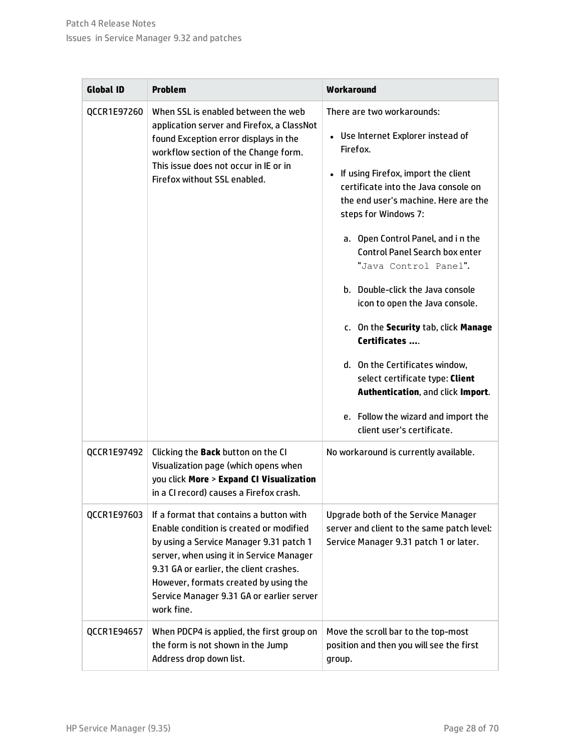| Global ID | Problem | Workaround |
|---|---|---|
| QCCR1E97260 | When SSL is enabled between the web application server and Firefox, a ClassNot found Exception error displays in the workflow section of the Change form. This issue does not occur in IE or in Firefox without SSL enabled. | There are two workarounds:<br>• Use Internet Explorer instead of Firefox.<br>• If using Firefox, import the client certificate into the Java console on the end user's machine. Here are the steps for Windows 7:<br>a. Open Control Panel, and i n the Control Panel Search box enter "`Java Control Panel`".<br>b. Double-click the Java console icon to open the Java console.<br>c. On the **Security** tab, click **Manage Certificates ...**.<br>d. On the Certificates window, select certificate type: **Client Authentication**, and click **Import**.<br>e. Follow the wizard and import the client user's certificate. |
| QCCR1E97492 | Clicking the **Back** button on the CI Visualization page (which opens when you click **More** > **Expand CI Visualization** in a CI record) causes a Firefox crash. | No workaround is currently available. |
| QCCR1E97603 | If a format that contains a button with Enable condition is created or modified by using a Service Manager 9.31 patch 1 server, when using it in Service Manager 9.31 GA or earlier, the client crashes. However, formats created by using the Service Manager 9.31 GA or earlier server work fine. | Upgrade both of the Service Manager server and client to the same patch level: Service Manager 9.31 patch 1 or later. |
| QCCR1E94657 | When PDCP4 is applied, the first group on the form is not shown in the Jump Address drop down list. | Move the scroll bar to the top-most position and then you will see the first group. |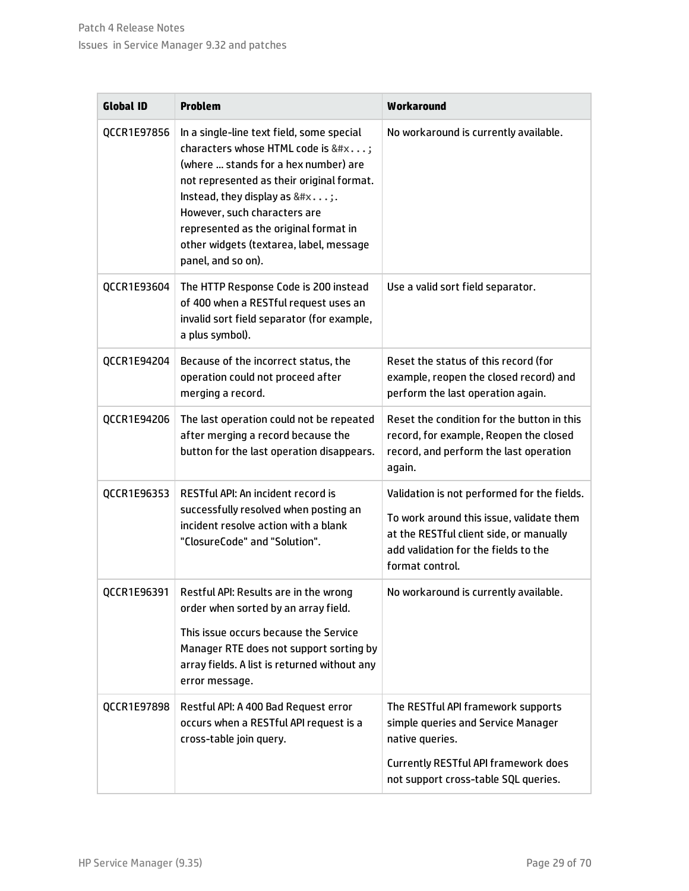| Global ID | Problem | Workaround |
| --- | --- | --- |
| QCCR1E97856 | In a single-line text field, some special characters whose HTML code is `&#x...;` (where ... stands for a hex number) are not represented as their original format. Instead, they display as `&#x...;`. However, such characters are represented as the original format in other widgets (textarea, label, message panel, and so on). | No workaround is currently available. |
| QCCR1E93604 | The HTTP Response Code is 200 instead of 400 when a RESTful request uses an invalid sort field separator (for example, a plus symbol). | Use a valid sort field separator. |
| QCCR1E94204 | Because of the incorrect status, the operation could not proceed after merging a record. | Reset the status of this record (for example, reopen the closed record) and perform the last operation again. |
| QCCR1E94206 | The last operation could not be repeated after merging a record because the button for the last operation disappears. | Reset the condition for the button in this record, for example, Reopen the closed record, and perform the last operation again. |
| QCCR1E96353 | RESTful API: An incident record is successfully resolved when posting an incident resolve action with a blank "ClosureCode" and "Solution". | Validation is not performed for the fields.<br><br>To work around this issue, validate them at the RESTful client side, or manually add validation for the fields to the format control. |
| QCCR1E96391 | Restful API: Results are in the wrong order when sorted by an array field.<br><br>This issue occurs because the Service Manager RTE does not support sorting by array fields. A list is returned without any error message. | No workaround is currently available. |
| QCCR1E97898 | Restful API: A 400 Bad Request error occurs when a RESTful API request is a cross-table join query. | The RESTful API framework supports simple queries and Service Manager native queries.<br><br>Currently RESTful API framework does not support cross-table SQL queries. |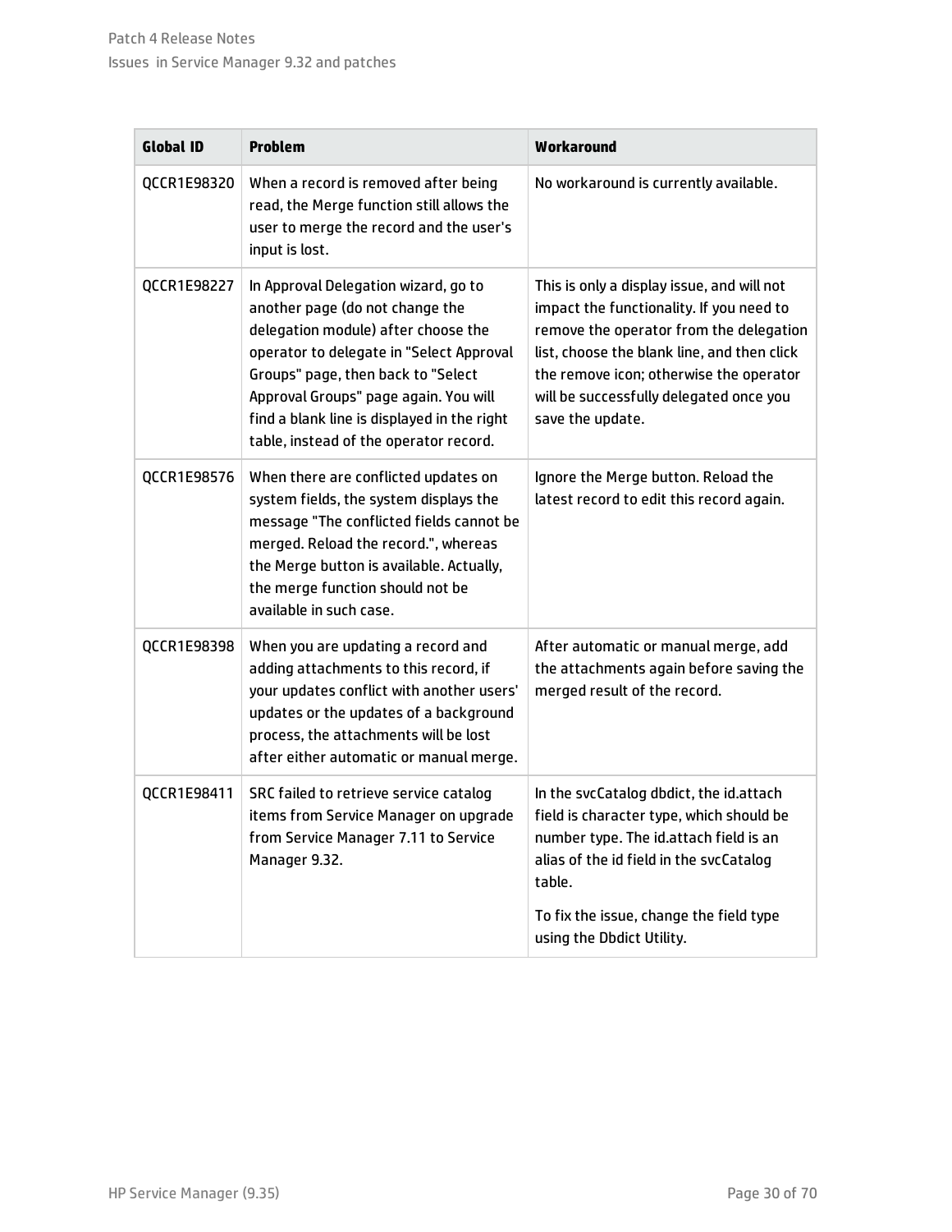| Global ID | Problem | Workaround |
| --- | --- | --- |
| QCCR1E98320 | When a record is removed after being read, the Merge function still allows the user to merge the record and the user's input is lost. | No workaround is currently available. |
| QCCR1E98227 | In Approval Delegation wizard, go to another page (do not change the delegation module) after choose the operator to delegate in "Select Approval Groups" page, then back to "Select Approval Groups" page again. You will find a blank line is displayed in the right table, instead of the operator record. | This is only a display issue, and will not impact the functionality. If you need to remove the operator from the delegation list, choose the blank line, and then click the remove icon; otherwise the operator will be successfully delegated once you save the update. |
| QCCR1E98576 | When there are conflicted updates on system fields, the system displays the message "The conflicted fields cannot be merged. Reload the record.", whereas the Merge button is available. Actually, the merge function should not be available in such case. | Ignore the Merge button. Reload the latest record to edit this record again. |
| QCCR1E98398 | When you are updating a record and adding attachments to this record, if your updates conflict with another users' updates or the updates of a background process, the attachments will be lost after either automatic or manual merge. | After automatic or manual merge, add the attachments again before saving the merged result of the record. |
| QCCR1E98411 | SRC failed to retrieve service catalog items from Service Manager on upgrade from Service Manager 7.11 to Service Manager 9.32. | In the svcCatalog dbdict, the id.attach field is character type, which should be number type. The id.attach field is an alias of the id field in the svcCatalog table.<br><br>To fix the issue, change the field type using the Dbdict Utility. |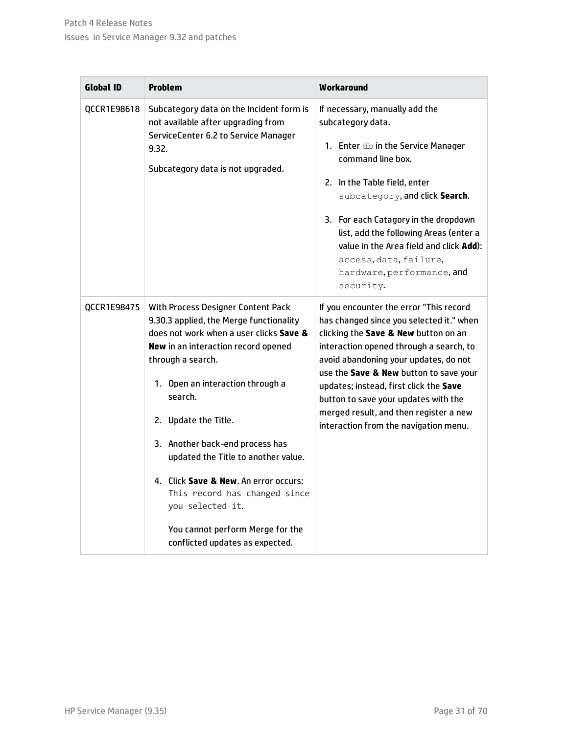| Global ID | Problem | Workaround |
|---|---|---|
| QCCR1E98618 | Subcategory data on the Incident form is not available after upgrading from ServiceCenter 6.2 to Service Manager 9.32.<br><br>Subcategory data is not upgraded. | If necessary, manually add the subcategory data.<br><br>1. Enter `db` in the Service Manager command line box.<br>2. In the Table field, enter `subcategory`, and click **Search**.<br>3. For each Catagory in the dropdown list, add the following Areas (enter a value in the Area field and click **Add**): `access`, `data`, `failure`, `hardware`, `performance`, and `security`. |
| QCCR1E98475 | With Process Designer Content Pack 9.30.3 applied, the Merge functionality does not work when a user clicks **Save & New** in an interaction record opened through a search.<br><br>1. Open an interaction through a search.<br>2. Update the Title.<br>3. Another back-end process has updated the Title to another value.<br>4. Click **Save & New**. An error occurs: `This record has changed since you selected it`.<br><br>You cannot perform Merge for the conflicted updates as expected. | If you encounter the error "This record has changed since you selected it." when clicking the **Save & New** button on an interaction opened through a search, to avoid abandoning your updates, do not use the **Save & New** button to save your updates; instead, first click the **Save** button to save your updates with the merged result, and then register a new interaction from the navigation menu. |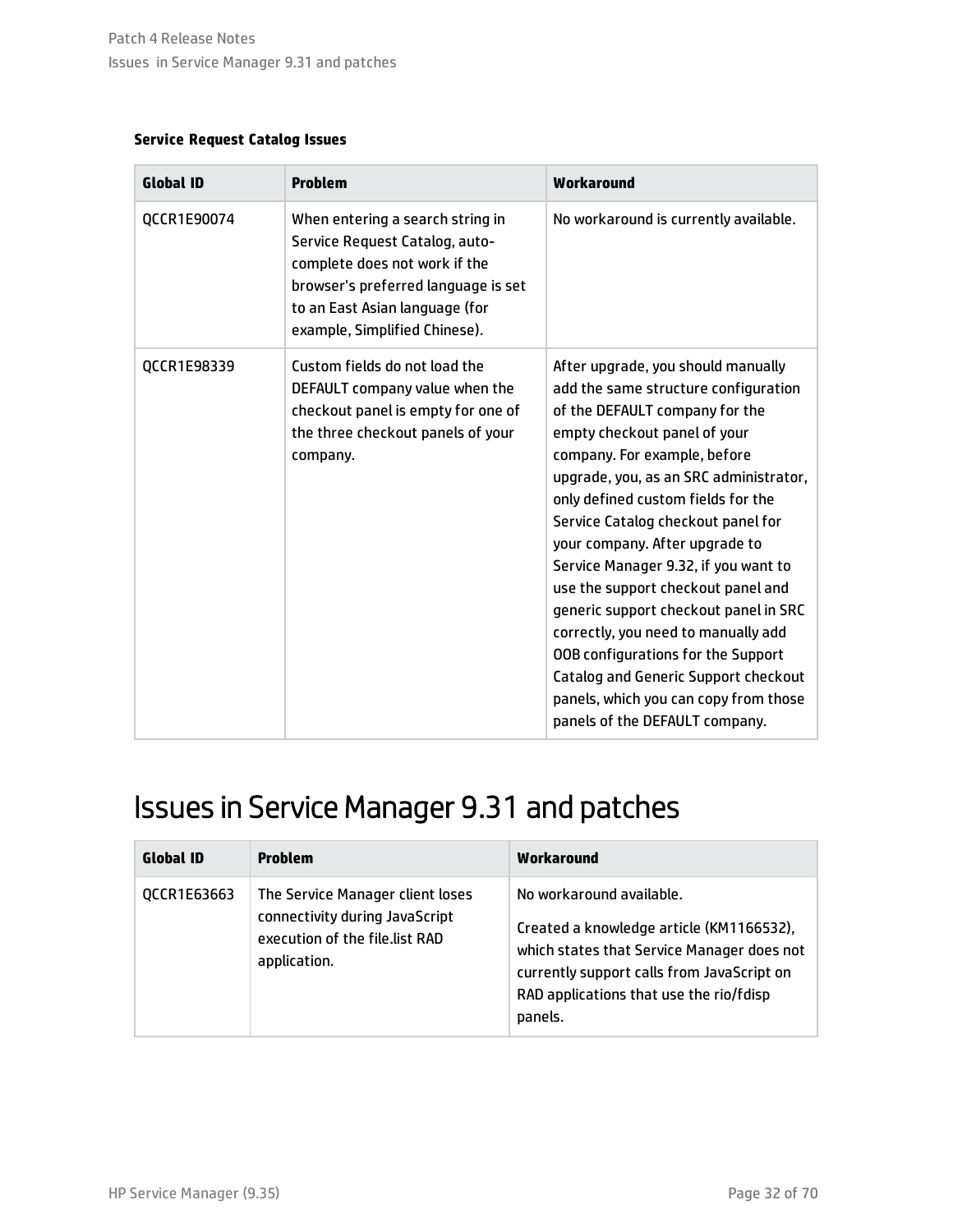**Service Request Catalog Issues**

| Global ID | Problem | Workaround |
| --- | --- | --- |
| QCCR1E90074 | When entering a search string in Service Request Catalog, auto-complete does not work if the browser's preferred language is set to an East Asian language (for example, Simplified Chinese). | No workaround is currently available. |
| QCCR1E98339 | Custom fields do not load the DEFAULT company value when the checkout panel is empty for one of the three checkout panels of your company. | After upgrade, you should manually add the same structure configuration of the DEFAULT company for the empty checkout panel of your company. For example, before upgrade, you, as an SRC administrator, only defined custom fields for the Service Catalog checkout panel for your company. After upgrade to Service Manager 9.32, if you want to use the support checkout panel and generic support checkout panel in SRC correctly, you need to manually add OOB configurations for the Support Catalog and Generic Support checkout panels, which you can copy from those panels of the DEFAULT company. |

# Issues in Service Manager 9.31 and patches

| Global ID | Problem | Workaround |
| --- | --- | --- |
| QCCR1E63663 | The Service Manager client loses connectivity during JavaScript execution of the file.list RAD application. | No workaround available.<br><br>Created a knowledge article (KM1166532), which states that Service Manager does not currently support calls from JavaScript on RAD applications that use the rio/fdisp panels. |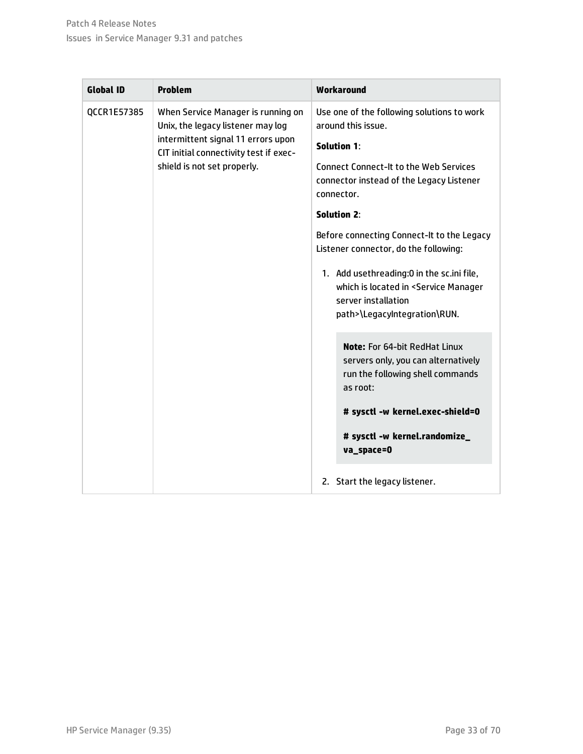| Global ID | Problem | Workaround |
| --- | --- | --- |
| QCCR1E57385 | When Service Manager is running on Unix, the legacy listener may log intermittent signal 11 errors upon CIT initial connectivity test if exec-shield is not set properly. | Use one of the following solutions to work around this issue.<br><br>**Solution 1**:<br><br>Connect Connect-It to the Web Services connector instead of the Legacy Listener connector.<br><br>**Solution 2**:<br><br>Before connecting Connect-It to the Legacy Listener connector, do the following:<br><br>1. Add usethreading:0 in the sc.ini file, which is located in <Service Manager server installation path>\LegacyIntegration\RUN.<br><br>**Note:** For 64-bit RedHat Linux servers only, you can alternatively run the following shell commands as root:<br><br>**# sysctl -w kernel.exec-shield=0**<br><br>**# sysctl -w kernel.randomize_va_space=0**<br><br>2. Start the legacy listener. |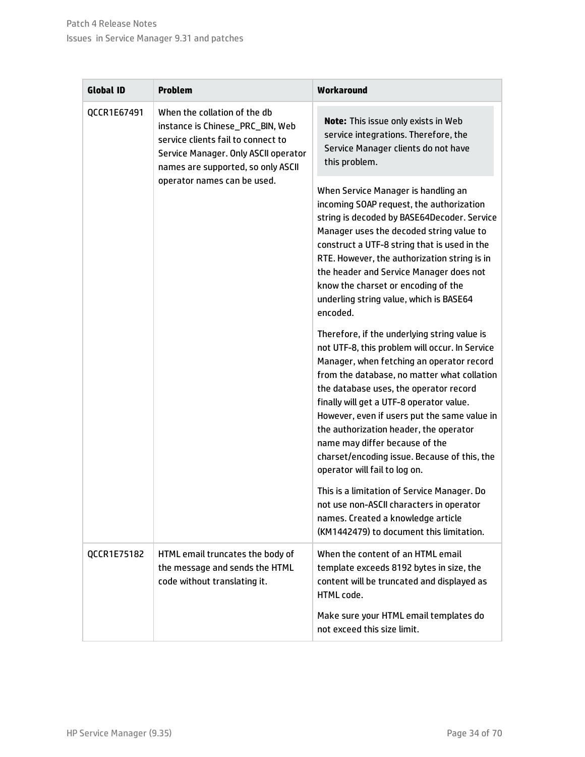| Global ID | Problem | Workaround |
| --- | --- | --- |
| QCCR1E67491 | When the collation of the db instance is Chinese_PRC_BIN, Web service clients fail to connect to Service Manager. Only ASCII operator names are supported, so only ASCII operator names can be used. | **Note:** This issue only exists in Web service integrations. Therefore, the Service Manager clients do not have this problem.<br><br>When Service Manager is handling an incoming SOAP request, the authorization string is decoded by BASE64Decoder. Service Manager uses the decoded string value to construct a UTF-8 string that is used in the RTE. However, the authorization string is in the header and Service Manager does not know the charset or encoding of the underling string value, which is BASE64 encoded.<br><br>Therefore, if the underlying string value is not UTF-8, this problem will occur. In Service Manager, when fetching an operator record from the database, no matter what collation the database uses, the operator record finally will get a UTF-8 operator value. However, even if users put the same value in the authorization header, the operator name may differ because of the charset/encoding issue. Because of this, the operator will fail to log on.<br><br>This is a limitation of Service Manager. Do not use non-ASCII characters in operator names. Created a knowledge article (KM1442479) to document this limitation. |
| QCCR1E75182 | HTML email truncates the body of the message and sends the HTML code without translating it. | When the content of an HTML email template exceeds 8192 bytes in size, the content will be truncated and displayed as HTML code.<br><br>Make sure your HTML email templates do not exceed this size limit. |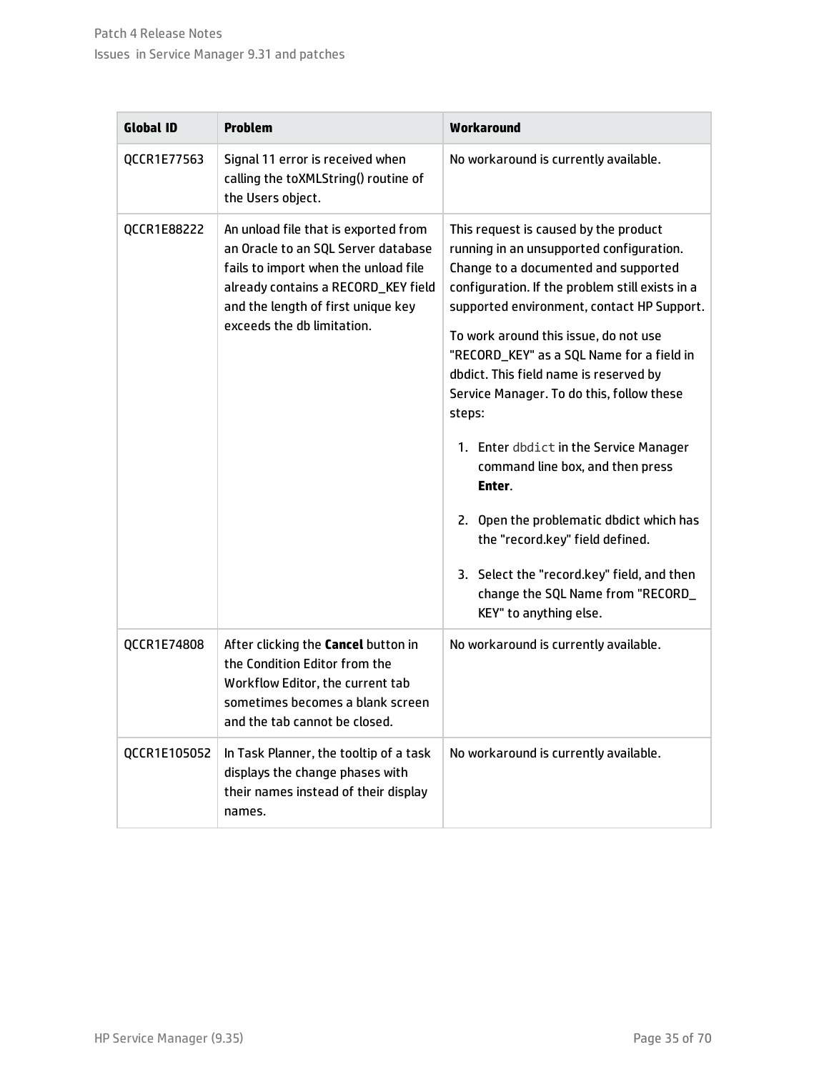| Global ID | Problem | Workaround |
| --- | --- | --- |
| QCCR1E77563 | Signal 11 error is received when calling the toXMLString() routine of the Users object. | No workaround is currently available. |
| QCCR1E88222 | An unload file that is exported from an Oracle to an SQL Server database fails to import when the unload file already contains a RECORD_KEY field and the length of first unique key exceeds the db limitation. | This request is caused by the product running in an unsupported configuration. Change to a documented and supported configuration. If the problem still exists in a supported environment, contact HP Support.<br><br>To work around this issue, do not use "RECORD_KEY" as a SQL Name for a field in dbdict. This field name is reserved by Service Manager. To do this, follow these steps:<br><br>1. Enter `dbdict` in the Service Manager command line box, and then press **Enter**.<br>2. Open the problematic dbdict which has the "record.key" field defined.<br>3. Select the "record.key" field, and then change the SQL Name from "RECORD_KEY" to anything else. |
| QCCR1E74808 | After clicking the **Cancel** button in the Condition Editor from the Workflow Editor, the current tab sometimes becomes a blank screen and the tab cannot be closed. | No workaround is currently available. |
| QCCR1E105052 | In Task Planner, the tooltip of a task displays the change phases with their names instead of their display names. | No workaround is currently available. |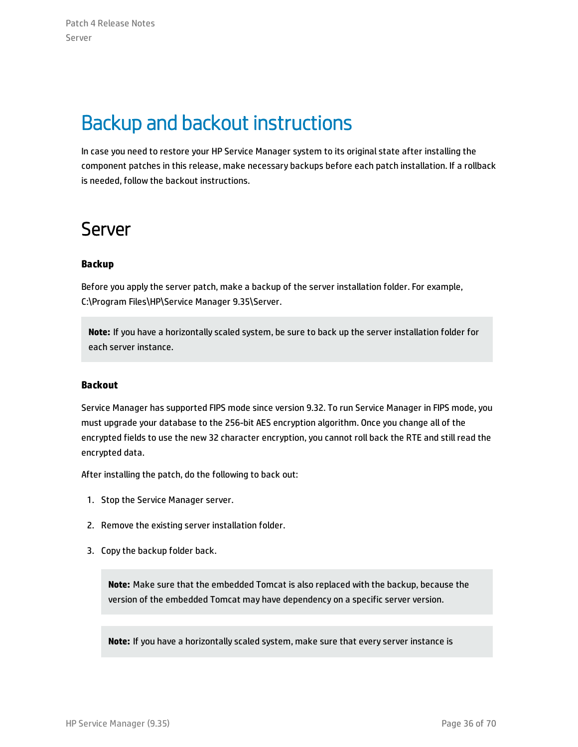# Backup and backout instructions

In case you need to restore your HP Service Manager system to its original state after installing the component patches in this release, make necessary backups before each patch installation. If a rollback is needed, follow the backout instructions.

## Server

**Backup**

Before you apply the server patch, make a backup of the server installation folder. For example, C:\Program Files\HP\Service Manager 9.35\Server.

> **Note:** If you have a horizontally scaled system, be sure to back up the server installation folder for each server instance.

**Backout**

Service Manager has supported FIPS mode since version 9.32. To run Service Manager in FIPS mode, you must upgrade your database to the 256-bit AES encryption algorithm. Once you change all of the encrypted fields to use the new 32 character encryption, you cannot roll back the RTE and still read the encrypted data.

After installing the patch, do the following to back out:

1. Stop the Service Manager server.
2. Remove the existing server installation folder.
3. Copy the backup folder back.

   > **Note:** Make sure that the embedded Tomcat is also replaced with the backup, because the version of the embedded Tomcat may have dependency on a specific server version.

   > **Note:** If you have a horizontally scaled system, make sure that every server instance is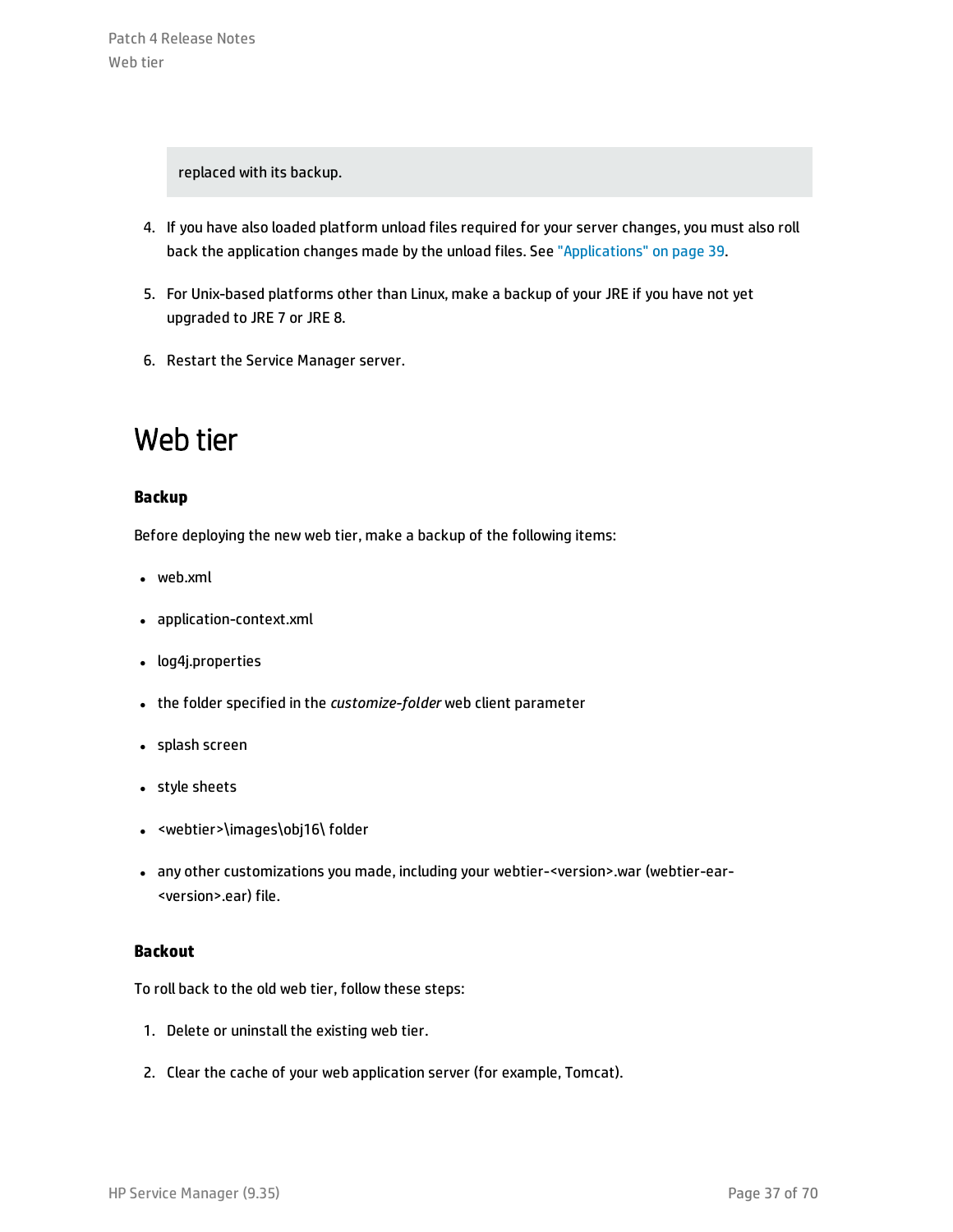replaced with its backup.

4. If you have also loaded platform unload files required for your server changes, you must also roll back the application changes made by the unload files. See "Applications" on page 39.

5. For Unix-based platforms other than Linux, make a backup of your JRE if you have not yet upgraded to JRE 7 or JRE 8.

6. Restart the Service Manager server.

# Web tier

**Backup**

Before deploying the new web tier, make a backup of the following items:

- web.xml
- application-context.xml
- log4j.properties
- the folder specified in the *customize-folder* web client parameter
- splash screen
- style sheets
- <webtier>\images\obj16\ folder
- any other customizations you made, including your webtier-<version>.war (webtier-ear-<version>.ear) file.

**Backout**

To roll back to the old web tier, follow these steps:

1. Delete or uninstall the existing web tier.

2. Clear the cache of your web application server (for example, Tomcat).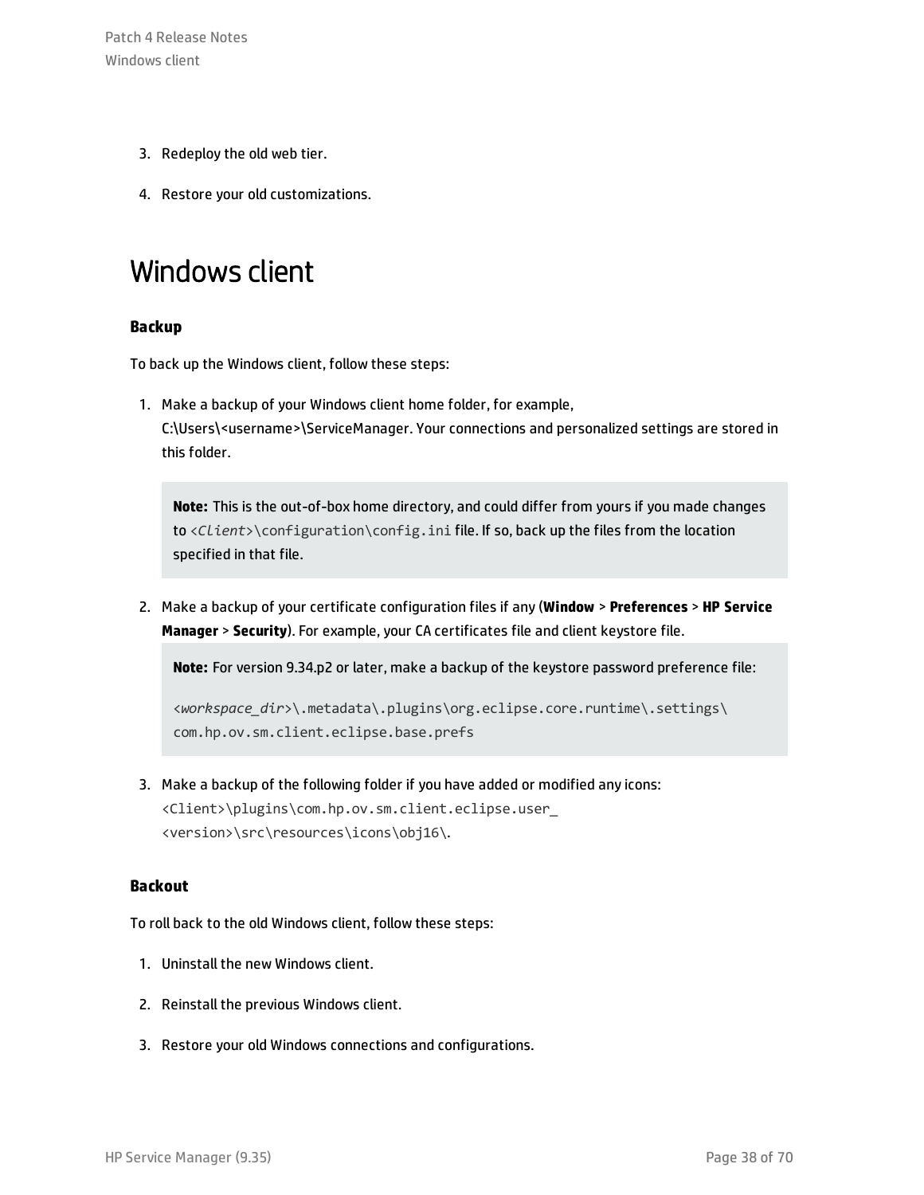3. Redeploy the old web tier.

4. Restore your old customizations.

# Windows client

### Backup

To back up the Windows client, follow these steps:

1. Make a backup of your Windows client home folder, for example, C:\Users\<username>\ServiceManager. Your connections and personalized settings are stored in this folder.

   > **Note:** This is the out-of-box home directory, and could differ from yours if you made changes to `<Client>\configuration\config.ini` file. If so, back up the files from the location specified in that file.

2. Make a backup of your certificate configuration files if any (**Window** > **Preferences** > **HP Service Manager** > **Security**). For example, your CA certificates file and client keystore file.

   > **Note:** For version 9.34.p2 or later, make a backup of the keystore password preference file:
   >
   > `<workspace_dir>\.metadata\.plugins\org.eclipse.core.runtime\.settings\com.hp.ov.sm.client.eclipse.base.prefs`

3. Make a backup of the following folder if you have added or modified any icons: `<Client>\plugins\com.hp.ov.sm.client.eclipse.user_<version>\src\resources\icons\obj16\`.

### Backout

To roll back to the old Windows client, follow these steps:

1. Uninstall the new Windows client.

2. Reinstall the previous Windows client.

3. Restore your old Windows connections and configurations.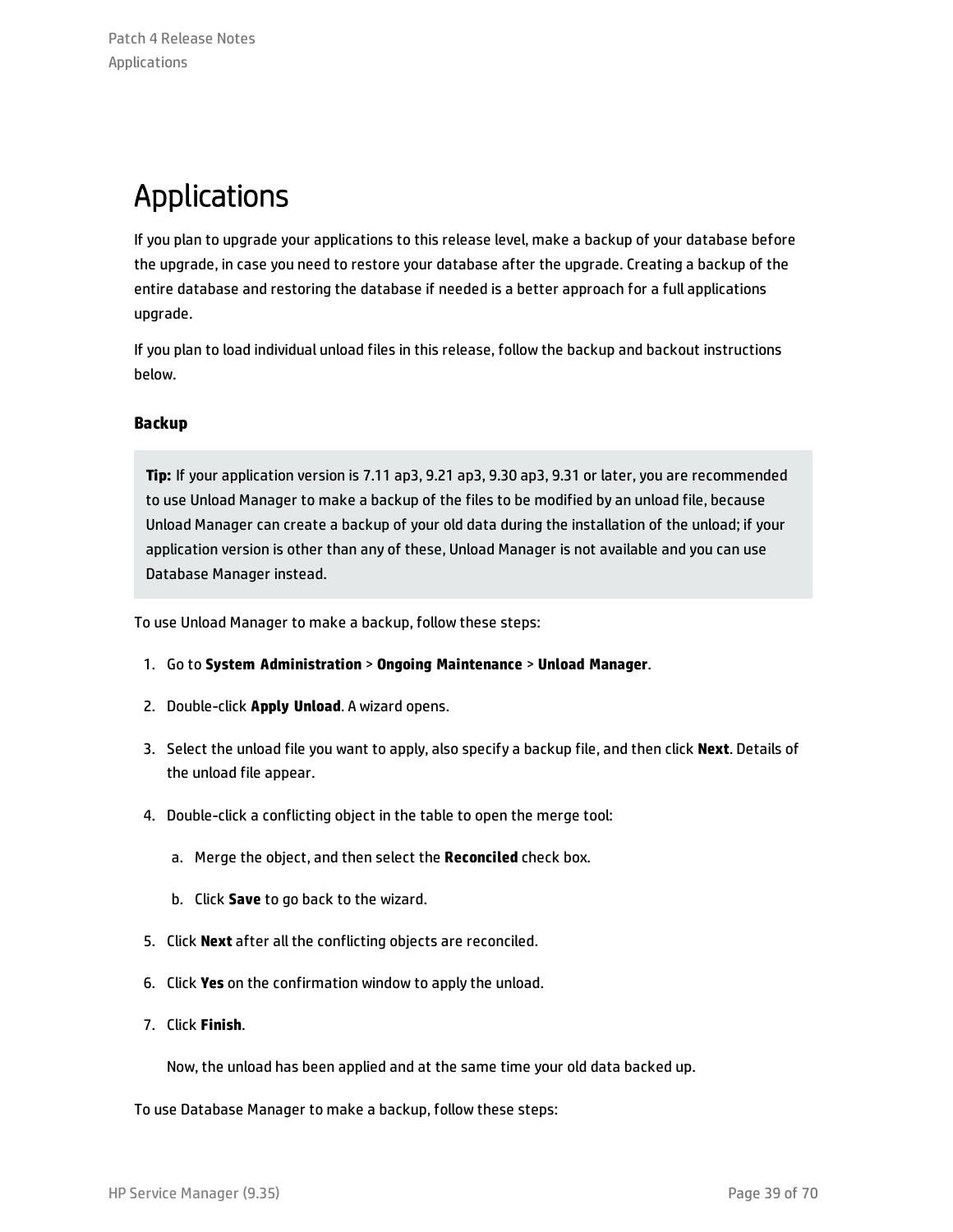# Applications

If you plan to upgrade your applications to this release level, make a backup of your database before the upgrade, in case you need to restore your database after the upgrade. Creating a backup of the entire database and restoring the database if needed is a better approach for a full applications upgrade.

If you plan to load individual unload files in this release, follow the backup and backout instructions below.

### Backup

> **Tip:** If your application version is 7.11 ap3, 9.21 ap3, 9.30 ap3, 9.31 or later, you are recommended to use Unload Manager to make a backup of the files to be modified by an unload file, because Unload Manager can create a backup of your old data during the installation of the unload; if your application version is other than any of these, Unload Manager is not available and you can use Database Manager instead.

To use Unload Manager to make a backup, follow these steps:

1. Go to **System Administration** > **Ongoing Maintenance** > **Unload Manager**.
2. Double-click **Apply Unload**. A wizard opens.
3. Select the unload file you want to apply, also specify a backup file, and then click **Next**. Details of the unload file appear.
4. Double-click a conflicting object in the table to open the merge tool:
   a. Merge the object, and then select the **Reconciled** check box.
   b. Click **Save** to go back to the wizard.
5. Click **Next** after all the conflicting objects are reconciled.
6. Click **Yes** on the confirmation window to apply the unload.
7. Click **Finish**.

   Now, the unload has been applied and at the same time your old data backed up.

To use Database Manager to make a backup, follow these steps: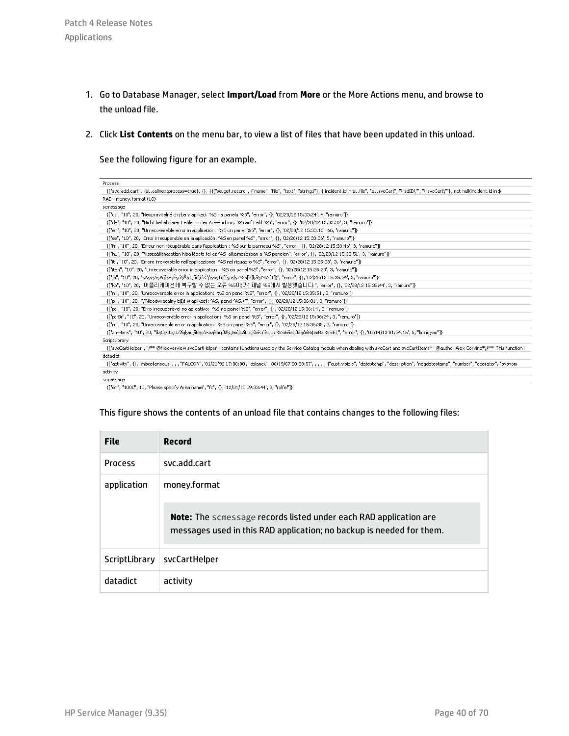1. Go to Database Manager, select **Import/Load** from **More** or the More Actions menu, and browse to the unload file.

2. Click **List Contents** on the menu bar, to view a list of files that have been updated in this unload.

   See the following figure for an example.

```
Process
  {["svc.add.cart", {$L.callnextprocess=true}, {}, {{["se.get.record", {"name", "file", "text", "string1"}, {"incident.id in $L.file", "$L.svcCart", "\"sdID\"", "\"svcCart\""}, not null(incident.id in $
RAD - money.format (10)
scmessage
  {["cs", "10", 20, "Neopravitelná chyba v aplikaci: %S na panelu %S", "error", {}, '02/28/12 15:33:24', 4, "ramuro"]}
  {["de", "10", 20, "Nicht behebbarer Fehler in der Anwendung: %S auf Feld %S", "error", {}, '02/28/12 15:33:32', 3, "ramuro"]}
  {["en", "10", 20, "Unrecoverable error in application:  %S on panel %S", "error", {}, '02/28/12 15:33:12', 66, "ramuro"]}
  {["es", "10", 20, "Error irrecuperable en la aplicación: %S en panel %S", "error", {}, '02/28/12 15:33:36', 5, "ramuro"]}
  {["fr", "10", 20, "Erreur non récupérable dans l'application : %S sur le panneau %S", "error", {}, '02/28/12 15:33:46', 3, "ramuro"]}
  {["hu", "10", 20, "Visszaállíthatatlan hiba lépett fel az %S  alkalmazásban a %S panelen", "error", {}, '02/28/12 15:33:51', 3, "ramuro"]}
  {["it", "10", 20, "Errore irreversibile nell'applicazione:  %S nel riquadro %S", "error", {}, '02/28/12 15:35:08', 3, "ramuro"]}
  {["iten", "10", 20, "Unrecoverable error in application:  %S on panel %S", "error", {}, '02/28/12 15:35:23', 3, "ramuro"]}
  {["ja", "10", 20, "ｧAｧvｧŠｧPｮ[ｧVｧEｧûｧÅｧÌ]ñčJčsČ\ｧGｧ[ｧ[(ｧpｧlｧŽ%S[2]kåŞÎ%S[1])", "error", {}, '02/28/12 15:35:34', 3, "ramuro"]}
  {["ko", "10", 20, "어플리케이션에 복구할 수 없는 오류 %S이(가) 패널 %S에서 발생했습니다.", "error", {}, '02/28/12 15:35:44', 3, "ramuro"]}
  {["nl", "10", 20, "Unrecoverable error in application:  %S on panel %S", "error", {}, '02/28/12 15:35:51', 3, "ramuro"]}
  {["pl", "10", 20, "\"Nieodwracalny błąd w aplikacji: %S, panel %S.\"", "error", {}, '02/28/12 15:36:01', 3, "ramuro"]}
  {["pt", "10", 20, "Erro irrecuperável no aplicativo:  %S no painel %S", "error", {}, '02/28/12 15:36:14', 3, "ramuro"]}
  {["pt-Br", "10", 20, "Unrecoverable error in application:  %S on panel %S", "error", {}, '02/28/12 15:36:24', 3, "ramuro"]}
  {["ru", "10", 20, "Unrecoverable error in application:  %S on panel %S", "error", {}, '02/28/12 15:36:35', 3, "ramuro"]}
  {["zh-Hans", "10", 20, "åαÇçČÜçÚŽåqkåµļåÉqçû«åqåšåµĴåķ,Jæãç&LÜçšÌéČñèUU: %SÏÈåš,Üåqûé̟R¢æR: %SË,T", "error", {}, '03/14/13 01:34:16', 5, "lmingyan"]}
ScriptLibrary
  {["svcCartHelper", "/** @fileoverview svcCartHelper - contains functions used by the Service Catalog module when dealing with svcCart and svcCartItems*  @author Alex Corvino*//** This function i
datadict
  {["activity", {}, "miscellaneous", , , "FALCON", '01/21/96 17:00:00', "cblanck", '06/19/07 00:58:57', , , , , {"cust.visible", "datestamp", "description", "negdatestamp", "number", "operator", "syshom
activity
scmessage
  {["en", "1000", 10, "Please specify Area name", "fc", {}, '12/01/10 09:33:44', 0, "rolfel"]}
```

   This figure shows the contents of an unload file that contains changes to the following files:

| File | Record |
|---|---|
| Process | svc.add.cart |
| application | money.format<br><br>**Note:** The `scmessage` records listed under each RAD application are messages used in this RAD application; no backup is needed for them. |
| ScriptLibrary | svcCartHelper |
| datadict | activity |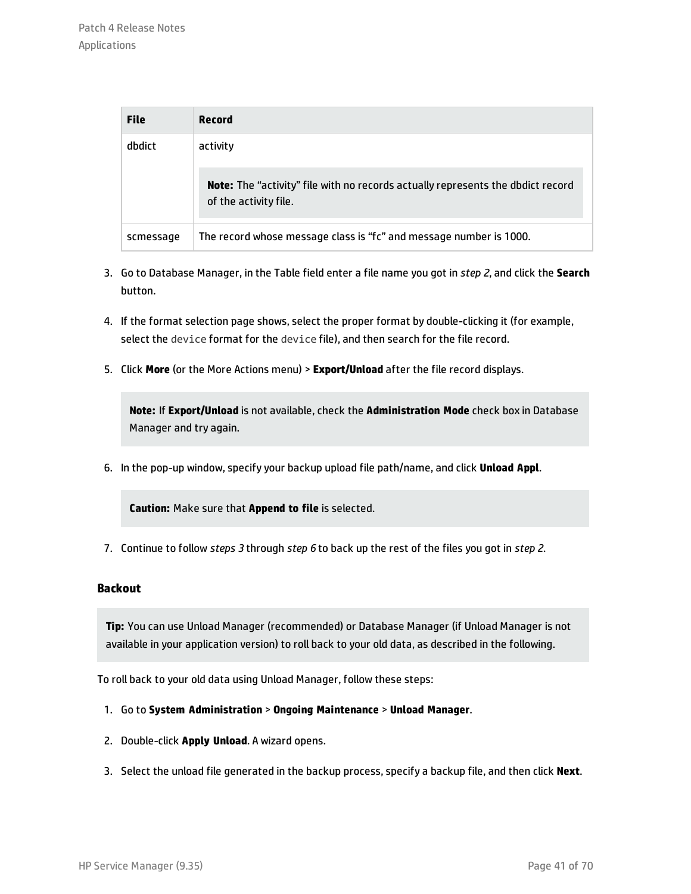| File | Record |
| --- | --- |
| dbdict | activity<br><br>**Note:** The “activity” file with no records actually represents the dbdict record of the activity file. |
| scmessage | The record whose message class is “fc” and message number is 1000. |

3. Go to Database Manager, in the Table field enter a file name you got in *step 2*, and click the **Search** button.
4. If the format selection page shows, select the proper format by double-clicking it (for example, select the `device` format for the `device` file), and then search for the file record.
5. Click **More** (or the More Actions menu) > **Export/Unload** after the file record displays.

   **Note:** If **Export/Unload** is not available, check the **Administration Mode** check box in Database Manager and try again.

6. In the pop-up window, specify your backup upload file path/name, and click **Unload Appl**.

   **Caution:** Make sure that **Append to file** is selected.

7. Continue to follow *steps 3* through *step 6* to back up the rest of the files you got in *step 2*.

#### Backout

**Tip:** You can use Unload Manager (recommended) or Database Manager (if Unload Manager is not available in your application version) to roll back to your old data, as described in the following.

To roll back to your old data using Unload Manager, follow these steps:

1. Go to **System Administration** > **Ongoing Maintenance** > **Unload Manager**.
2. Double-click **Apply Unload**. A wizard opens.
3. Select the unload file generated in the backup process, specify a backup file, and then click **Next**.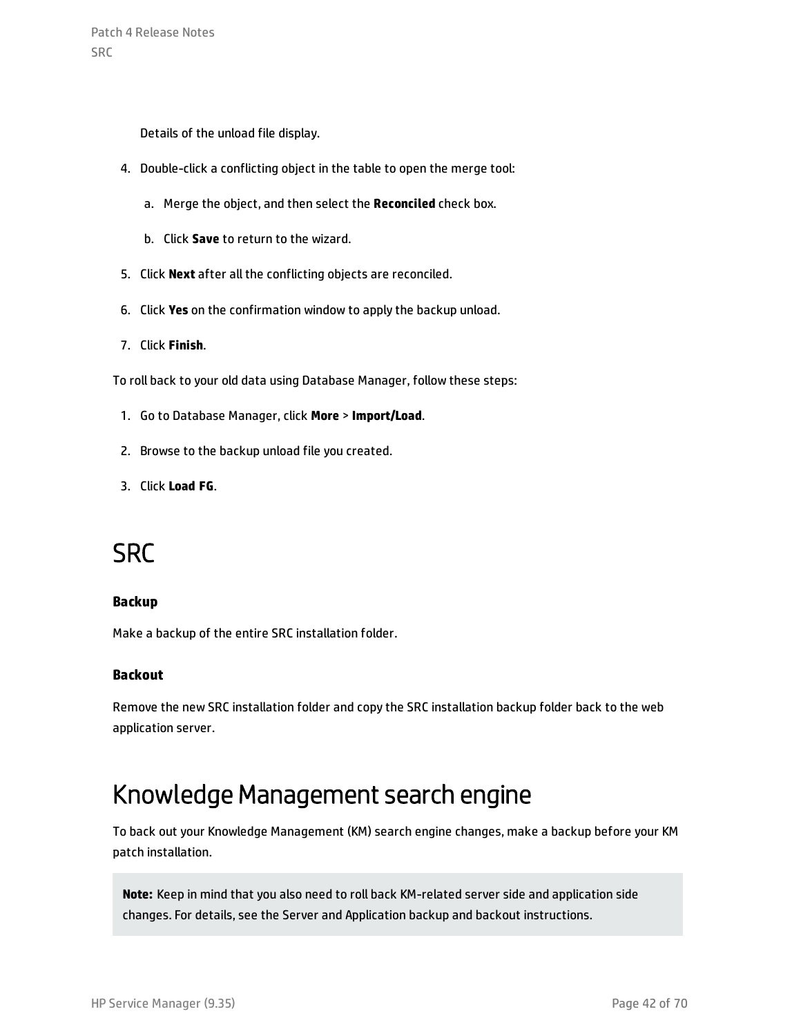Details of the unload file display.

4. Double-click a conflicting object in the table to open the merge tool:

   a. Merge the object, and then select the **Reconciled** check box.

   b. Click **Save** to return to the wizard.

5. Click **Next** after all the conflicting objects are reconciled.

6. Click **Yes** on the confirmation window to apply the backup unload.

7. Click **Finish**.

To roll back to your old data using Database Manager, follow these steps:

1. Go to Database Manager, click **More** > **Import/Load**.

2. Browse to the backup unload file you created.

3. Click **Load FG**.

# SRC

**Backup**

Make a backup of the entire SRC installation folder.

**Backout**

Remove the new SRC installation folder and copy the SRC installation backup folder back to the web application server.

# Knowledge Management search engine

To back out your Knowledge Management (KM) search engine changes, make a backup before your KM patch installation.

> **Note:** Keep in mind that you also need to roll back KM-related server side and application side changes. For details, see the Server and Application backup and backout instructions.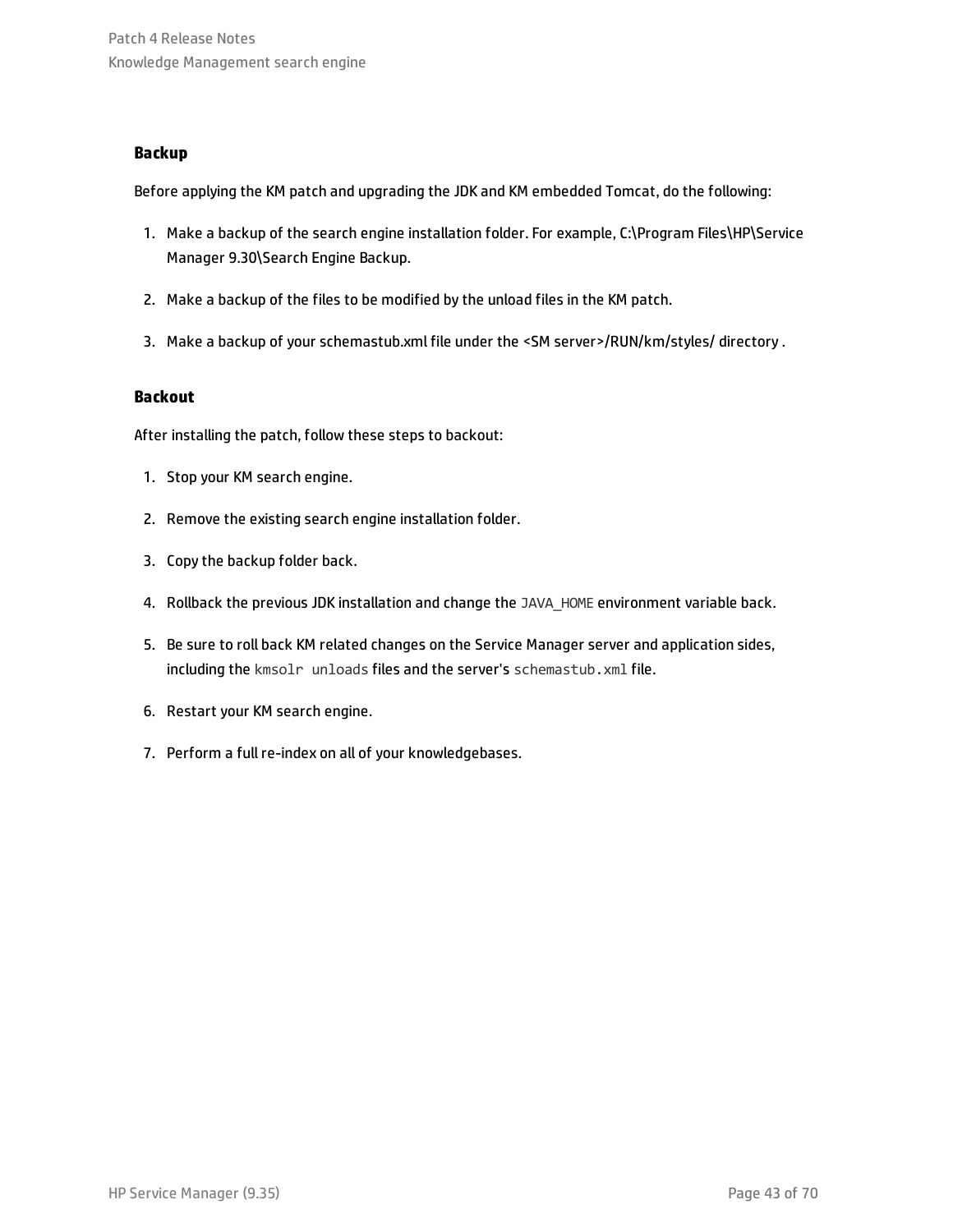### Backup

Before applying the KM patch and upgrading the JDK and KM embedded Tomcat, do the following:

1. Make a backup of the search engine installation folder. For example, C:\Program Files\HP\Service Manager 9.30\Search Engine Backup.
2. Make a backup of the files to be modified by the unload files in the KM patch.
3. Make a backup of your schemastub.xml file under the <SM server>/RUN/km/styles/ directory .

### Backout

After installing the patch, follow these steps to backout:

1. Stop your KM search engine.
2. Remove the existing search engine installation folder.
3. Copy the backup folder back.
4. Rollback the previous JDK installation and change the `JAVA_HOME` environment variable back.
5. Be sure to roll back KM related changes on the Service Manager server and application sides, including the `kmsolr unloads` files and the server's `schemastub.xml` file.
6. Restart your KM search engine.
7. Perform a full re-index on all of your knowledgebases.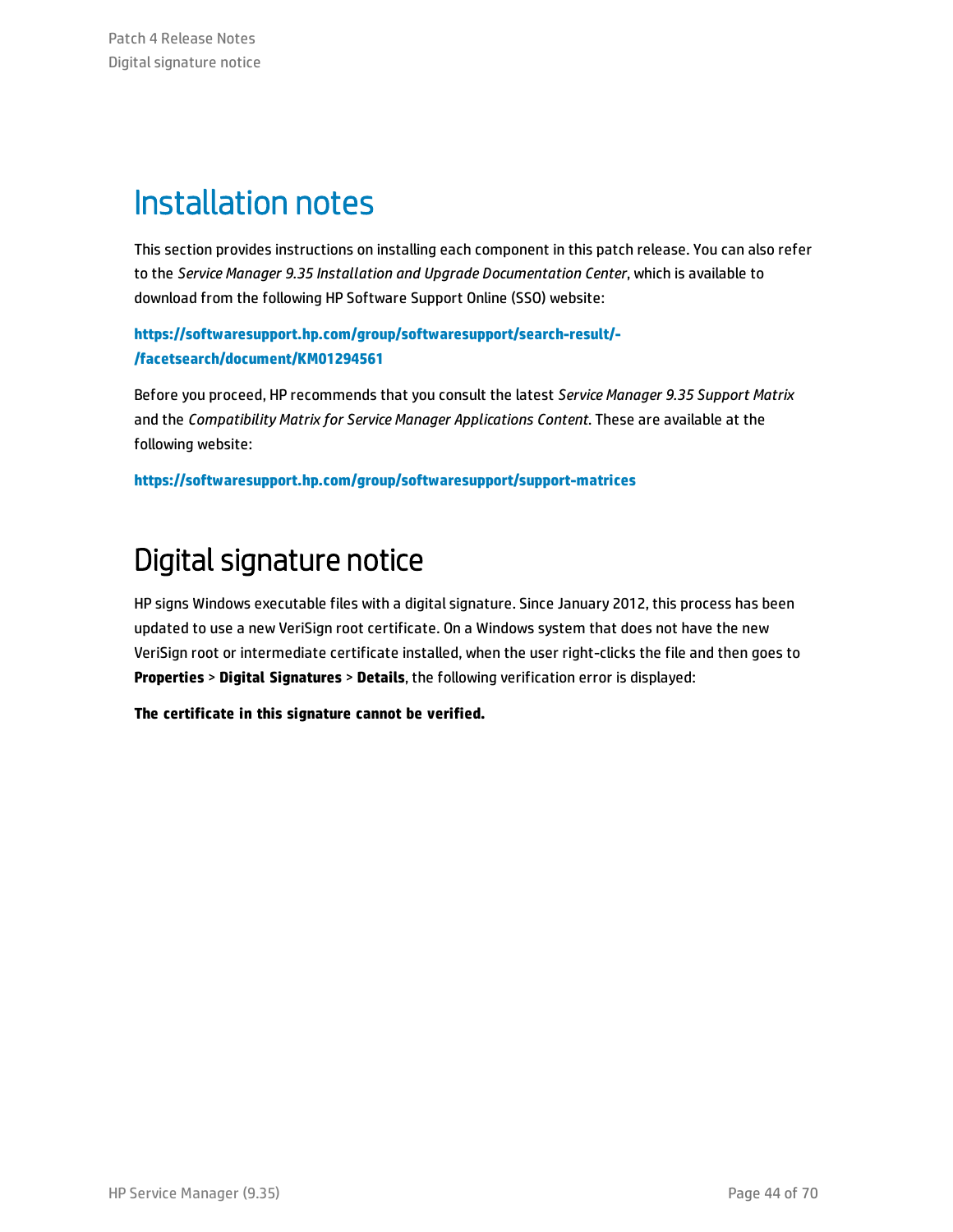# Installation notes

This section provides instructions on installing each component in this patch release. You can also refer to the *Service Manager 9.35 Installation and Upgrade Documentation Center*, which is available to download from the following HP Software Support Online (SSO) website:

**https://softwaresupport.hp.com/group/softwaresupport/search-result/-/facetsearch/document/KM01294561**

Before you proceed, HP recommends that you consult the latest *Service Manager 9.35 Support Matrix* and the *Compatibility Matrix for Service Manager Applications Content*. These are available at the following website:

**https://softwaresupport.hp.com/group/softwaresupport/support-matrices**

# Digital signature notice

HP signs Windows executable files with a digital signature. Since January 2012, this process has been updated to use a new VeriSign root certificate. On a Windows system that does not have the new VeriSign root or intermediate certificate installed, when the user right-clicks the file and then goes to **Properties** > **Digital Signatures** > **Details**, the following verification error is displayed:

**The certificate in this signature cannot be verified.**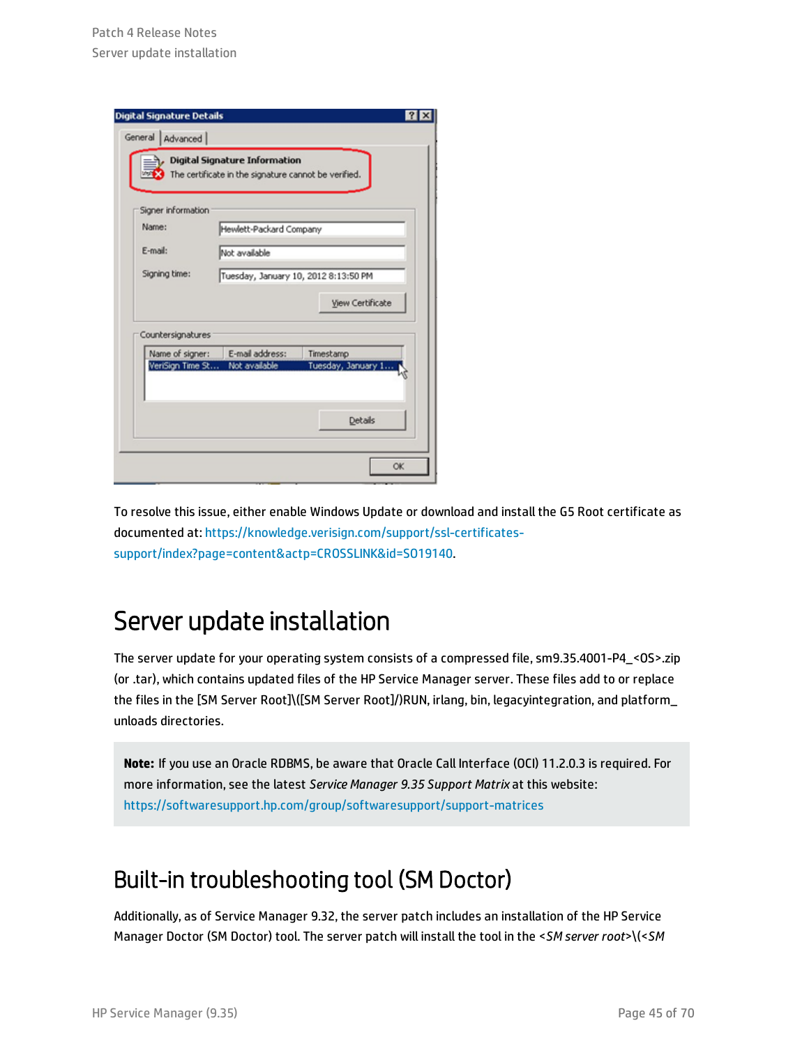To resolve this issue, either enable Windows Update or download and install the G5 Root certificate as documented at: https://knowledge.verisign.com/support/ssl-certificates-support/index?page=content&actp=CROSSLINK&id=SO19140.

# Server update installation

The server update for your operating system consists of a compressed file, sm9.35.4001-P4_<OS>.zip (or .tar), which contains updated files of the HP Service Manager server. These files add to or replace the files in the [SM Server Root]\([SM Server Root]/)RUN, irlang, bin, legacyintegration, and platform_unloads directories.

> **Note:** If you use an Oracle RDBMS, be aware that Oracle Call Interface (OCI) 11.2.0.3 is required. For more information, see the latest *Service Manager 9.35 Support Matrix* at this website: https://softwaresupport.hp.com/group/softwaresupport/support-matrices

# Built-in troubleshooting tool (SM Doctor)

Additionally, as of Service Manager 9.32, the server patch includes an installation of the HP Service Manager Doctor (SM Doctor) tool. The server patch will install the tool in the <*SM server root*>\(<*SM*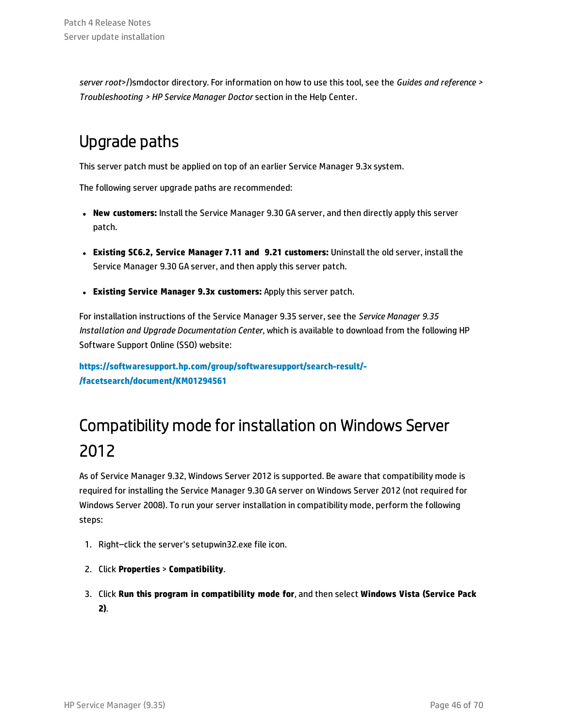*server root*>/)smdoctor directory. For information on how to use this tool, see the *Guides and reference > Troubleshooting > HP Service Manager Doctor* section in the Help Center.

## Upgrade paths

This server patch must be applied on top of an earlier Service Manager 9.3x system.

The following server upgrade paths are recommended:

- **New customers:** Install the Service Manager 9.30 GA server, and then directly apply this server patch.
- **Existing SC6.2, Service Manager 7.11 and 9.21 customers:** Uninstall the old server, install the Service Manager 9.30 GA server, and then apply this server patch.
- **Existing Service Manager 9.3x customers:** Apply this server patch.

For installation instructions of the Service Manager 9.35 server, see the *Service Manager 9.35 Installation and Upgrade Documentation Center*, which is available to download from the following HP Software Support Online (SSO) website:

**https://softwaresupport.hp.com/group/softwaresupport/search-result/-/facetsearch/document/KM01294561**

## Compatibility mode for installation on Windows Server 2012

As of Service Manager 9.32, Windows Server 2012 is supported. Be aware that compatibility mode is required for installing the Service Manager 9.30 GA server on Windows Server 2012 (not required for Windows Server 2008). To run your server installation in compatibility mode, perform the following steps:

1. Right–click the server's setupwin32.exe file icon.
2. Click **Properties** > **Compatibility**.
3. Click **Run this program in compatibility mode for**, and then select **Windows Vista (Service Pack 2)**.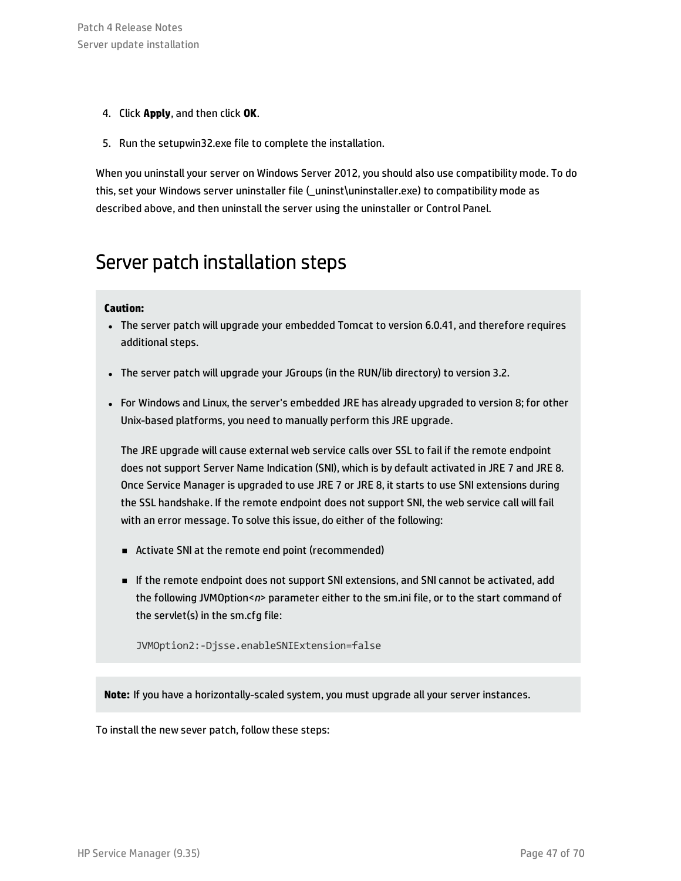4. Click **Apply**, and then click **OK**.
5. Run the setupwin32.exe file to complete the installation.

When you uninstall your server on Windows Server 2012, you should also use compatibility mode. To do this, set your Windows server uninstaller file (_uninst\uninstaller.exe) to compatibility mode as described above, and then uninstall the server using the uninstaller or Control Panel.

# Server patch installation steps

**Caution:**

- The server patch will upgrade your embedded Tomcat to version 6.0.41, and therefore requires additional steps.
- The server patch will upgrade your JGroups (in the RUN/lib directory) to version 3.2.
- For Windows and Linux, the server's embedded JRE has already upgraded to version 8; for other Unix-based platforms, you need to manually perform this JRE upgrade.

  The JRE upgrade will cause external web service calls over SSL to fail if the remote endpoint does not support Server Name Indication (SNI), which is by default activated in JRE 7 and JRE 8. Once Service Manager is upgraded to use JRE 7 or JRE 8, it starts to use SNI extensions during the SSL handshake. If the remote endpoint does not support SNI, the web service call will fail with an error message. To solve this issue, do either of the following:

  - Activate SNI at the remote end point (recommended)
  - If the remote endpoint does not support SNI extensions, and SNI cannot be activated, add the following JVMOption<*n*> parameter either to the sm.ini file, or to the start command of the servlet(s) in the sm.cfg file:

    ```
    JVMOption2:-Djsse.enableSNIExtension=false
    ```

**Note:** If you have a horizontally-scaled system, you must upgrade all your server instances.

To install the new sever patch, follow these steps: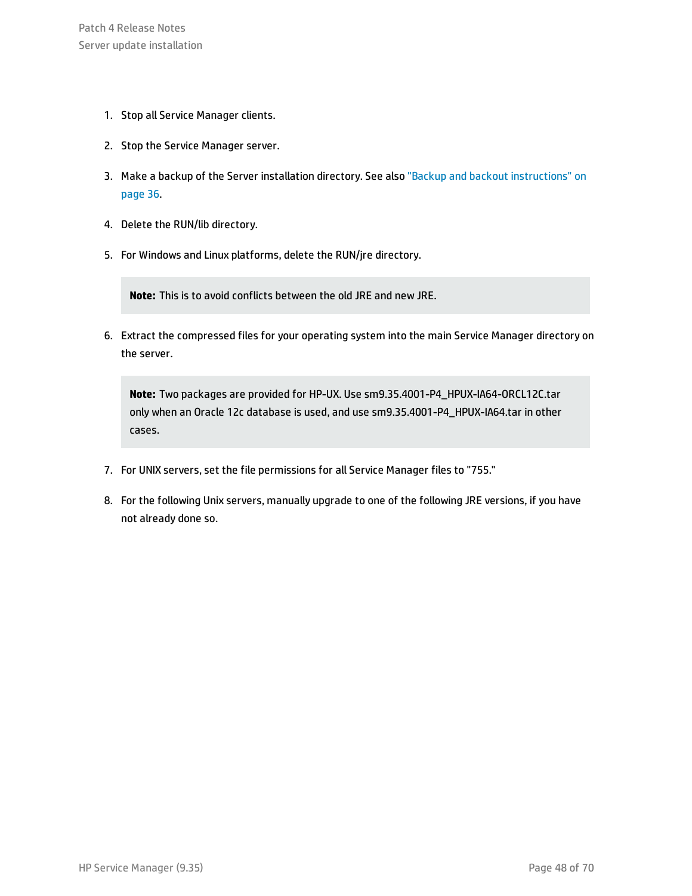1. Stop all Service Manager clients.
2. Stop the Service Manager server.
3. Make a backup of the Server installation directory. See also "Backup and backout instructions" on page 36.
4. Delete the RUN/lib directory.
5. For Windows and Linux platforms, delete the RUN/jre directory.

   **Note:** This is to avoid conflicts between the old JRE and new JRE.

6. Extract the compressed files for your operating system into the main Service Manager directory on the server.

   **Note:** Two packages are provided for HP-UX. Use sm9.35.4001-P4_HPUX-IA64-ORCL12C.tar only when an Oracle 12c database is used, and use sm9.35.4001-P4_HPUX-IA64.tar in other cases.

7. For UNIX servers, set the file permissions for all Service Manager files to "755."
8. For the following Unix servers, manually upgrade to one of the following JRE versions, if you have not already done so.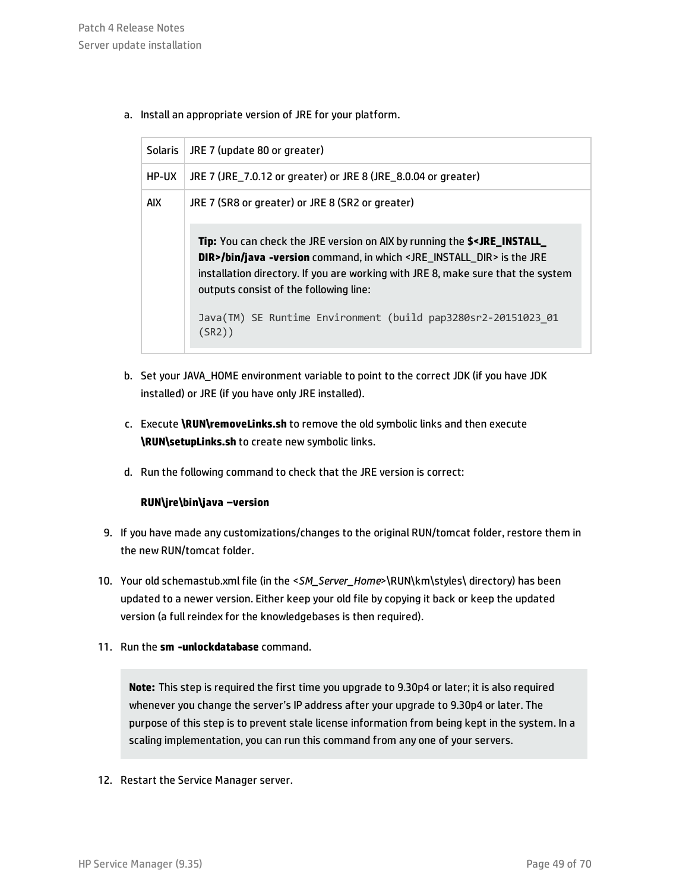a. Install an appropriate version of JRE for your platform.

| | |
|---|---|
| Solaris | JRE 7 (update 80 or greater) |
| HP-UX | JRE 7 (JRE_7.0.12 or greater) or JRE 8 (JRE_8.0.04 or greater) |
| AIX | JRE 7 (SR8 or greater) or JRE 8 (SR2 or greater)<br><br>**Tip:** You can check the JRE version on AIX by running the **$<JRE_INSTALL_DIR>/bin/java -version** command, in which <JRE_INSTALL_DIR> is the JRE installation directory. If you are working with JRE 8, make sure that the system outputs consist of the following line:<br><br>`Java(TM) SE Runtime Environment (build pap3280sr2-20151023_01 (SR2))` |

b. Set your JAVA_HOME environment variable to point to the correct JDK (if you have JDK installed) or JRE (if you have only JRE installed).

c. Execute **\RUN\removeLinks.sh** to remove the old symbolic links and then execute **\RUN\setupLinks.sh** to create new symbolic links.

d. Run the following command to check that the JRE version is correct:

**RUN\jre\bin\java –version**

9. If you have made any customizations/changes to the original RUN/tomcat folder, restore them in the new RUN/tomcat folder.

10. Your old schemastub.xml file (in the <*SM_Server_Home*>\RUN\km\styles\ directory) has been updated to a newer version. Either keep your old file by copying it back or keep the updated version (a full reindex for the knowledgebases is then required).

11. Run the **sm -unlockdatabase** command.

> **Note:** This step is required the first time you upgrade to 9.30p4 or later; it is also required whenever you change the server's IP address after your upgrade to 9.30p4 or later. The purpose of this step is to prevent stale license information from being kept in the system. In a scaling implementation, you can run this command from any one of your servers.

12. Restart the Service Manager server.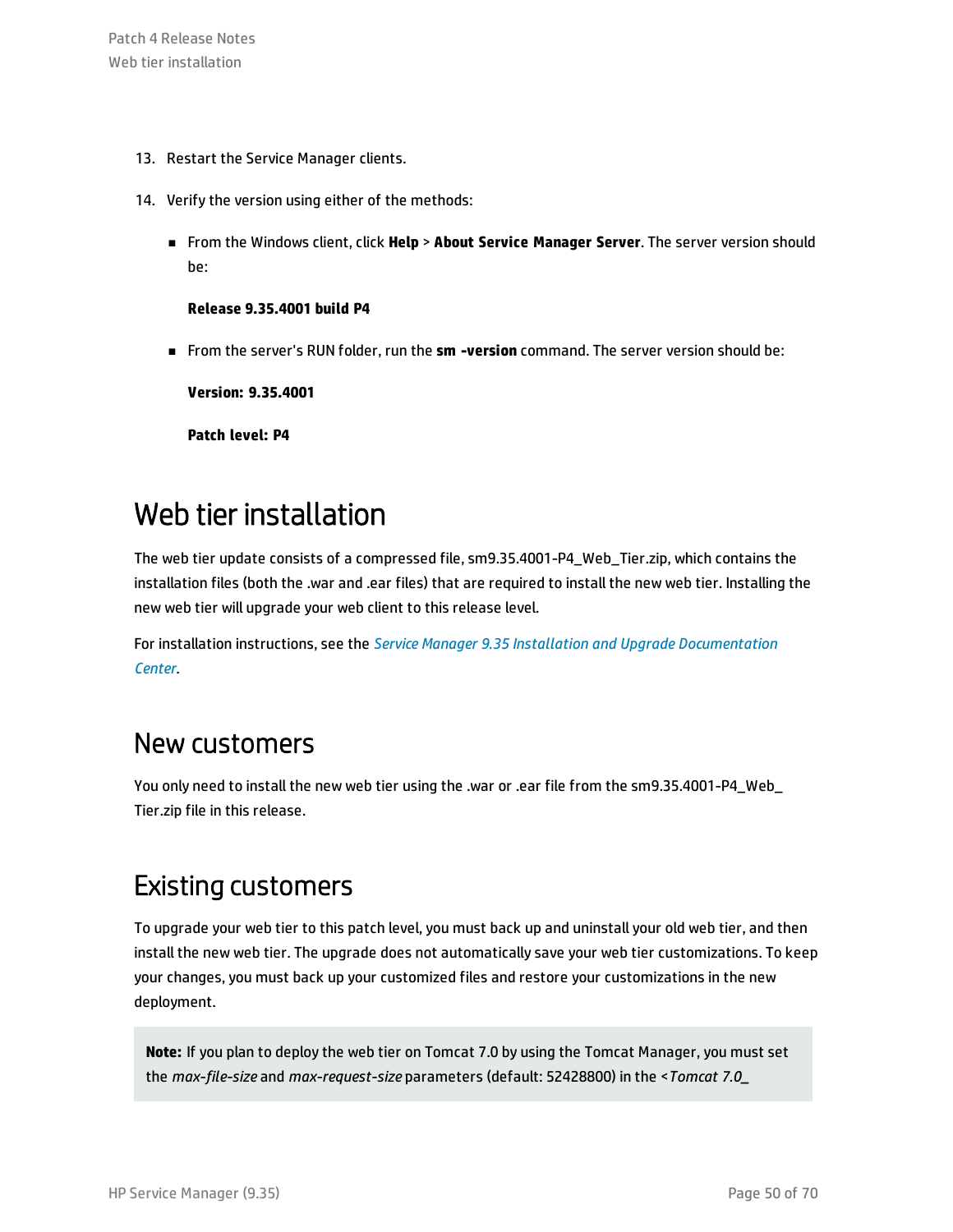13. Restart the Service Manager clients.

14. Verify the version using either of the methods:

    - From the Windows client, click **Help** > **About Service Manager Server**. The server version should be:

      **Release 9.35.4001 build P4**

    - From the server's RUN folder, run the **sm -version** command. The server version should be:

      **Version: 9.35.4001**

      **Patch level: P4**

# Web tier installation

The web tier update consists of a compressed file, sm9.35.4001-P4_Web_Tier.zip, which contains the installation files (both the .war and .ear files) that are required to install the new web tier. Installing the new web tier will upgrade your web client to this release level.

For installation instructions, see the *Service Manager 9.35 Installation and Upgrade Documentation Center*.

## New customers

You only need to install the new web tier using the .war or .ear file from the sm9.35.4001-P4_Web_Tier.zip file in this release.

## Existing customers

To upgrade your web tier to this patch level, you must back up and uninstall your old web tier, and then install the new web tier. The upgrade does not automatically save your web tier customizations. To keep your changes, you must back up your customized files and restore your customizations in the new deployment.

> **Note:** If you plan to deploy the web tier on Tomcat 7.0 by using the Tomcat Manager, you must set the *max-file-size* and *max-request-size* parameters (default: 52428800) in the <*Tomcat 7.0_*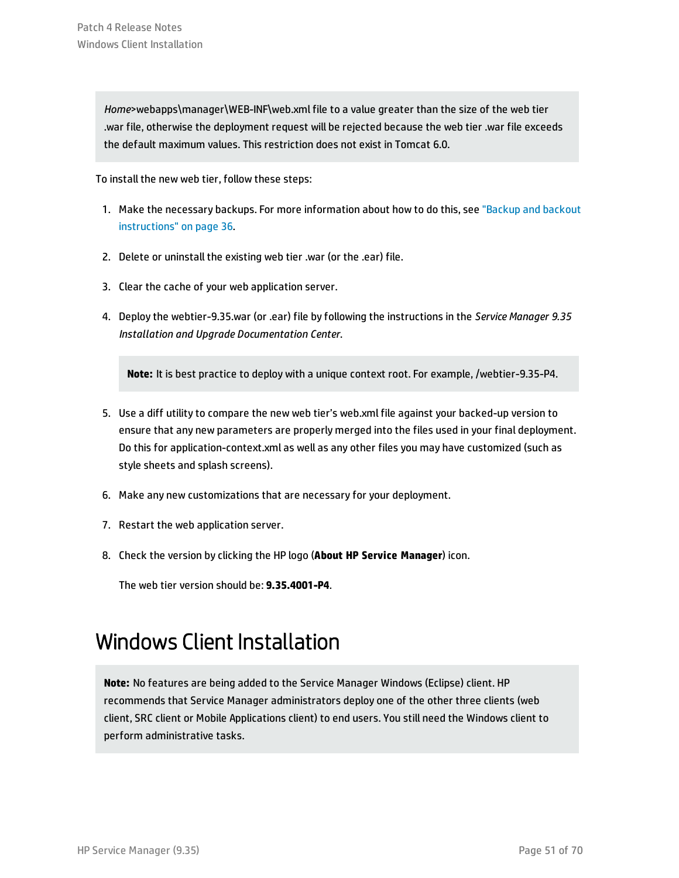*Home*>webapps\manager\WEB-INF\web.xml file to a value greater than the size of the web tier .war file, otherwise the deployment request will be rejected because the web tier .war file exceeds the default maximum values. This restriction does not exist in Tomcat 6.0.

To install the new web tier, follow these steps:

1. Make the necessary backups. For more information about how to do this, see "Backup and backout instructions" on page 36.

2. Delete or uninstall the existing web tier .war (or the .ear) file.

3. Clear the cache of your web application server.

4. Deploy the webtier-9.35.war (or .ear) file by following the instructions in the *Service Manager 9.35 Installation and Upgrade Documentation Center*.

   **Note:** It is best practice to deploy with a unique context root. For example, /webtier-9.35-P4.

5. Use a diff utility to compare the new web tier's web.xml file against your backed-up version to ensure that any new parameters are properly merged into the files used in your final deployment. Do this for application-context.xml as well as any other files you may have customized (such as style sheets and splash screens).

6. Make any new customizations that are necessary for your deployment.

7. Restart the web application server.

8. Check the version by clicking the HP logo (**About HP Service Manager**) icon.

   The web tier version should be: **9.35.4001-P4**.

# Windows Client Installation

**Note:** No features are being added to the Service Manager Windows (Eclipse) client. HP recommends that Service Manager administrators deploy one of the other three clients (web client, SRC client or Mobile Applications client) to end users. You still need the Windows client to perform administrative tasks.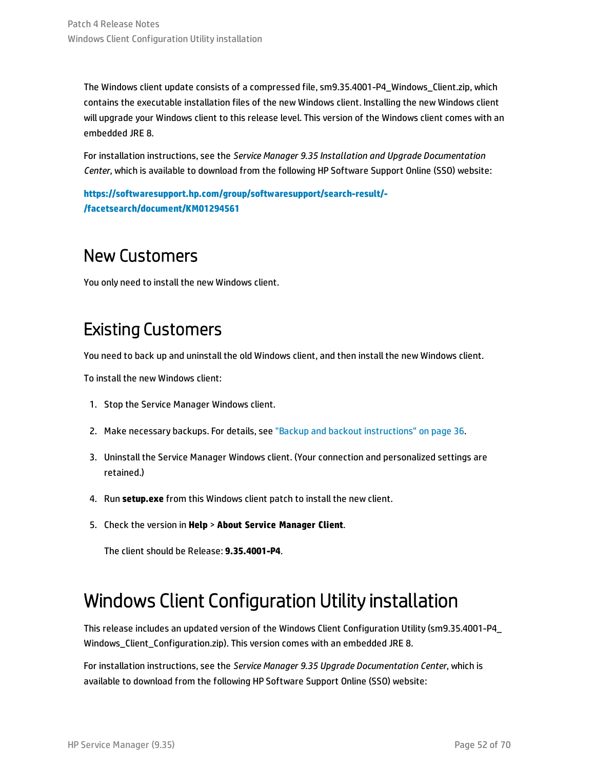The Windows client update consists of a compressed file, sm9.35.4001-P4_Windows_Client.zip, which contains the executable installation files of the new Windows client. Installing the new Windows client will upgrade your Windows client to this release level. This version of the Windows client comes with an embedded JRE 8.

For installation instructions, see the *Service Manager 9.35 Installation and Upgrade Documentation Center*, which is available to download from the following HP Software Support Online (SSO) website:

**https://softwaresupport.hp.com/group/softwaresupport/search-result/-/facetsearch/document/KM01294561**

## New Customers

You only need to install the new Windows client.

## Existing Customers

You need to back up and uninstall the old Windows client, and then install the new Windows client.

To install the new Windows client:

1. Stop the Service Manager Windows client.
2. Make necessary backups. For details, see "Backup and backout instructions" on page 36.
3. Uninstall the Service Manager Windows client. (Your connection and personalized settings are retained.)
4. Run **setup.exe** from this Windows client patch to install the new client.
5. Check the version in **Help** > **About Service Manager Client**.

   The client should be Release: **9.35.4001-P4**.

# Windows Client Configuration Utility installation

This release includes an updated version of the Windows Client Configuration Utility (sm9.35.4001-P4_Windows_Client_Configuration.zip). This version comes with an embedded JRE 8.

For installation instructions, see the *Service Manager 9.35 Upgrade Documentation Center*, which is available to download from the following HP Software Support Online (SSO) website: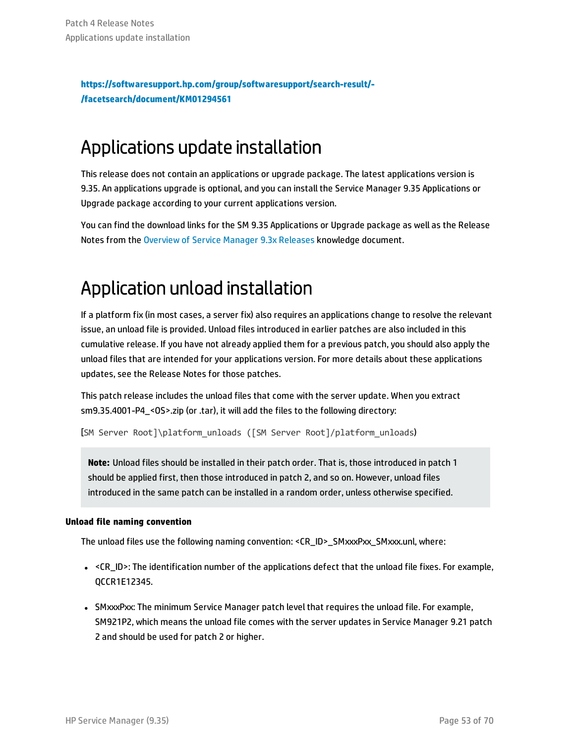**https://softwaresupport.hp.com/group/softwaresupport/search-result/-/facetsearch/document/KM01294561**

# Applications update installation

This release does not contain an applications or upgrade package. The latest applications version is 9.35. An applications upgrade is optional, and you can install the Service Manager 9.35 Applications or Upgrade package according to your current applications version.

You can find the download links for the SM 9.35 Applications or Upgrade package as well as the Release Notes from the Overview of Service Manager 9.3x Releases knowledge document.

# Application unload installation

If a platform fix (in most cases, a server fix) also requires an applications change to resolve the relevant issue, an unload file is provided. Unload files introduced in earlier patches are also included in this cumulative release. If you have not already applied them for a previous patch, you should also apply the unload files that are intended for your applications version. For more details about these applications updates, see the Release Notes for those patches.

This patch release includes the unload files that come with the server update. When you extract sm9.35.4001-P4_<OS>.zip (or .tar), it will add the files to the following directory:

[`SM Server Root]\platform_unloads ([SM Server Root]/platform_unloads`)

> **Note:** Unload files should be installed in their patch order. That is, those introduced in patch 1 should be applied first, then those introduced in patch 2, and so on. However, unload files introduced in the same patch can be installed in a random order, unless otherwise specified.

**Unload file naming convention**

The unload files use the following naming convention: <CR_ID>_SMxxxPxx_SMxxx.unl, where:

- <CR_ID>: The identification number of the applications defect that the unload file fixes. For example, QCCR1E12345.
- SMxxxPxx: The minimum Service Manager patch level that requires the unload file. For example, SM921P2, which means the unload file comes with the server updates in Service Manager 9.21 patch 2 and should be used for patch 2 or higher.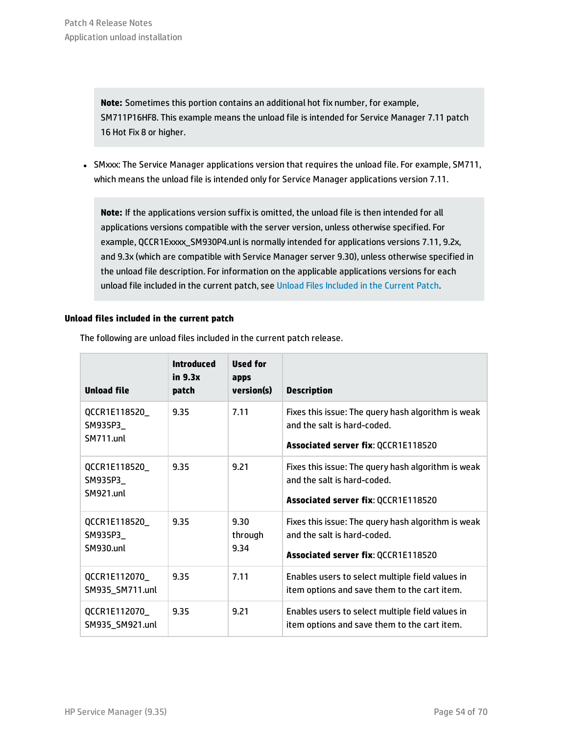> **Note:** Sometimes this portion contains an additional hot fix number, for example, SM711P16HF8. This example means the unload file is intended for Service Manager 7.11 patch 16 Hot Fix 8 or higher.

- SMxxx: The Service Manager applications version that requires the unload file. For example, SM711, which means the unload file is intended only for Service Manager applications version 7.11.

> **Note:** If the applications version suffix is omitted, the unload file is then intended for all applications versions compatible with the server version, unless otherwise specified. For example, QCCR1Exxxx_SM930P4.unl is normally intended for applications versions 7.11, 9.2x, and 9.3x (which are compatible with Service Manager server 9.30), unless otherwise specified in the unload file description. For information on the applicable applications versions for each unload file included in the current patch, see Unload Files Included in the Current Patch.

#### Unload files included in the current patch

The following are unload files included in the current patch release.

| Unload file | Introduced in 9.3x patch | Used for apps version(s) | Description |
|---|---|---|---|
| QCCR1E118520_SM935P3_SM711.unl | 9.35 | 7.11 | Fixes this issue: The query hash algorithm is weak and the salt is hard-coded.<br><br>**Associated server fix**: QCCR1E118520 |
| QCCR1E118520_SM935P3_SM921.unl | 9.35 | 9.21 | Fixes this issue: The query hash algorithm is weak and the salt is hard-coded.<br><br>**Associated server fix**: QCCR1E118520 |
| QCCR1E118520_SM935P3_SM930.unl | 9.35 | 9.30 through 9.34 | Fixes this issue: The query hash algorithm is weak and the salt is hard-coded.<br><br>**Associated server fix**: QCCR1E118520 |
| QCCR1E112070_SM935_SM711.unl | 9.35 | 7.11 | Enables users to select multiple field values in item options and save them to the cart item. |
| QCCR1E112070_SM935_SM921.unl | 9.35 | 9.21 | Enables users to select multiple field values in item options and save them to the cart item. |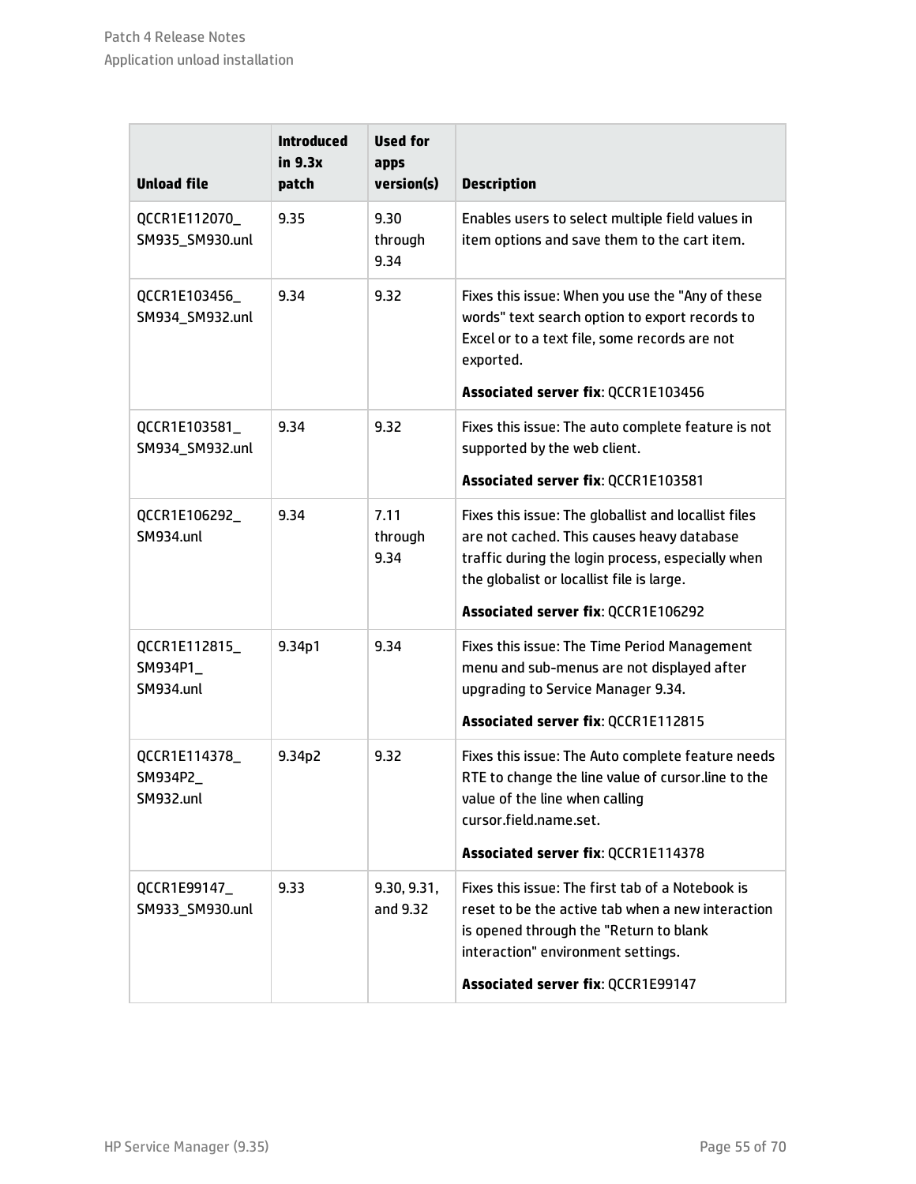| Unload file | Introduced in 9.3x patch | Used for apps version(s) | Description |
|---|---|---|---|
| QCCR1E112070_SM935_SM930.unl | 9.35 | 9.30 through 9.34 | Enables users to select multiple field values in item options and save them to the cart item. |
| QCCR1E103456_SM934_SM932.unl | 9.34 | 9.32 | Fixes this issue: When you use the "Any of these words" text search option to export records to Excel or to a text file, some records are not exported.<br><br>**Associated server fix**: QCCR1E103456 |
| QCCR1E103581_SM934_SM932.unl | 9.34 | 9.32 | Fixes this issue: The auto complete feature is not supported by the web client.<br><br>**Associated server fix**: QCCR1E103581 |
| QCCR1E106292_SM934.unl | 9.34 | 7.11 through 9.34 | Fixes this issue: The globallist and locallist files are not cached. This causes heavy database traffic during the login process, especially when the globalist or locallist file is large.<br><br>**Associated server fix**: QCCR1E106292 |
| QCCR1E112815_SM934P1_SM934.unl | 9.34p1 | 9.34 | Fixes this issue: The Time Period Management menu and sub-menus are not displayed after upgrading to Service Manager 9.34.<br><br>**Associated server fix**: QCCR1E112815 |
| QCCR1E114378_SM934P2_SM932.unl | 9.34p2 | 9.32 | Fixes this issue: The Auto complete feature needs RTE to change the line value of cursor.line to the value of the line when calling cursor.field.name.set.<br><br>**Associated server fix**: QCCR1E114378 |
| QCCR1E99147_SM933_SM930.unl | 9.33 | 9.30, 9.31, and 9.32 | Fixes this issue: The first tab of a Notebook is reset to be the active tab when a new interaction is opened through the "Return to blank interaction" environment settings.<br><br>**Associated server fix**: QCCR1E99147 |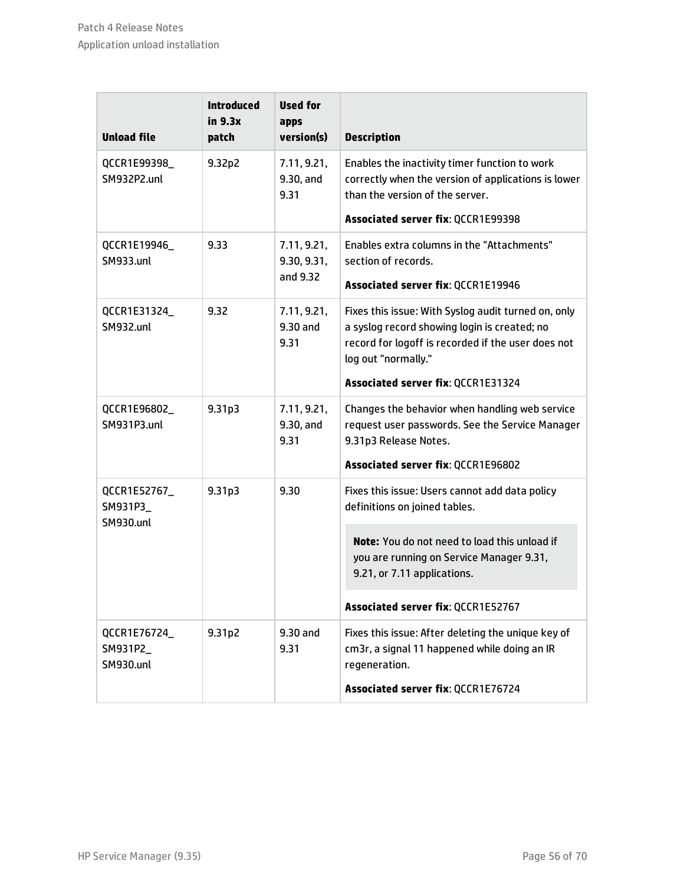| Unload file | Introduced in 9.3x patch | Used for apps version(s) | Description |
| --- | --- | --- | --- |
| QCCR1E99398_ SM932P2.unl | 9.32p2 | 7.11, 9.21, 9.30, and 9.31 | Enables the inactivity timer function to work correctly when the version of applications is lower than the version of the server.<br><br>**Associated server fix**: QCCR1E99398 |
| QCCR1E19946_ SM933.unl | 9.33 | 7.11, 9.21, 9.30, 9.31, and 9.32 | Enables extra columns in the "Attachments" section of records.<br><br>**Associated server fix**: QCCR1E19946 |
| QCCR1E31324_ SM932.unl | 9.32 | 7.11, 9.21, 9.30 and 9.31 | Fixes this issue: With Syslog audit turned on, only a syslog record showing login is created; no record for logoff is recorded if the user does not log out "normally."<br><br>**Associated server fix**: QCCR1E31324 |
| QCCR1E96802_ SM931P3.unl | 9.31p3 | 7.11, 9.21, 9.30, and 9.31 | Changes the behavior when handling web service request user passwords. See the Service Manager 9.31p3 Release Notes.<br><br>**Associated server fix**: QCCR1E96802 |
| QCCR1E52767_ SM931P3_ SM930.unl | 9.31p3 | 9.30 | Fixes this issue: Users cannot add data policy definitions on joined tables.<br><br>**Note:** You do not need to load this unload if you are running on Service Manager 9.31, 9.21, or 7.11 applications.<br><br>**Associated server fix**: QCCR1E52767 |
| QCCR1E76724_ SM931P2_ SM930.unl | 9.31p2 | 9.30 and 9.31 | Fixes this issue: After deleting the unique key of cm3r, a signal 11 happened while doing an IR regeneration.<br><br>**Associated server fix**: QCCR1E76724 |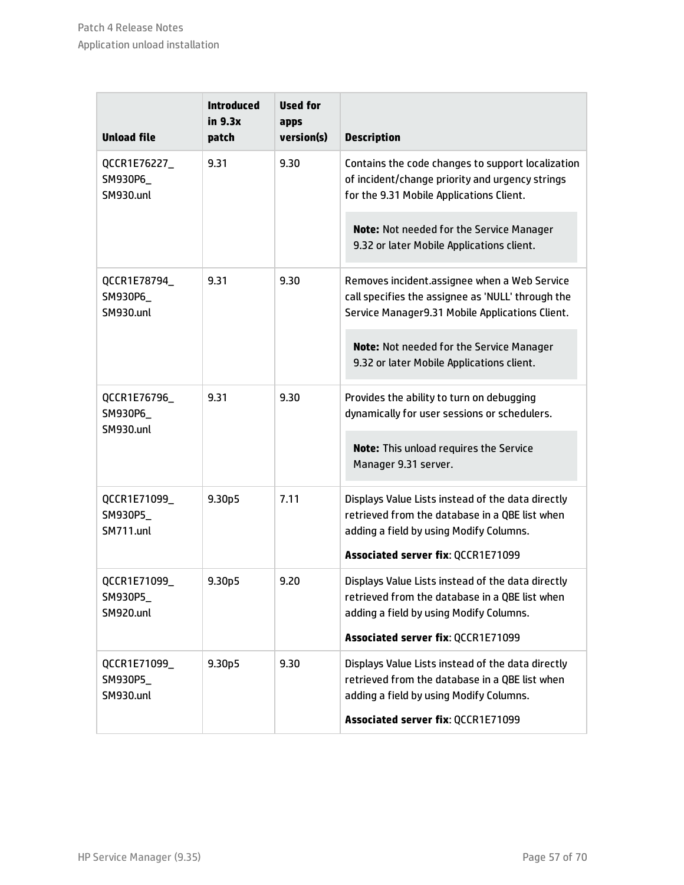| Unload file | Introduced in 9.3x patch | Used for apps version(s) | Description |
|---|---|---|---|
| QCCR1E76227_SM930P6_SM930.unl | 9.31 | 9.30 | Contains the code changes to support localization of incident/change priority and urgency strings for the 9.31 Mobile Applications Client.<br><br>**Note:** Not needed for the Service Manager 9.32 or later Mobile Applications client. |
| QCCR1E78794_SM930P6_SM930.unl | 9.31 | 9.30 | Removes incident.assignee when a Web Service call specifies the assignee as 'NULL' through the Service Manager9.31 Mobile Applications Client.<br><br>**Note:** Not needed for the Service Manager 9.32 or later Mobile Applications client. |
| QCCR1E76796_SM930P6_SM930.unl | 9.31 | 9.30 | Provides the ability to turn on debugging dynamically for user sessions or schedulers.<br><br>**Note:** This unload requires the Service Manager 9.31 server. |
| QCCR1E71099_SM930P5_SM711.unl | 9.30p5 | 7.11 | Displays Value Lists instead of the data directly retrieved from the database in a QBE list when adding a field by using Modify Columns.<br><br>**Associated server fix**: QCCR1E71099 |
| QCCR1E71099_SM930P5_SM920.unl | 9.30p5 | 9.20 | Displays Value Lists instead of the data directly retrieved from the database in a QBE list when adding a field by using Modify Columns.<br><br>**Associated server fix**: QCCR1E71099 |
| QCCR1E71099_SM930P5_SM930.unl | 9.30p5 | 9.30 | Displays Value Lists instead of the data directly retrieved from the database in a QBE list when adding a field by using Modify Columns.<br><br>**Associated server fix**: QCCR1E71099 |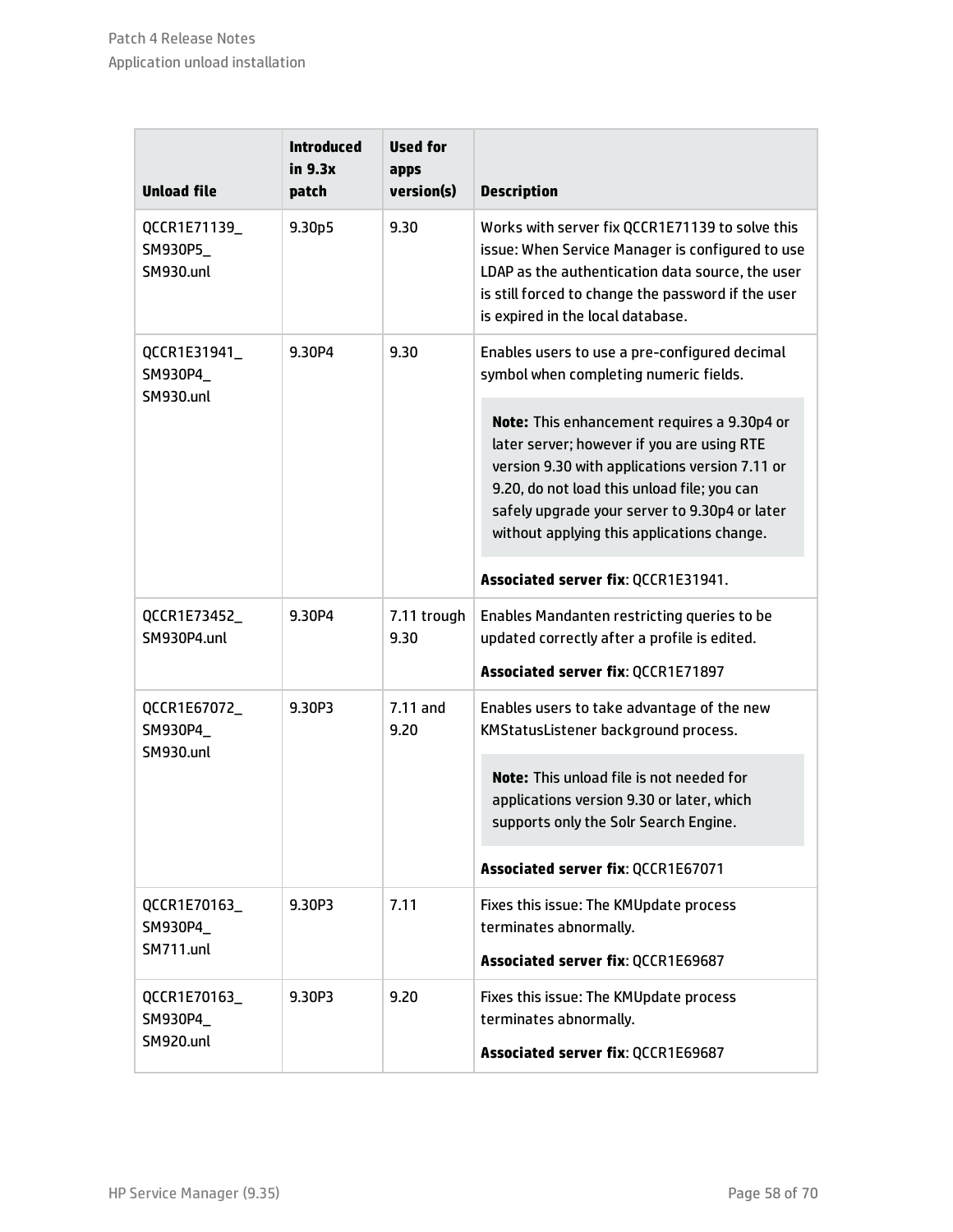| Unload file | Introduced in 9.3x patch | Used for apps version(s) | Description |
|---|---|---|---|
| QCCR1E71139_ SM930P5_ SM930.unl | 9.30p5 | 9.30 | Works with server fix QCCR1E71139 to solve this issue: When Service Manager is configured to use LDAP as the authentication data source, the user is still forced to change the password if the user is expired in the local database. |
| QCCR1E31941_ SM930P4_ SM930.unl | 9.30P4 | 9.30 | Enables users to use a pre-configured decimal symbol when completing numeric fields.<br><br>**Note:** This enhancement requires a 9.30p4 or later server; however if you are using RTE version 9.30 with applications version 7.11 or 9.20, do not load this unload file; you can safely upgrade your server to 9.30p4 or later without applying this applications change.<br><br>**Associated server fix**: QCCR1E31941. |
| QCCR1E73452_ SM930P4.unl | 9.30P4 | 7.11 trough 9.30 | Enables Mandanten restricting queries to be updated correctly after a profile is edited.<br><br>**Associated server fix**: QCCR1E71897 |
| QCCR1E67072_ SM930P4_ SM930.unl | 9.30P3 | 7.11 and 9.20 | Enables users to take advantage of the new KMStatusListener background process.<br><br>**Note:** This unload file is not needed for applications version 9.30 or later, which supports only the Solr Search Engine.<br><br>**Associated server fix**: QCCR1E67071 |
| QCCR1E70163_ SM930P4_ SM711.unl | 9.30P3 | 7.11 | Fixes this issue: The KMUpdate process terminates abnormally.<br><br>**Associated server fix**: QCCR1E69687 |
| QCCR1E70163_ SM930P4_ SM920.unl | 9.30P3 | 9.20 | Fixes this issue: The KMUpdate process terminates abnormally.<br><br>**Associated server fix**: QCCR1E69687 |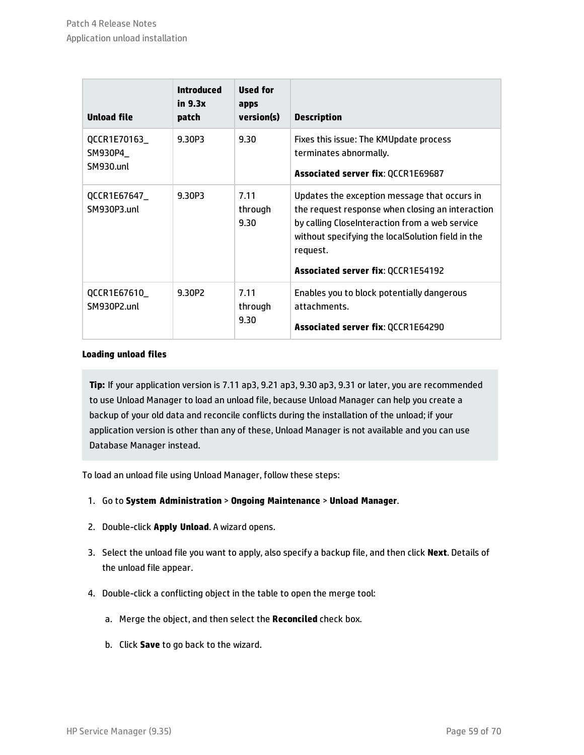| Unload file | Introduced in 9.3x patch | Used for apps version(s) | Description |
|---|---|---|---|
| QCCR1E70163_SM930P4_SM930.unl | 9.30P3 | 9.30 | Fixes this issue: The KMUpdate process terminates abnormally. **Associated server fix**: QCCR1E69687 |
| QCCR1E67647_SM930P3.unl | 9.30P3 | 7.11 through 9.30 | Updates the exception message that occurs in the request response when closing an interaction by calling CloseInteraction from a web service without specifying the localSolution field in the request. **Associated server fix**: QCCR1E54192 |
| QCCR1E67610_SM930P2.unl | 9.30P2 | 7.11 through 9.30 | Enables you to block potentially dangerous attachments. **Associated server fix**: QCCR1E64290 |

**Loading unload files**

> **Tip:** If your application version is 7.11 ap3, 9.21 ap3, 9.30 ap3, 9.31 or later, you are recommended to use Unload Manager to load an unload file, because Unload Manager can help you create a backup of your old data and reconcile conflicts during the installation of the unload; if your application version is other than any of these, Unload Manager is not available and you can use Database Manager instead.

To load an unload file using Unload Manager, follow these steps:

1. Go to **System Administration** > **Ongoing Maintenance** > **Unload Manager**.
2. Double-click **Apply Unload**. A wizard opens.
3. Select the unload file you want to apply, also specify a backup file, and then click **Next**. Details of the unload file appear.
4. Double-click a conflicting object in the table to open the merge tool:
   a. Merge the object, and then select the **Reconciled** check box.
   b. Click **Save** to go back to the wizard.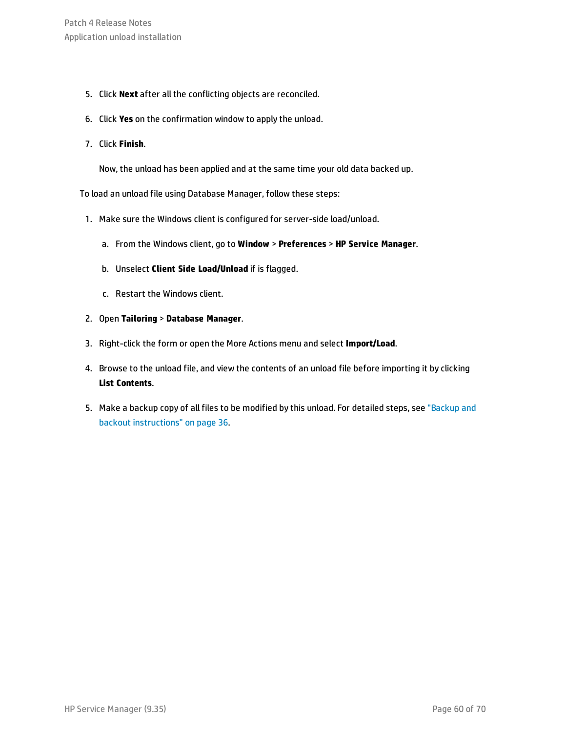5. Click **Next** after all the conflicting objects are reconciled.

6. Click **Yes** on the confirmation window to apply the unload.

7. Click **Finish**.

   Now, the unload has been applied and at the same time your old data backed up.

To load an unload file using Database Manager, follow these steps:

1. Make sure the Windows client is configured for server-side load/unload.

   a. From the Windows client, go to **Window** > **Preferences** > **HP Service Manager**.

   b. Unselect **Client Side Load/Unload** if is flagged.

   c. Restart the Windows client.

2. Open **Tailoring** > **Database Manager**.

3. Right-click the form or open the More Actions menu and select **Import/Load**.

4. Browse to the unload file, and view the contents of an unload file before importing it by clicking **List Contents**.

5. Make a backup copy of all files to be modified by this unload. For detailed steps, see "Backup and backout instructions" on page 36.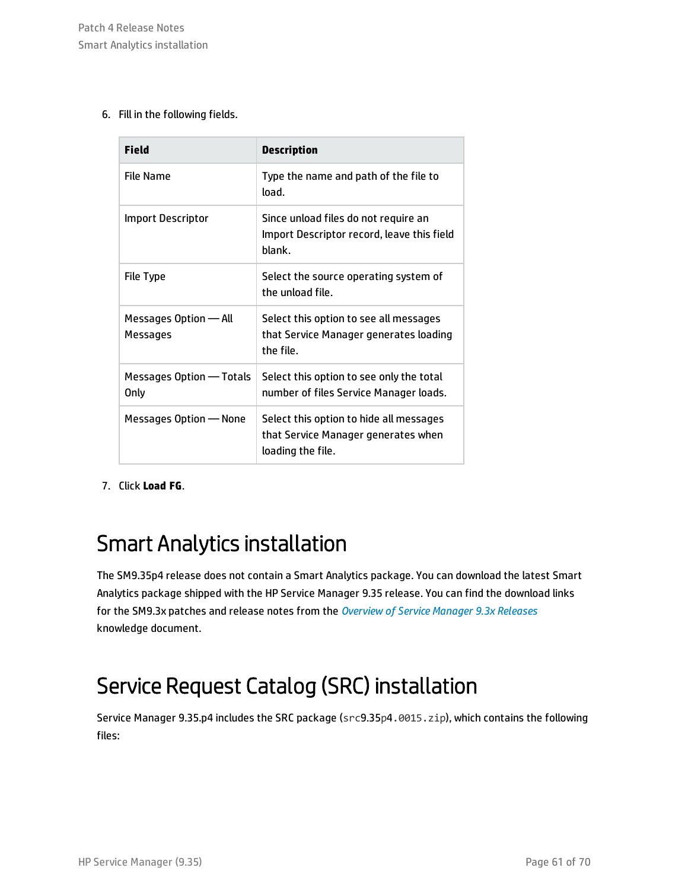6. Fill in the following fields.

| Field | Description |
| --- | --- |
| File Name | Type the name and path of the file to load. |
| Import Descriptor | Since unload files do not require an Import Descriptor record, leave this field blank. |
| File Type | Select the source operating system of the unload file. |
| Messages Option — All Messages | Select this option to see all messages that Service Manager generates loading the file. |
| Messages Option — Totals Only | Select this option to see only the total number of files Service Manager loads. |
| Messages Option — None | Select this option to hide all messages that Service Manager generates when loading the file. |

7. Click **Load FG**.

# Smart Analytics installation

The SM9.35p4 release does not contain a Smart Analytics package. You can download the latest Smart Analytics package shipped with the HP Service Manager 9.35 release. You can find the download links for the SM9.3x patches and release notes from the *Overview of Service Manager 9.3x Releases* knowledge document.

# Service Request Catalog (SRC) installation

Service Manager 9.35.p4 includes the SRC package (`src9.35p4.0015.zip`), which contains the following files: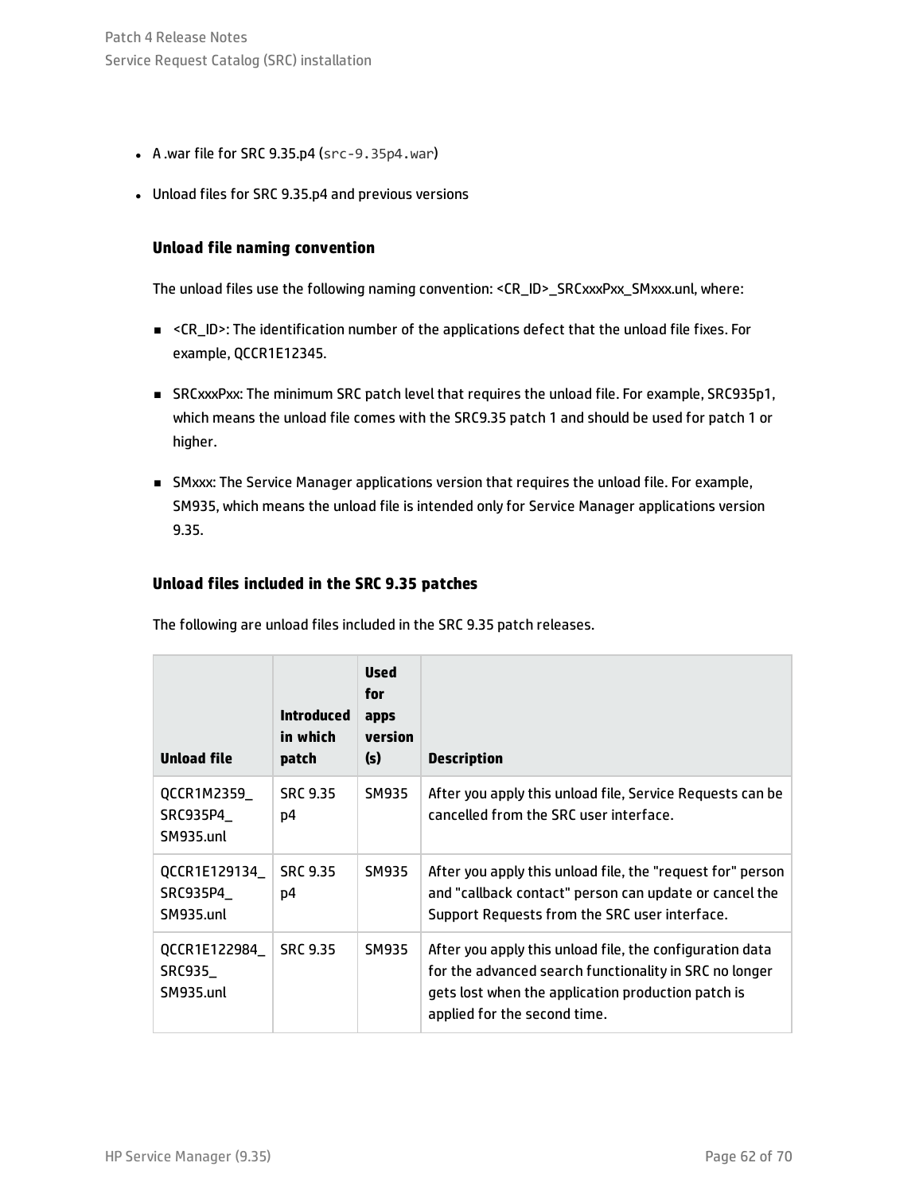- A .war file for SRC 9.35.p4 (`src-9.35p4.war`)
- Unload files for SRC 9.35.p4 and previous versions

### Unload file naming convention

The unload files use the following naming convention: <CR_ID>_SRCxxxPxx_SMxxx.unl, where:

- <CR_ID>: The identification number of the applications defect that the unload file fixes. For example, QCCR1E12345.
- SRCxxxPxx: The minimum SRC patch level that requires the unload file. For example, SRC935p1, which means the unload file comes with the SRC9.35 patch 1 and should be used for patch 1 or higher.
- SMxxx: The Service Manager applications version that requires the unload file. For example, SM935, which means the unload file is intended only for Service Manager applications version 9.35.

### Unload files included in the SRC 9.35 patches

The following are unload files included in the SRC 9.35 patch releases.

| Unload file | Introduced in which patch | Used for apps version (s) | Description |
|---|---|---|---|
| QCCR1M2359_SRC935P4_SM935.unl | SRC 9.35 p4 | SM935 | After you apply this unload file, Service Requests can be cancelled from the SRC user interface. |
| QCCR1E129134_SRC935P4_SM935.unl | SRC 9.35 p4 | SM935 | After you apply this unload file, the "request for" person and "callback contact" person can update or cancel the Support Requests from the SRC user interface. |
| QCCR1E122984_SRC935_SM935.unl | SRC 9.35 | SM935 | After you apply this unload file, the configuration data for the advanced search functionality in SRC no longer gets lost when the application production patch is applied for the second time. |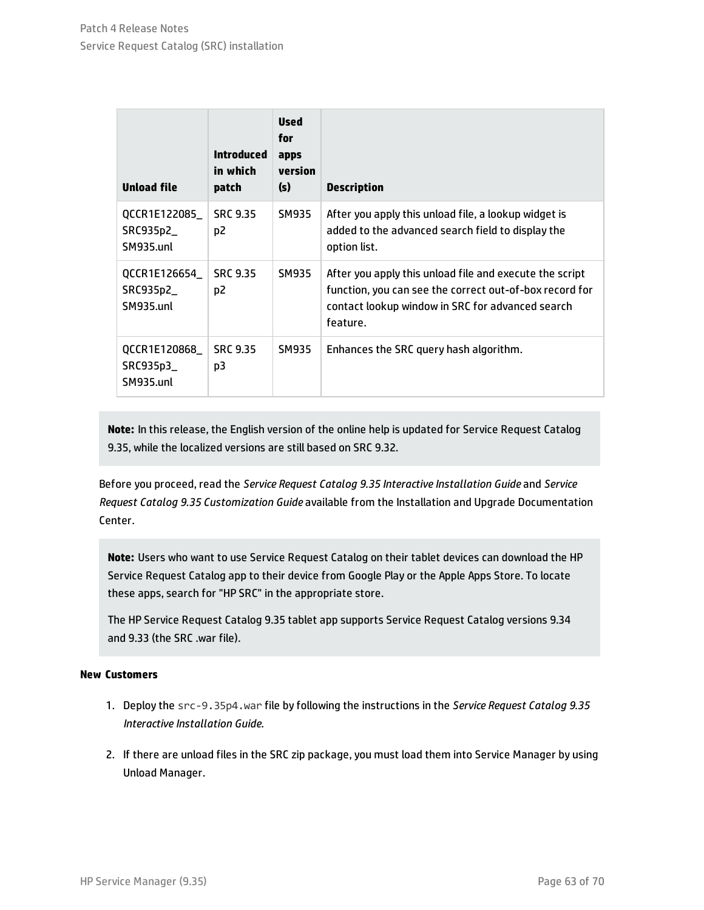| Unload file | Introduced in which patch | Used for apps version (s) | Description |
|---|---|---|---|
| QCCR1E122085_SRC935p2_SM935.unl | SRC 9.35 p2 | SM935 | After you apply this unload file, a lookup widget is added to the advanced search field to display the option list. |
| QCCR1E126654_SRC935p2_SM935.unl | SRC 9.35 p2 | SM935 | After you apply this unload file and execute the script function, you can see the correct out-of-box record for contact lookup window in SRC for advanced search feature. |
| QCCR1E120868_SRC935p3_SM935.unl | SRC 9.35 p3 | SM935 | Enhances the SRC query hash algorithm. |

**Note:** In this release, the English version of the online help is updated for Service Request Catalog 9.35, while the localized versions are still based on SRC 9.32.

Before you proceed, read the *Service Request Catalog 9.35 Interactive Installation Guide* and *Service Request Catalog 9.35 Customization Guide* available from the Installation and Upgrade Documentation Center.

**Note:** Users who want to use Service Request Catalog on their tablet devices can download the HP Service Request Catalog app to their device from Google Play or the Apple Apps Store. To locate these apps, search for "HP SRC" in the appropriate store.

The HP Service Request Catalog 9.35 tablet app supports Service Request Catalog versions 9.34 and 9.33 (the SRC .war file).

**New Customers**

1. Deploy the `src-9.35p4.war` file by following the instructions in the *Service Request Catalog 9.35 Interactive Installation Guide*.
2. If there are unload files in the SRC zip package, you must load them into Service Manager by using Unload Manager.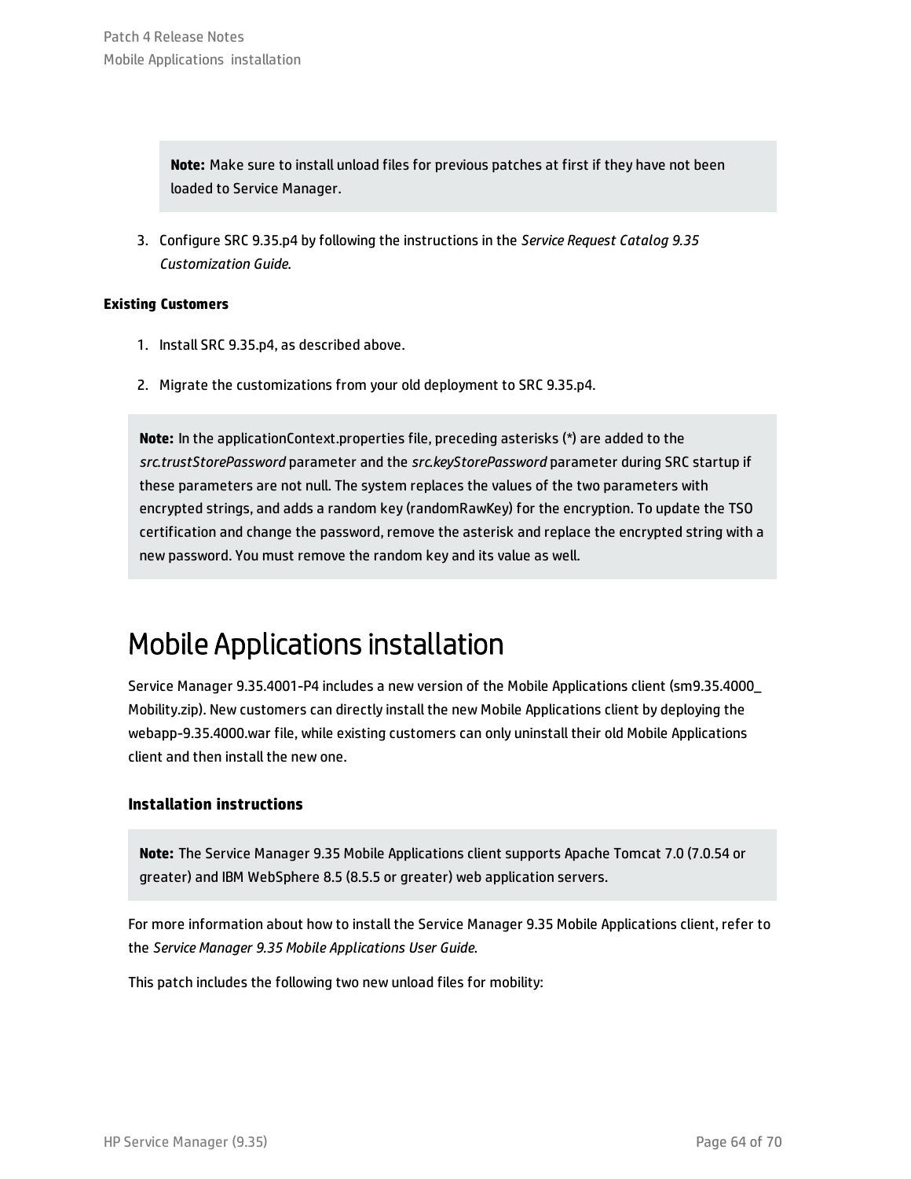**Note:** Make sure to install unload files for previous patches at first if they have not been loaded to Service Manager.

3. Configure SRC 9.35.p4 by following the instructions in the *Service Request Catalog 9.35 Customization Guide*.

**Existing Customers**

1. Install SRC 9.35.p4, as described above.
2. Migrate the customizations from your old deployment to SRC 9.35.p4.

**Note:** In the applicationContext.properties file, preceding asterisks (*) are added to the *src.trustStorePassword* parameter and the *src.keyStorePassword* parameter during SRC startup if these parameters are not null. The system replaces the values of the two parameters with encrypted strings, and adds a random key (randomRawKey) for the encryption. To update the TSO certification and change the password, remove the asterisk and replace the encrypted string with a new password. You must remove the random key and its value as well.

# Mobile Applications installation

Service Manager 9.35.4001-P4 includes a new version of the Mobile Applications client (sm9.35.4000_Mobility.zip). New customers can directly install the new Mobile Applications client by deploying the webapp-9.35.4000.war file, while existing customers can only uninstall their old Mobile Applications client and then install the new one.

### Installation instructions

**Note:** The Service Manager 9.35 Mobile Applications client supports Apache Tomcat 7.0 (7.0.54 or greater) and IBM WebSphere 8.5 (8.5.5 or greater) web application servers.

For more information about how to install the Service Manager 9.35 Mobile Applications client, refer to the *Service Manager 9.35 Mobile Applications User Guide*.

This patch includes the following two new unload files for mobility: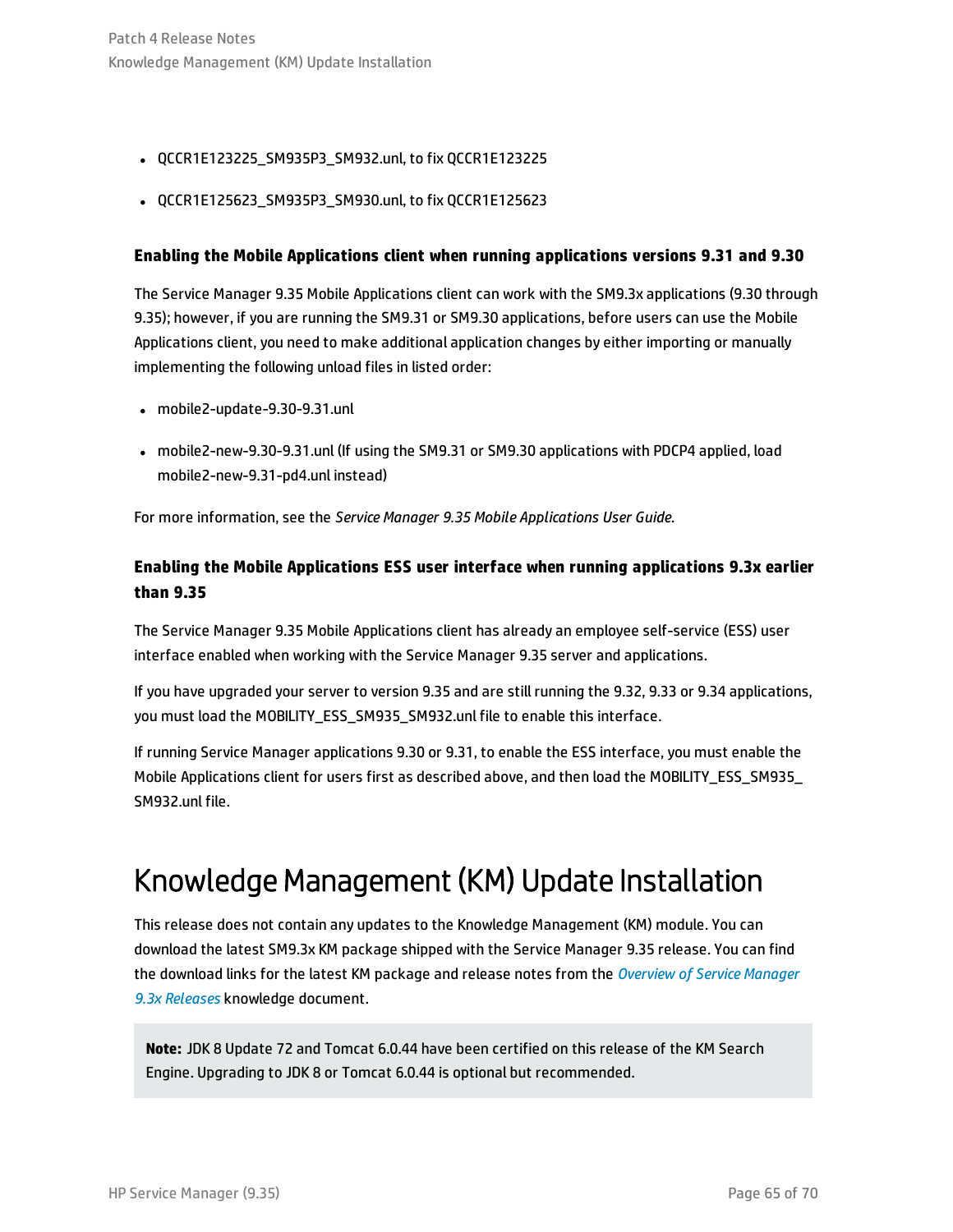- QCCR1E123225_SM935P3_SM932.unl, to fix QCCR1E123225
- QCCR1E125623_SM935P3_SM930.unl, to fix QCCR1E125623

### Enabling the Mobile Applications client when running applications versions 9.31 and 9.30

The Service Manager 9.35 Mobile Applications client can work with the SM9.3x applications (9.30 through 9.35); however, if you are running the SM9.31 or SM9.30 applications, before users can use the Mobile Applications client, you need to make additional application changes by either importing or manually implementing the following unload files in listed order:

- mobile2-update-9.30-9.31.unl
- mobile2-new-9.30-9.31.unl (If using the SM9.31 or SM9.30 applications with PDCP4 applied, load mobile2-new-9.31-pd4.unl instead)

For more information, see the *Service Manager 9.35 Mobile Applications User Guide*.

### Enabling the Mobile Applications ESS user interface when running applications 9.3x earlier than 9.35

The Service Manager 9.35 Mobile Applications client has already an employee self-service (ESS) user interface enabled when working with the Service Manager 9.35 server and applications.

If you have upgraded your server to version 9.35 and are still running the 9.32, 9.33 or 9.34 applications, you must load the MOBILITY_ESS_SM935_SM932.unl file to enable this interface.

If running Service Manager applications 9.30 or 9.31, to enable the ESS interface, you must enable the Mobile Applications client for users first as described above, and then load the MOBILITY_ESS_SM935_SM932.unl file.

# Knowledge Management (KM) Update Installation

This release does not contain any updates to the Knowledge Management (KM) module. You can download the latest SM9.3x KM package shipped with the Service Manager 9.35 release. You can find the download links for the latest KM package and release notes from the *Overview of Service Manager 9.3x Releases* knowledge document.

> **Note:** JDK 8 Update 72 and Tomcat 6.0.44 have been certified on this release of the KM Search Engine. Upgrading to JDK 8 or Tomcat 6.0.44 is optional but recommended.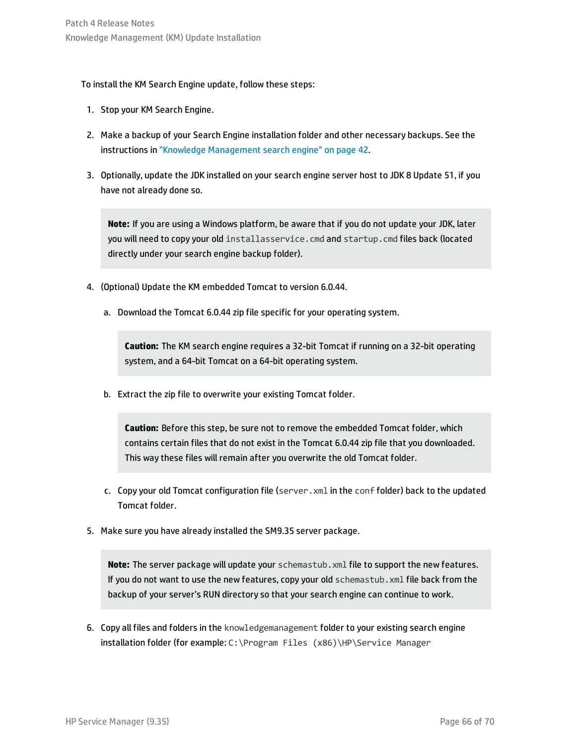To install the KM Search Engine update, follow these steps:

1. Stop your KM Search Engine.

2. Make a backup of your Search Engine installation folder and other necessary backups. See the instructions in "Knowledge Management search engine" on page 42.

3. Optionally, update the JDK installed on your search engine server host to JDK 8 Update 51, if you have not already done so.

   > **Note:** If you are using a Windows platform, be aware that if you do not update your JDK, later you will need to copy your old `installservice.cmd` and `startup.cmd` files back (located directly under your search engine backup folder).

4. (Optional) Update the KM embedded Tomcat to version 6.0.44.

   a. Download the Tomcat 6.0.44 zip file specific for your operating system.

      > **Caution:** The KM search engine requires a 32-bit Tomcat if running on a 32-bit operating system, and a 64-bit Tomcat on a 64-bit operating system.

   b. Extract the zip file to overwrite your existing Tomcat folder.

      > **Caution:** Before this step, be sure not to remove the embedded Tomcat folder, which contains certain files that do not exist in the Tomcat 6.0.44 zip file that you downloaded. This way these files will remain after you overwrite the old Tomcat folder.

   c. Copy your old Tomcat configuration file (`server.xml` in the `conf` folder) back to the updated Tomcat folder.

5. Make sure you have already installed the SM9.35 server package.

   > **Note:** The server package will update your `schemastub.xml` file to support the new features. If you do not want to use the new features, copy your old `schemastub.xml` file back from the backup of your server's RUN directory so that your search engine can continue to work.

6. Copy all files and folders in the `knowledgemanagement` folder to your existing search engine installation folder (for example: `C:\Program Files (x86)\HP\Service Manager`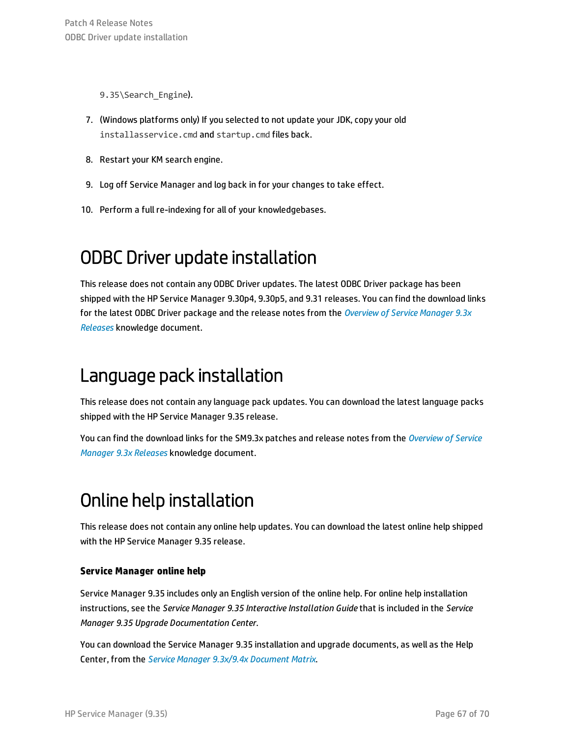9.35\Search_Engine).

7. (Windows platforms only) If you selected to not update your JDK, copy your old `installasservice.cmd` and `startup.cmd` files back.

8. Restart your KM search engine.

9. Log off Service Manager and log back in for your changes to take effect.

10. Perform a full re-indexing for all of your knowledgebases.

# ODBC Driver update installation

This release does not contain any ODBC Driver updates. The latest ODBC Driver package has been shipped with the HP Service Manager 9.30p4, 9.30p5, and 9.31 releases. You can find the download links for the latest ODBC Driver package and the release notes from the *Overview of Service Manager 9.3x Releases* knowledge document.

# Language pack installation

This release does not contain any language pack updates. You can download the latest language packs shipped with the HP Service Manager 9.35 release.

You can find the download links for the SM9.3x patches and release notes from the *Overview of Service Manager 9.3x Releases* knowledge document.

# Online help installation

This release does not contain any online help updates. You can download the latest online help shipped with the HP Service Manager 9.35 release.

### Service Manager online help

Service Manager 9.35 includes only an English version of the online help. For online help installation instructions, see the *Service Manager 9.35 Interactive Installation Guide* that is included in the *Service Manager 9.35 Upgrade Documentation Center*.

You can download the Service Manager 9.35 installation and upgrade documents, as well as the Help Center, from the *Service Manager 9.3x/9.4x Document Matrix*.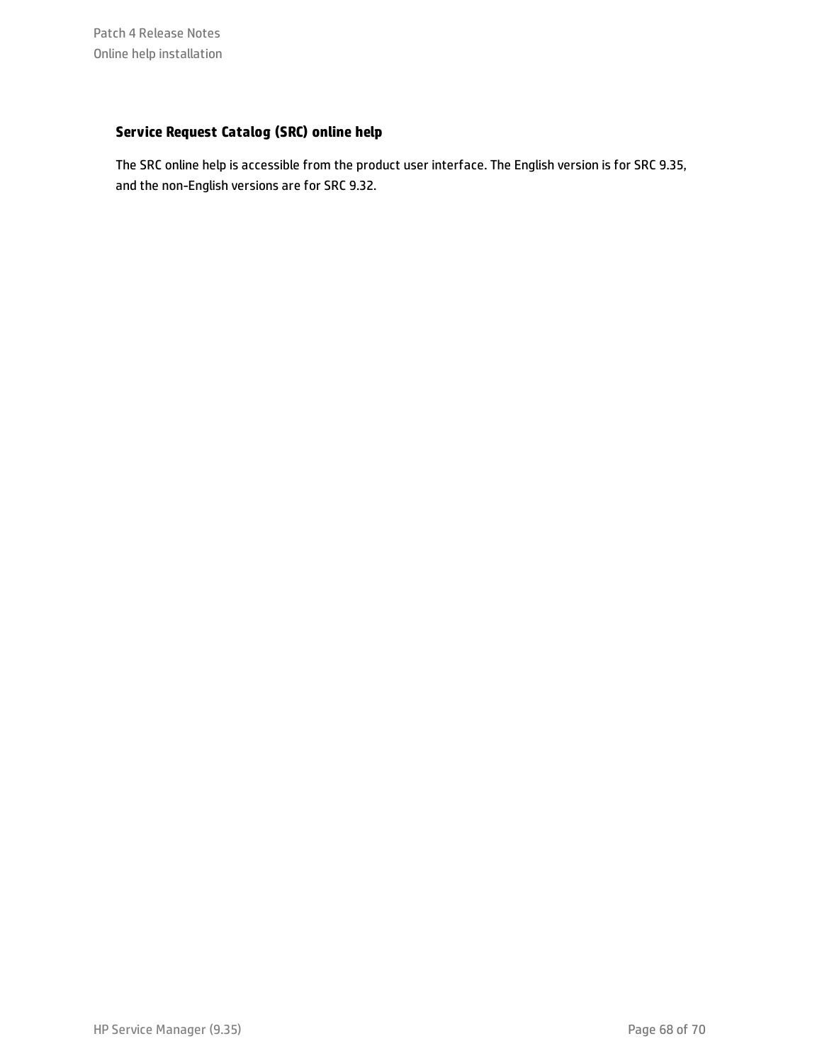### Service Request Catalog (SRC) online help

The SRC online help is accessible from the product user interface. The English version is for SRC 9.35, and the non-English versions are for SRC 9.32.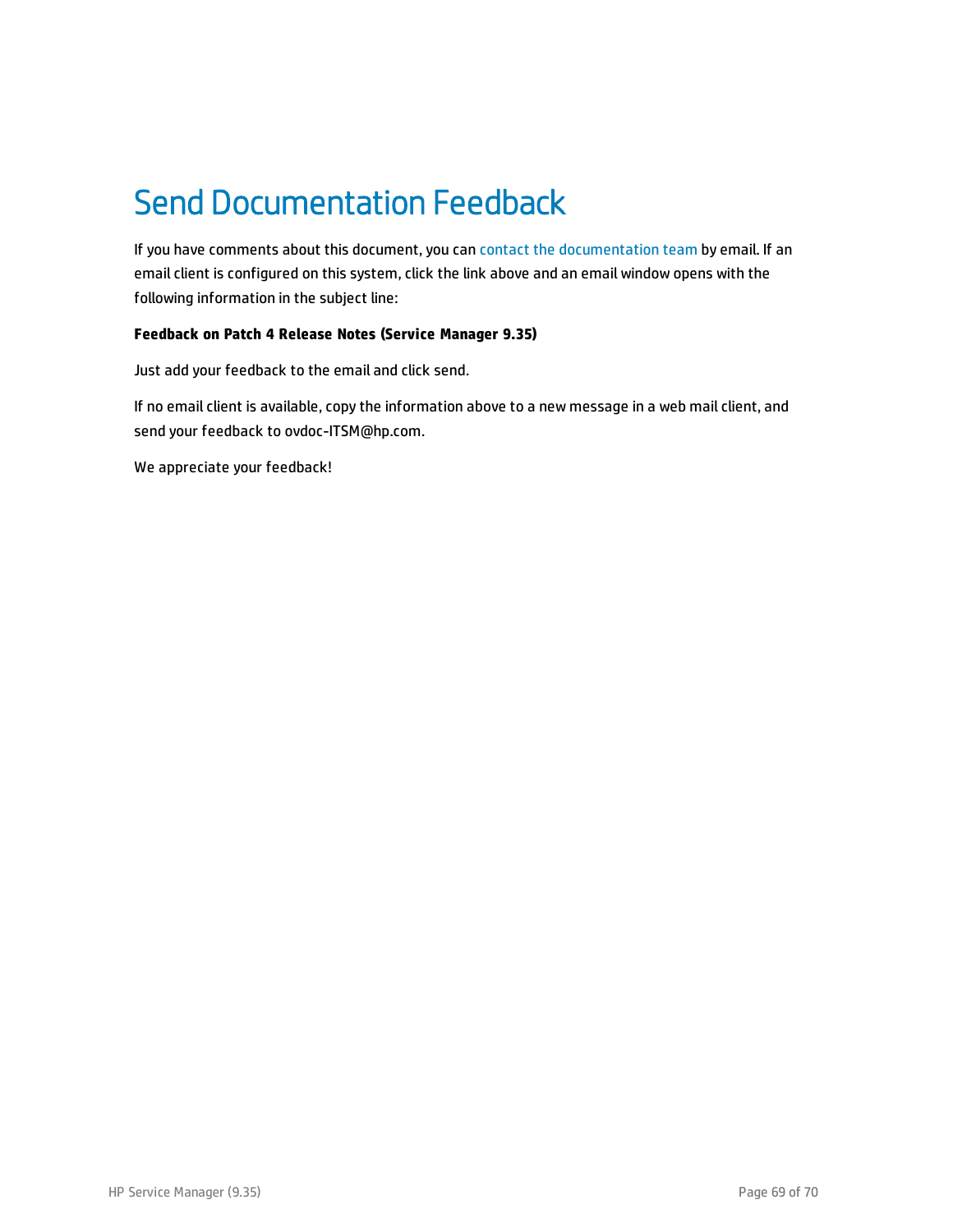# Send Documentation Feedback

If you have comments about this document, you can contact the documentation team by email. If an email client is configured on this system, click the link above and an email window opens with the following information in the subject line:

**Feedback on Patch 4 Release Notes (Service Manager 9.35)**

Just add your feedback to the email and click send.

If no email client is available, copy the information above to a new message in a web mail client, and send your feedback to ovdoc-ITSM@hp.com.

We appreciate your feedback!